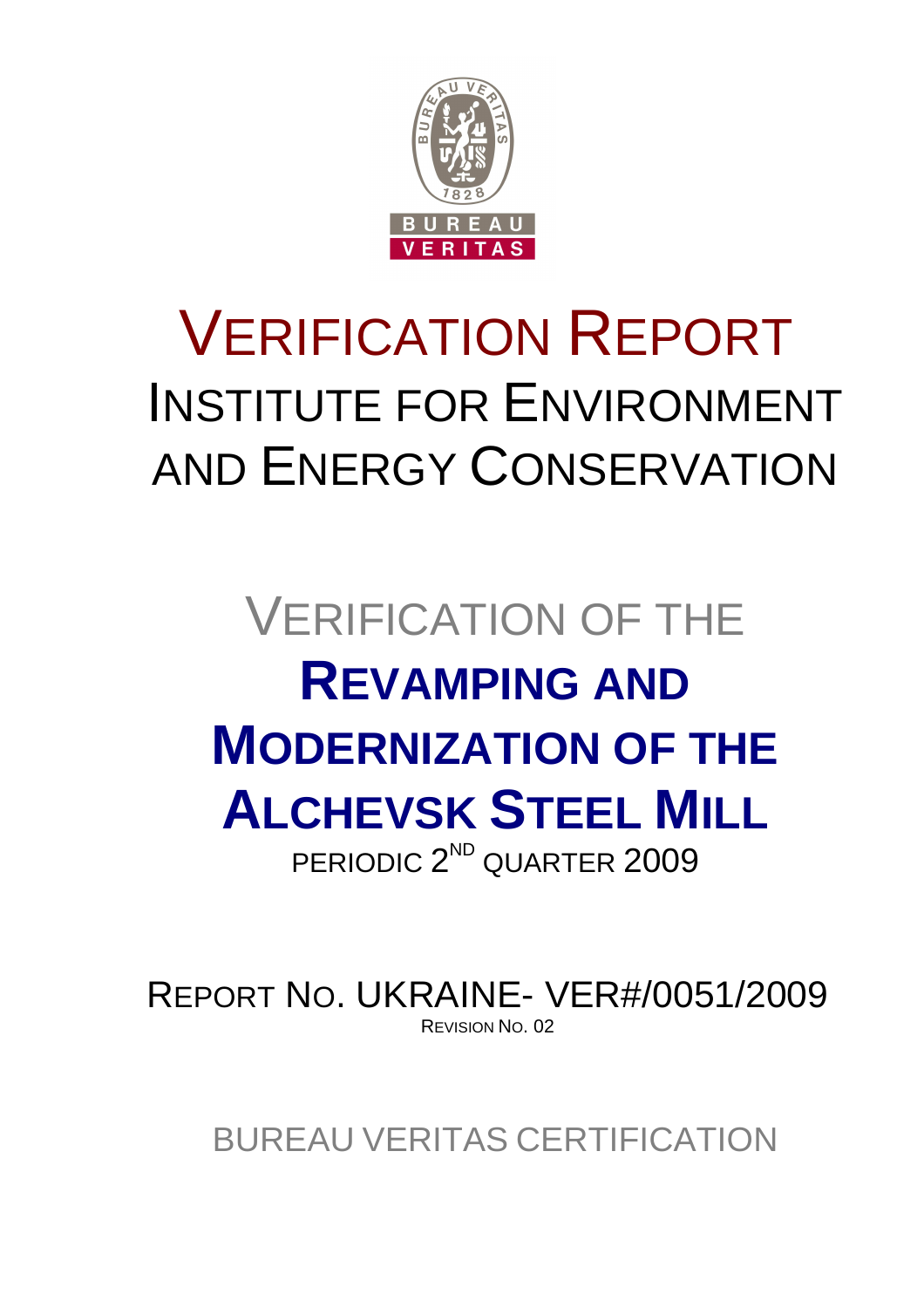# VERIFICATION REPORT

## INSTITUTE FOR ENVIRONMENT AND ENERGY CONSERVATION

# VERIFICATION OF THE **REVAMPING AND MODERNIZATION OF THE ALCHEVSK STEEL MILL**

PERIODIC 2ND QUARTER 2009

REPORT NO. UKRAINE- VER#/0051/2009

REVISION NO. 02

BUREAU VERITAS CERTIFICATION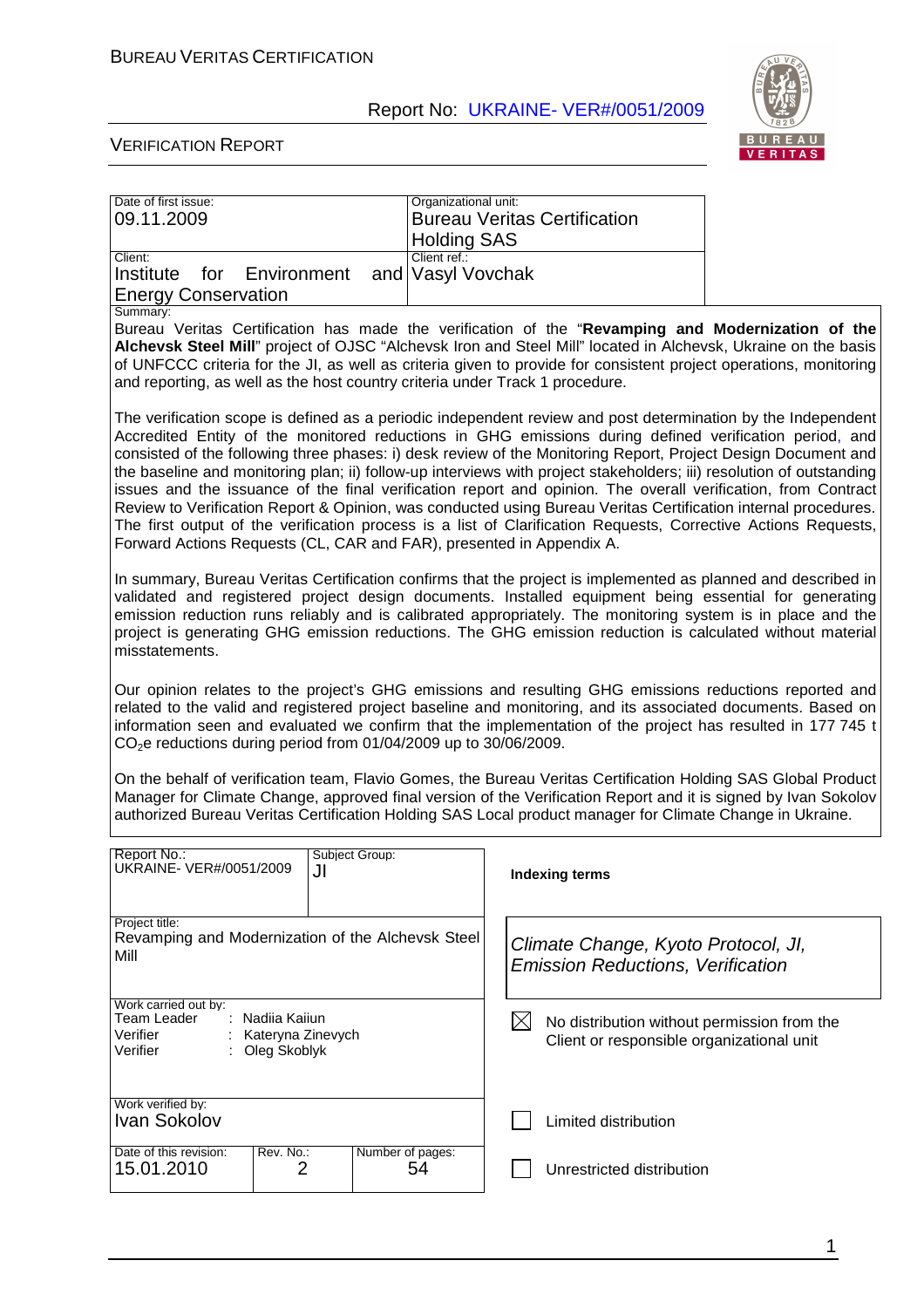| Date of first issue: 09.11.2009 | Organizational unit: Bureau Veritas Certification Holding SAS |
|---|---|
| Client: Institute for Environment and Energy Conservation | Client ref.: Vasyl Vovchak |

Summary:

Bureau Veritas Certification has made the verification of the "**Revamping and Modernization of the Alchevsk Steel Mill**" project of OJSC "Alchevsk Iron and Steel Mill" located in Alchevsk, Ukraine on the basis of UNFCCC criteria for the JI, as well as criteria given to provide for consistent project operations, monitoring and reporting, as well as the host country criteria under Track 1 procedure.

The verification scope is defined as a periodic independent review and post determination by the Independent Accredited Entity of the monitored reductions in GHG emissions during defined verification period, and consisted of the following three phases: i) desk review of the Monitoring Report, Project Design Document and the baseline and monitoring plan; ii) follow-up interviews with project stakeholders; iii) resolution of outstanding issues and the issuance of the final verification report and opinion. The overall verification, from Contract Review to Verification Report & Opinion, was conducted using Bureau Veritas Certification internal procedures. The first output of the verification process is a list of Clarification Requests, Corrective Actions Requests, Forward Actions Requests (CL, CAR and FAR), presented in Appendix A.

In summary, Bureau Veritas Certification confirms that the project is implemented as planned and described in validated and registered project design documents. Installed equipment being essential for generating emission reduction runs reliably and is calibrated appropriately. The monitoring system is in place and the project is generating GHG emission reductions. The GHG emission reduction is calculated without material misstatements.

Our opinion relates to the project's GHG emissions and resulting GHG emissions reductions reported and related to the valid and registered project baseline and monitoring, and its associated documents. Based on information seen and evaluated we confirm that the implementation of the project has resulted in 177 745 t $CO_2$e reductions during period from 01/04/2009 up to 30/06/2009.

On the behalf of verification team, Flavio Gomes, the Bureau Veritas Certification Holding SAS Global Product Manager for Climate Change, approved final version of the Verification Report and it is signed by Ivan Sokolov authorized Bureau Veritas Certification Holding SAS Local product manager for Climate Change in Ukraine.

| Report No.: UKRAINE- VER#/0051/2009 | Subject Group: JI | **Indexing terms** |
|---|---|---|
| Project title: Revamping and Modernization of the Alchevsk Steel Mill | | *Climate Change, Kyoto Protocol, JI, Emission Reductions, Verification* |
| Work carried out by: Team Leader : Nadiia Kaiiun; Verifier : Kateryna Zinevych; Verifier : Oleg Skoblyk | | ☒ No distribution without permission from the Client or responsible organizational unit |
| Work verified by: Ivan Sokolov | | ☐ Limited distribution |
| Date of this revision: 15.01.2010 / Rev. No.: 2 / Number of pages: 54 | | ☐ Unrestricted distribution |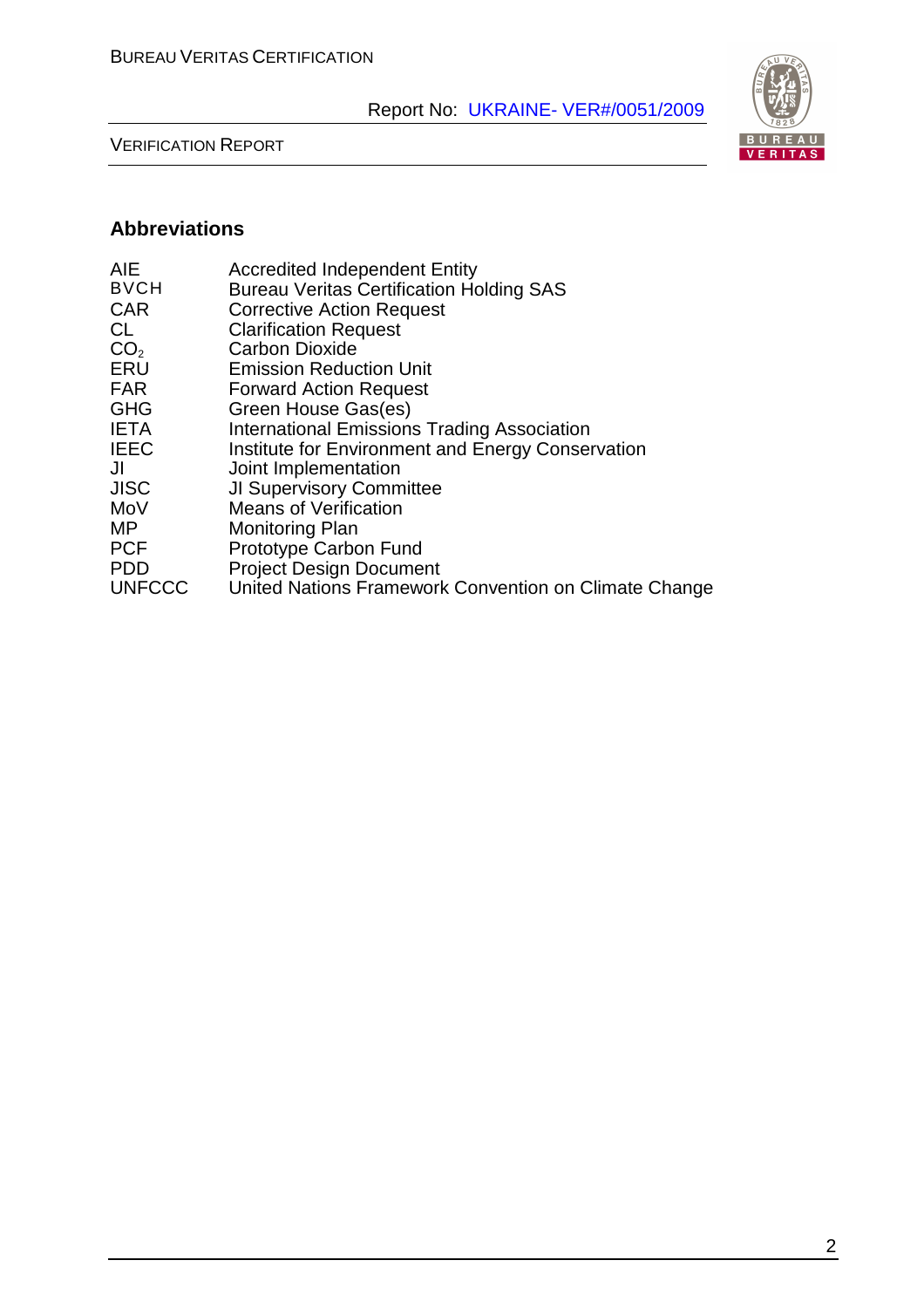## Abbreviations

| | |
|---|---|
| AIE | Accredited Independent Entity |
| BVCH | Bureau Veritas Certification Holding SAS |
| CAR | Corrective Action Request |
| CL | Clarification Request |
| $CO_2$ | Carbon Dioxide |
| ERU | Emission Reduction Unit |
| FAR | Forward Action Request |
| GHG | Green House Gas(es) |
| IETA | International Emissions Trading Association |
| IEEC | Institute for Environment and Energy Conservation |
| JI | Joint Implementation |
| JISC | JI Supervisory Committee |
| MoV | Means of Verification |
| MP | Monitoring Plan |
| PCF | Prototype Carbon Fund |
| PDD | Project Design Document |
| UNFCCC | United Nations Framework Convention on Climate Change |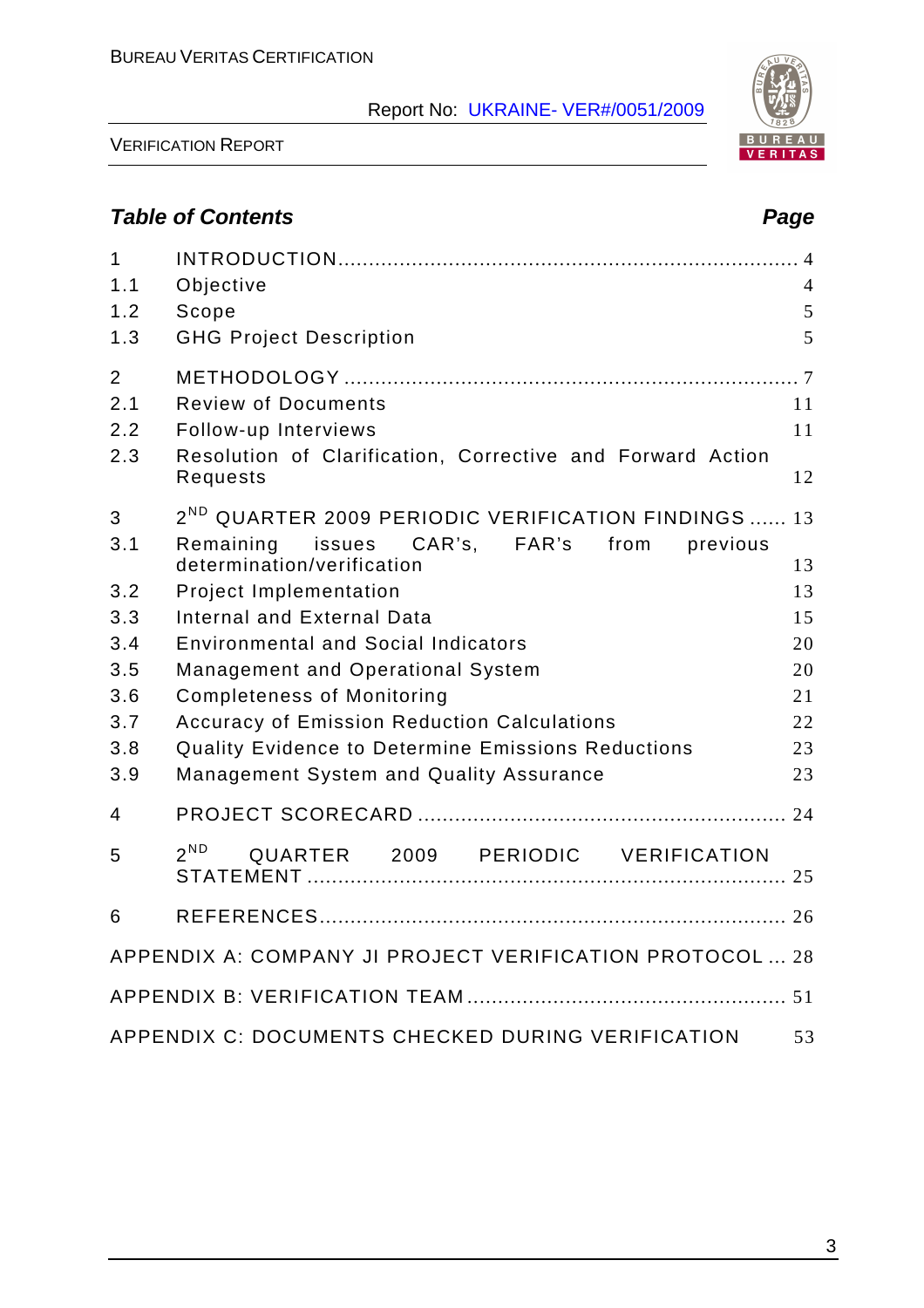## Table of Contents

| | | Page |
|---|---|---|
| 1 | INTRODUCTION | 4 |
| 1.1 | Objective | 4 |
| 1.2 | Scope | 5 |
| 1.3 | GHG Project Description | 5 |
| 2 | METHODOLOGY | 7 |
| 2.1 | Review of Documents | 11 |
| 2.2 | Follow-up Interviews | 11 |
| 2.3 | Resolution of Clarification, Corrective and Forward Action Requests | 12 |
| 3 | 2ND QUARTER 2009 PERIODIC VERIFICATION FINDINGS | 13 |
| 3.1 | Remaining issues CAR's, FAR's from previous determination/verification | 13 |
| 3.2 | Project Implementation | 13 |
| 3.3 | Internal and External Data | 15 |
| 3.4 | Environmental and Social Indicators | 20 |
| 3.5 | Management and Operational System | 20 |
| 3.6 | Completeness of Monitoring | 21 |
| 3.7 | Accuracy of Emission Reduction Calculations | 22 |
| 3.8 | Quality Evidence to Determine Emissions Reductions | 23 |
| 3.9 | Management System and Quality Assurance | 23 |
| 4 | PROJECT SCORECARD | 24 |
| 5 | 2ND QUARTER 2009 PERIODIC VERIFICATION STATEMENT | 25 |
| 6 | REFERENCES | 26 |
| | APPENDIX A: COMPANY JI PROJECT VERIFICATION PROTOCOL | 28 |
| | APPENDIX B: VERIFICATION TEAM | 51 |
| | APPENDIX C: DOCUMENTS CHECKED DURING VERIFICATION | 53 |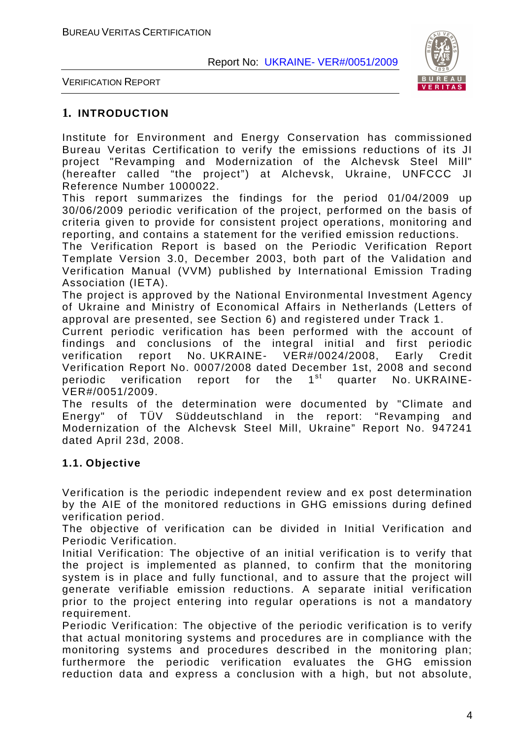# 1. INTRODUCTION

Institute for Environment and Energy Conservation has commissioned Bureau Veritas Certification to verify the emissions reductions of its JI project "Revamping and Modernization of the Alchevsk Steel Mill" (hereafter called "the project") at Alchevsk, Ukraine, UNFCCC JI Reference Number 1000022.

This report summarizes the findings for the period 01/04/2009 up 30/06/2009 periodic verification of the project, performed on the basis of criteria given to provide for consistent project operations, monitoring and reporting, and contains a statement for the verified emission reductions.

The Verification Report is based on the Periodic Verification Report Template Version 3.0, December 2003, both part of the Validation and Verification Manual (VVM) published by International Emission Trading Association (IETA).

The project is approved by the National Environmental Investment Agency of Ukraine and Ministry of Economical Affairs in Netherlands (Letters of approval are presented, see Section 6) and registered under Track 1.

Current periodic verification has been performed with the account of findings and conclusions of the integral initial and first periodic verification report No. UKRAINE- VER#/0024/2008, Early Credit Verification Report No. 0007/2008 dated December 1st, 2008 and second periodic verification report for the 1st quarter No. UKRAINE-VER#/0051/2009.

The results of the determination were documented by "Climate and Energy" of TÜV Süddeutschland in the report: "Revamping and Modernization of the Alchevsk Steel Mill, Ukraine" Report No. 947241 dated April 23d, 2008.

## 1.1. Objective

Verification is the periodic independent review and ex post determination by the AIE of the monitored reductions in GHG emissions during defined verification period.

The objective of verification can be divided in Initial Verification and Periodic Verification.

Initial Verification: The objective of an initial verification is to verify that the project is implemented as planned, to confirm that the monitoring system is in place and fully functional, and to assure that the project will generate verifiable emission reductions. A separate initial verification prior to the project entering into regular operations is not a mandatory requirement.

Periodic Verification: The objective of the periodic verification is to verify that actual monitoring systems and procedures are in compliance with the monitoring systems and procedures described in the monitoring plan; furthermore the periodic verification evaluates the GHG emission reduction data and express a conclusion with a high, but not absolute,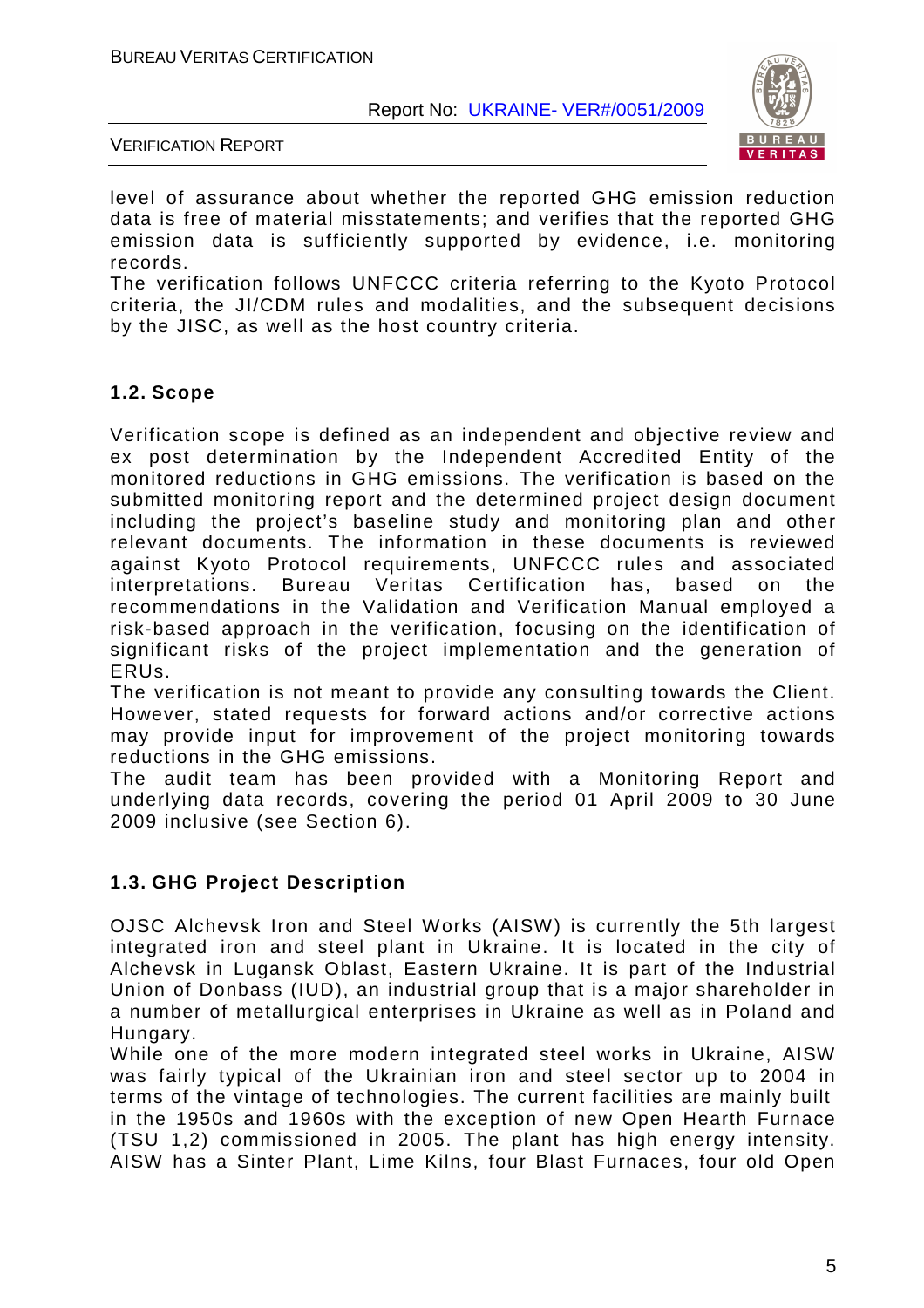level of assurance about whether the reported GHG emission reduction data is free of material misstatements; and verifies that the reported GHG emission data is sufficiently supported by evidence, i.e. monitoring records.
The verification follows UNFCCC criteria referring to the Kyoto Protocol criteria, the JI/CDM rules and modalities, and the subsequent decisions by the JISC, as well as the host country criteria.

### 1.2. Scope

Verification scope is defined as an independent and objective review and ex post determination by the Independent Accredited Entity of the monitored reductions in GHG emissions. The verification is based on the submitted monitoring report and the determined project design document including the project's baseline study and monitoring plan and other relevant documents. The information in these documents is reviewed against Kyoto Protocol requirements, UNFCCC rules and associated interpretations. Bureau Veritas Certification has, based on the recommendations in the Validation and Verification Manual employed a risk-based approach in the verification, focusing on the identification of significant risks of the project implementation and the generation of ERUs.
The verification is not meant to provide any consulting towards the Client. However, stated requests for forward actions and/or corrective actions may provide input for improvement of the project monitoring towards reductions in the GHG emissions.
The audit team has been provided with a Monitoring Report and underlying data records, covering the period 01 April 2009 to 30 June 2009 inclusive (see Section 6).

### 1.3. GHG Project Description

OJSC Alchevsk Iron and Steel Works (AISW) is currently the 5th largest integrated iron and steel plant in Ukraine. It is located in the city of Alchevsk in Lugansk Oblast, Eastern Ukraine. It is part of the Industrial Union of Donbass (IUD), an industrial group that is a major shareholder in a number of metallurgical enterprises in Ukraine as well as in Poland and Hungary.
While one of the more modern integrated steel works in Ukraine, AISW was fairly typical of the Ukrainian iron and steel sector up to 2004 in terms of the vintage of technologies. The current facilities are mainly built in the 1950s and 1960s with the exception of new Open Hearth Furnace (TSU 1,2) commissioned in 2005. The plant has high energy intensity. AISW has a Sinter Plant, Lime Kilns, four Blast Furnaces, four old Open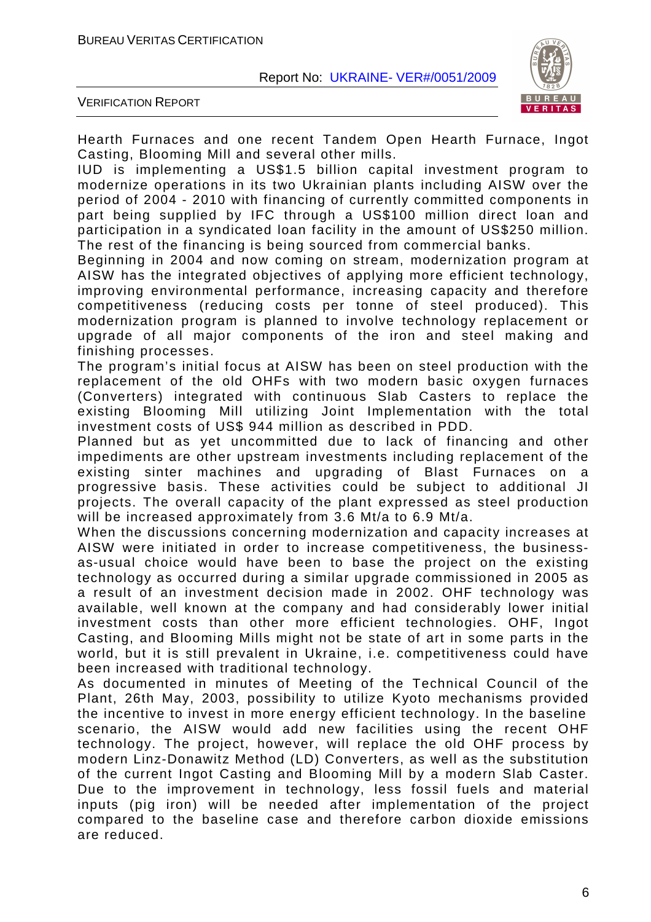Hearth Furnaces and one recent Tandem Open Hearth Furnace, Ingot Casting, Blooming Mill and several other mills.

IUD is implementing a US$1.5 billion capital investment program to modernize operations in its two Ukrainian plants including AISW over the period of 2004 - 2010 with financing of currently committed components in part being supplied by IFC through a US$100 million direct loan and participation in a syndicated loan facility in the amount of US$250 million. The rest of the financing is being sourced from commercial banks.

Beginning in 2004 and now coming on stream, modernization program at AISW has the integrated objectives of applying more efficient technology, improving environmental performance, increasing capacity and therefore competitiveness (reducing costs per tonne of steel produced). This modernization program is planned to involve technology replacement or upgrade of all major components of the iron and steel making and finishing processes.

The program's initial focus at AISW has been on steel production with the replacement of the old OHFs with two modern basic oxygen furnaces (Converters) integrated with continuous Slab Casters to replace the existing Blooming Mill utilizing Joint Implementation with the total investment costs of US$ 944 million as described in PDD.

Planned but as yet uncommitted due to lack of financing and other impediments are other upstream investments including replacement of the existing sinter machines and upgrading of Blast Furnaces on a progressive basis. These activities could be subject to additional JI projects. The overall capacity of the plant expressed as steel production will be increased approximately from 3.6 Mt/a to 6.9 Mt/a.

When the discussions concerning modernization and capacity increases at AISW were initiated in order to increase competitiveness, the business-as-usual choice would have been to base the project on the existing technology as occurred during a similar upgrade commissioned in 2005 as a result of an investment decision made in 2002. OHF technology was available, well known at the company and had considerably lower initial investment costs than other more efficient technologies. OHF, Ingot Casting, and Blooming Mills might not be state of art in some parts in the world, but it is still prevalent in Ukraine, i.e. competitiveness could have been increased with traditional technology.

As documented in minutes of Meeting of the Technical Council of the Plant, 26th May, 2003, possibility to utilize Kyoto mechanisms provided the incentive to invest in more energy efficient technology. In the baseline scenario, the AISW would add new facilities using the recent OHF technology. The project, however, will replace the old OHF process by modern Linz-Donawitz Method (LD) Converters, as well as the substitution of the current Ingot Casting and Blooming Mill by a modern Slab Caster. Due to the improvement in technology, less fossil fuels and material inputs (pig iron) will be needed after implementation of the project compared to the baseline case and therefore carbon dioxide emissions are reduced.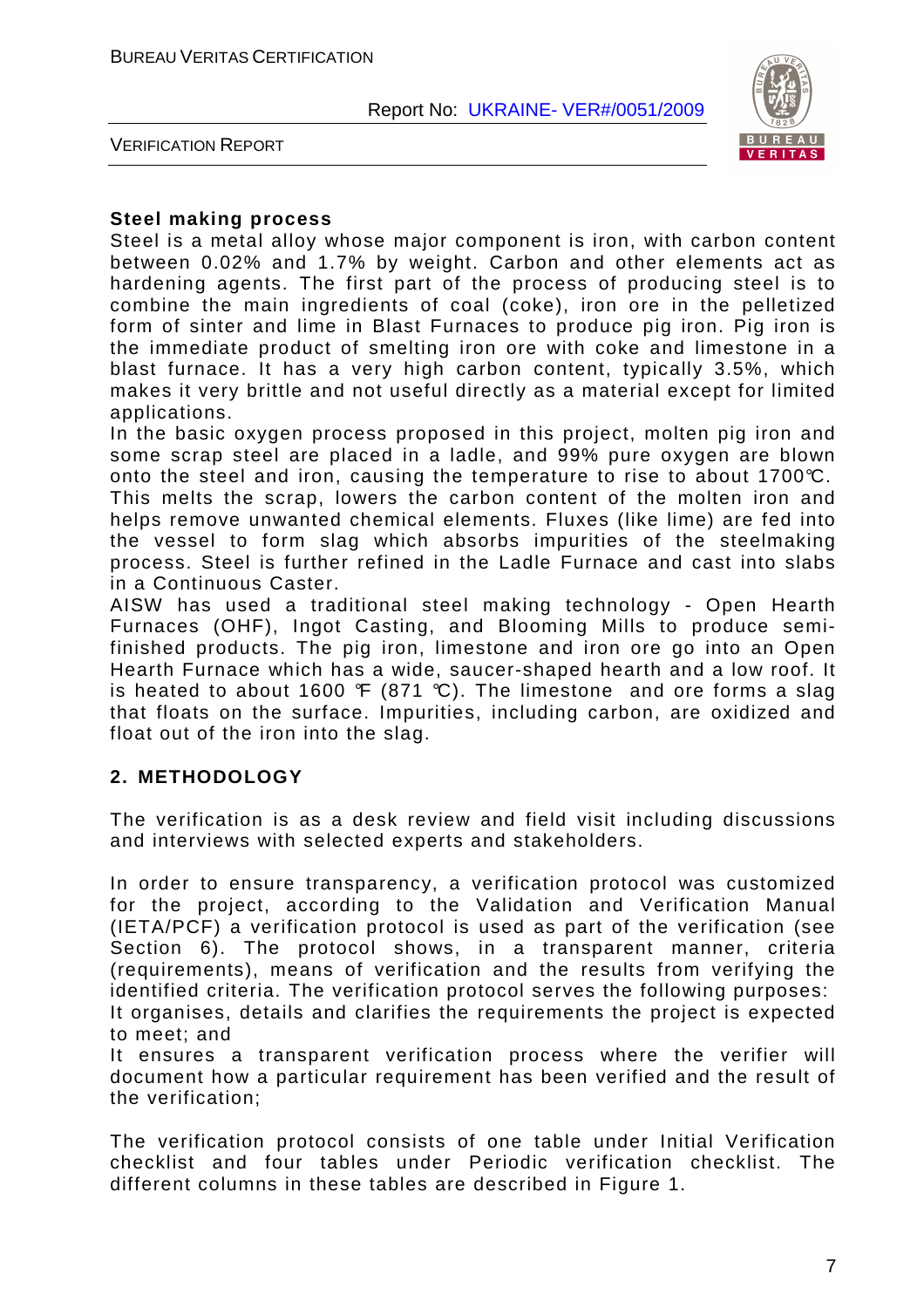**Steel making process**

Steel is a metal alloy whose major component is iron, with carbon content between 0.02% and 1.7% by weight. Carbon and other elements act as hardening agents. The first part of the process of producing steel is to combine the main ingredients of coal (coke), iron ore in the pelletized form of sinter and lime in Blast Furnaces to produce pig iron. Pig iron is the immediate product of smelting iron ore with coke and limestone in a blast furnace. It has a very high carbon content, typically 3.5%, which makes it very brittle and not useful directly as a material except for limited applications.

In the basic oxygen process proposed in this project, molten pig iron and some scrap steel are placed in a ladle, and 99% pure oxygen are blown onto the steel and iron, causing the temperature to rise to about 1700℃. This melts the scrap, lowers the carbon content of the molten iron and helps remove unwanted chemical elements. Fluxes (like lime) are fed into the vessel to form slag which absorbs impurities of the steelmaking process. Steel is further refined in the Ladle Furnace and cast into slabs in a Continuous Caster.

AISW has used a traditional steel making technology - Open Hearth Furnaces (OHF), Ingot Casting, and Blooming Mills to produce semi-finished products. The pig iron, limestone and iron ore go into an Open Hearth Furnace which has a wide, saucer-shaped hearth and a low roof. It is heated to about 1600 ℉ (871 ℃). The limestone and ore forms a slag that floats on the surface. Impurities, including carbon, are oxidized and float out of the iron into the slag.

## 2. METHODOLOGY

The verification is as a desk review and field visit including discussions and interviews with selected experts and stakeholders.

In order to ensure transparency, a verification protocol was customized for the project, according to the Validation and Verification Manual (IETA/PCF) a verification protocol is used as part of the verification (see Section 6). The protocol shows, in a transparent manner, criteria (requirements), means of verification and the results from verifying the identified criteria. The verification protocol serves the following purposes:

It organises, details and clarifies the requirements the project is expected to meet; and

It ensures a transparent verification process where the verifier will document how a particular requirement has been verified and the result of the verification;

The verification protocol consists of one table under Initial Verification checklist and four tables under Periodic verification checklist. The different columns in these tables are described in Figure 1.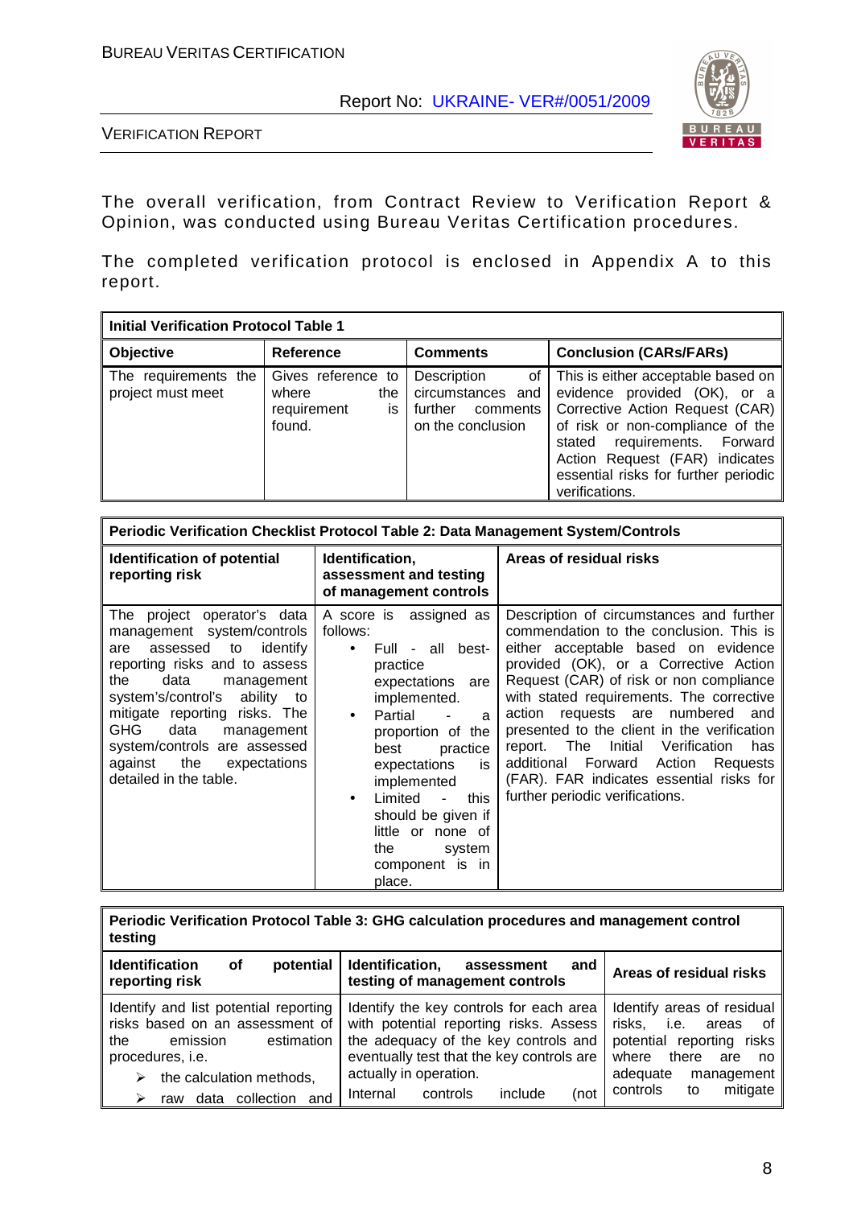The overall verification, from Contract Review to Verification Report & Opinion, was conducted using Bureau Veritas Certification procedures.

The completed verification protocol is enclosed in Appendix A to this report.

| **Initial Verification Protocol Table 1** | | | |
|---|---|---|---|
| **Objective** | **Reference** | **Comments** | **Conclusion (CARs/FARs)** |
| The requirements the project must meet | Gives reference to where the requirement is found. | Description of circumstances and further comments on the conclusion | This is either acceptable based on evidence provided (OK), or a Corrective Action Request (CAR) of risk or non-compliance of the stated requirements. Forward Action Request (FAR) indicates essential risks for further periodic verifications. |

| **Periodic Verification Checklist Protocol Table 2: Data Management System/Controls** | | |
|---|---|---|
| **Identification of potential reporting risk** | **Identification, assessment and testing of management controls** | **Areas of residual risks** |
| The project operator's data management system/controls are assessed to identify reporting risks and to assess the data management system's/control's ability to mitigate reporting risks. The GHG data management system/controls are assessed against the expectations detailed in the table. | A score is assigned as follows:<br>• Full - all best-practice expectations are implemented.<br>• Partial - a proportion of the best practice expectations is implemented<br>• Limited - this should be given if little or none of the system component is in place. | Description of circumstances and further commendation to the conclusion. This is either acceptable based on evidence provided (OK), or a Corrective Action Request (CAR) of risk or non-compliance with stated requirements. The corrective action requests are numbered and presented to the client in the verification report. The Initial Verification has additional Forward Action Requests (FAR). FAR indicates essential risks for further periodic verifications. |

| **Periodic Verification Protocol Table 3: GHG calculation procedures and management control testing** | | |
|---|---|---|
| **Identification of potential reporting risk** | **Identification, assessment and testing of management controls** | **Areas of residual risks** |
| Identify and list potential reporting risks based on an assessment of the emission estimation procedures, i.e.<br>➢ the calculation methods,<br>➢ raw data collection and | Identify the key controls for each area with potential reporting risks. Assess the adequacy of the key controls and eventually test that the key controls are actually in operation.<br>Internal controls include (not | Identify areas of residual risks, i.e. areas of potential reporting risks where there are no adequate management controls to mitigate |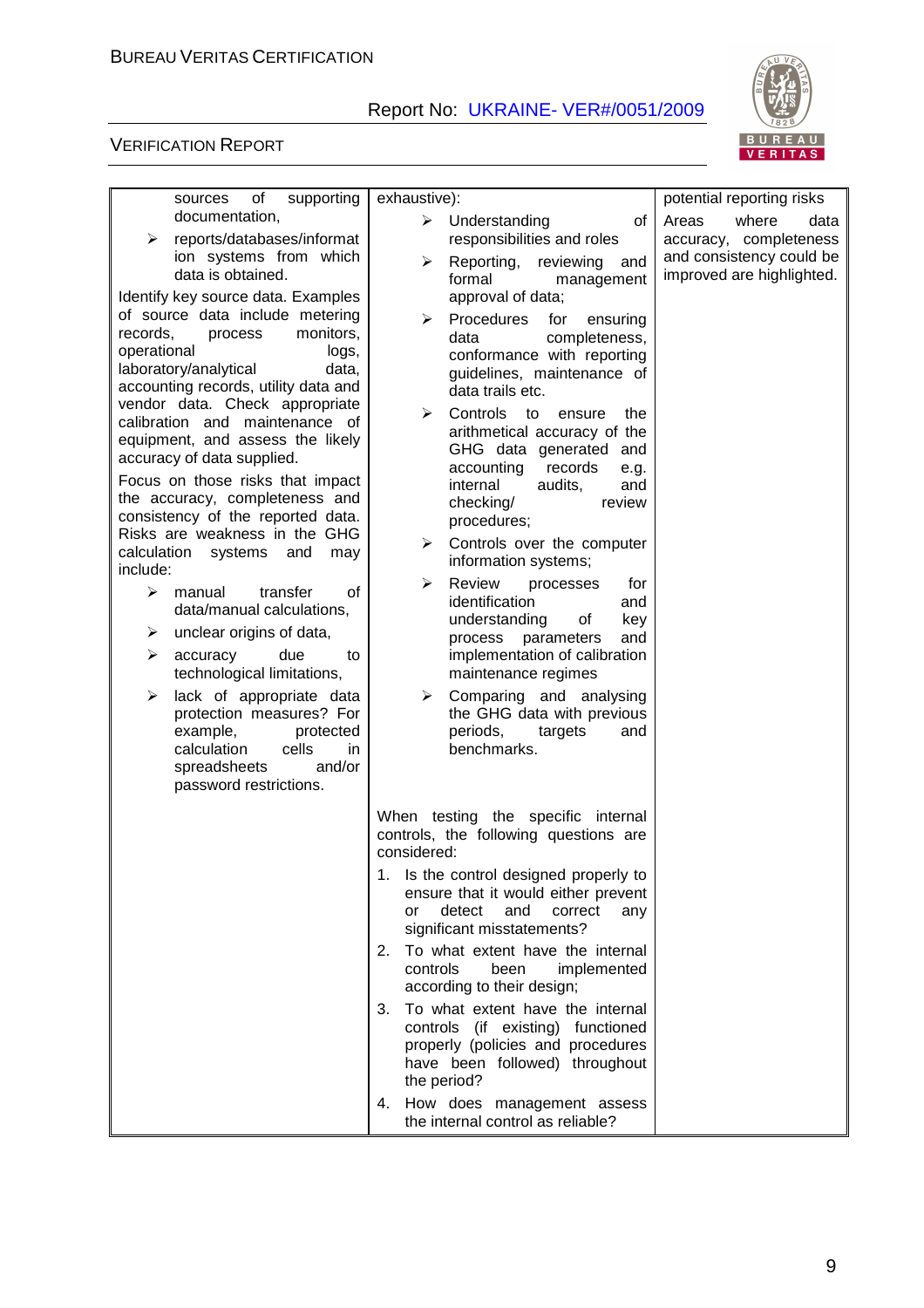| | | |
|---|---|---|
| sources of supporting documentation,<br>➢ reports/databases/information systems from which data is obtained.<br>Identify key source data. Examples of source data include metering records, process monitors, operational logs, laboratory/analytical data, accounting records, utility data and vendor data. Check appropriate calibration and maintenance of equipment, and assess the likely accuracy of data supplied.<br>Focus on those risks that impact the accuracy, completeness and consistency of the reported data. Risks are weakness in the GHG calculation systems and may include:<br>➢ manual transfer of data/manual calculations,<br>➢ unclear origins of data,<br>➢ accuracy due to technological limitations,<br>➢ lack of appropriate data protection measures? For example, protected calculation cells in spreadsheets and/or password restrictions. | exhaustive):<br>➢ Understanding of responsibilities and roles<br>➢ Reporting, reviewing and formal management approval of data;<br>➢ Procedures for ensuring data completeness, conformance with reporting guidelines, maintenance of data trails etc.<br>➢ Controls to ensure the arithmetical accuracy of the GHG data generated and accounting records e.g. internal audits, and checking/ review procedures;<br>➢ Controls over the computer information systems;<br>➢ Review processes for identification and understanding of key process parameters and implementation of calibration maintenance regimes<br>➢ Comparing and analysing the GHG data with previous periods, targets and benchmarks.<br><br>When testing the specific internal controls, the following questions are considered:<br>1. Is the control designed properly to ensure that it would either prevent or detect and correct any significant misstatements?<br>2. To what extent have the internal controls been implemented according to their design;<br>3. To what extent have the internal controls (if existing) functioned properly (policies and procedures have been followed) throughout the period?<br>4. How does management assess the internal control as reliable? | potential reporting risks<br>Areas where data accuracy, completeness and consistency could be improved are highlighted. |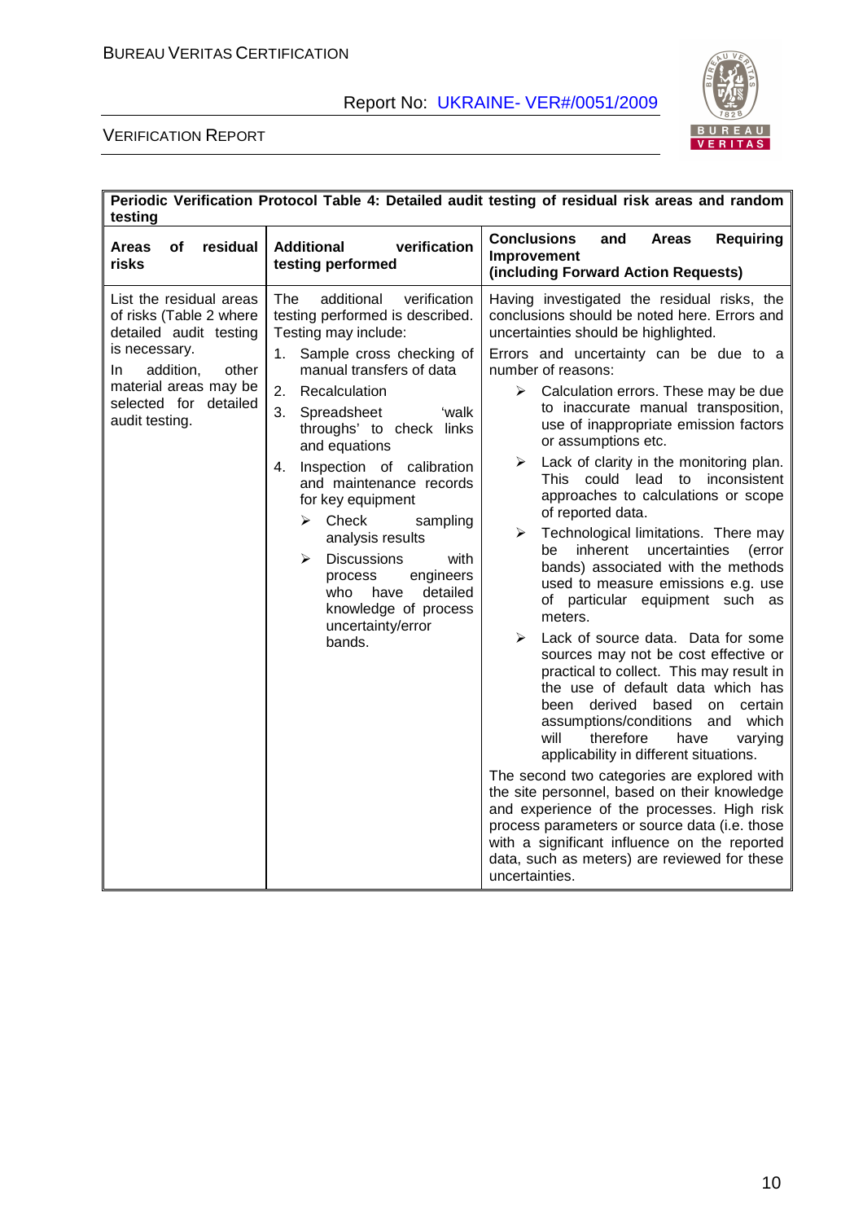| Periodic Verification Protocol Table 4: Detailed audit testing of residual risk areas and random testing | | |
|---|---|---|
| **Areas of residual risks** | **Additional verification testing performed** | **Conclusions and Areas Requiring Improvement (including Forward Action Requests)** |
| List the residual areas of risks (Table 2 where detailed audit testing is necessary.<br>In addition, other material areas may be selected for detailed audit testing. | The additional verification testing performed is described. Testing may include:<br>1. Sample cross checking of manual transfers of data<br>2. Recalculation<br>3. Spreadsheet 'walk throughs' to check links and equations<br>4. Inspection of calibration and maintenance records for key equipment<br>➢ Check sampling analysis results<br>➢ Discussions with process engineers who have detailed knowledge of process uncertainty/error bands. | Having investigated the residual risks, the conclusions should be noted here. Errors and uncertainties should be highlighted.<br>Errors and uncertainty can be due to a number of reasons:<br>➢ Calculation errors. These may be due to inaccurate manual transposition, use of inappropriate emission factors or assumptions etc.<br>➢ Lack of clarity in the monitoring plan. This could lead to inconsistent approaches to calculations or scope of reported data.<br>➢ Technological limitations. There may be inherent uncertainties (error bands) associated with the methods used to measure emissions e.g. use of particular equipment such as meters.<br>➢ Lack of source data. Data for some sources may not be cost effective or practical to collect. This may result in the use of default data which has been derived based on certain assumptions/conditions and which will therefore have varying applicability in different situations.<br>The second two categories are explored with the site personnel, based on their knowledge and experience of the processes. High risk process parameters or source data (i.e. those with a significant influence on the reported data, such as meters) are reviewed for these uncertainties. |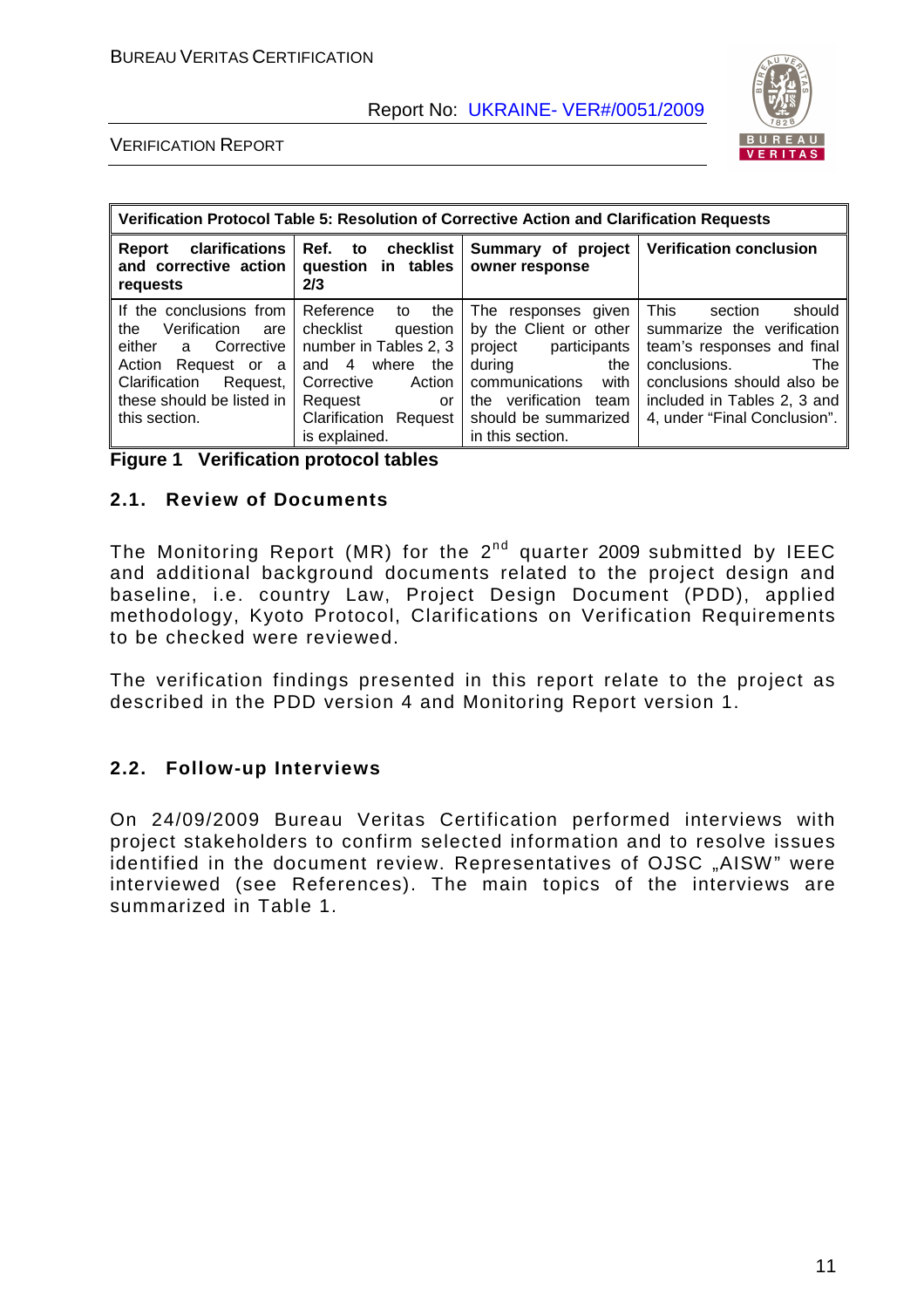| Verification Protocol Table 5: Resolution of Corrective Action and Clarification Requests | | | |
|---|---|---|---|
| **Report clarifications and corrective action requests** | **Ref. to checklist question in tables 2/3** | **Summary of project owner response** | **Verification conclusion** |
| If the conclusions from the Verification are either a Corrective Action Request or a Clarification Request, these should be listed in this section. | Reference to the checklist question number in Tables 2, 3 and 4 where the Corrective Action Request or Clarification Request is explained. | The responses given by the Client or other project participants during the communications with the verification team should be summarized in this section. | This section should summarize the verification team's responses and final conclusions. The conclusions should also be included in Tables 2, 3 and 4, under "Final Conclusion". |

**Figure 1 Verification protocol tables**

## 2.1. Review of Documents

The Monitoring Report (MR) for the 2nd quarter 2009 submitted by IEEC and additional background documents related to the project design and baseline, i.e. country Law, Project Design Document (PDD), applied methodology, Kyoto Protocol, Clarifications on Verification Requirements to be checked were reviewed.

The verification findings presented in this report relate to the project as described in the PDD version 4 and Monitoring Report version 1.

## 2.2. Follow-up Interviews

On 24/09/2009 Bureau Veritas Certification performed interviews with project stakeholders to confirm selected information and to resolve issues identified in the document review. Representatives of OJSC „AISW" were interviewed (see References). The main topics of the interviews are summarized in Table 1.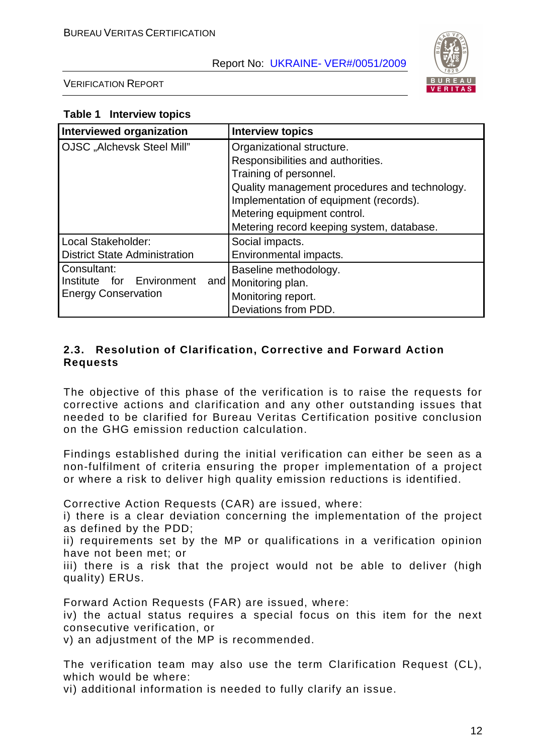**Table 1 Interview topics**

| Interviewed organization | Interview topics |
|---|---|
| OJSC „Alchevsk Steel Mill" | Organizational structure.<br>Responsibilities and authorities.<br>Training of personnel.<br>Quality management procedures and technology.<br>Implementation of equipment (records).<br>Metering equipment control.<br>Metering record keeping system, database. |
| Local Stakeholder:<br>District State Administration | Social impacts.<br>Environmental impacts. |
| Consultant:<br>Institute for Environment and Energy Conservation | Baseline methodology.<br>Monitoring plan.<br>Monitoring report.<br>Deviations from PDD. |

## 2.3. Resolution of Clarification, Corrective and Forward Action Requests

The objective of this phase of the verification is to raise the requests for corrective actions and clarification and any other outstanding issues that needed to be clarified for Bureau Veritas Certification positive conclusion on the GHG emission reduction calculation.

Findings established during the initial verification can either be seen as a non-fulfilment of criteria ensuring the proper implementation of a project or where a risk to deliver high quality emission reductions is identified.

Corrective Action Requests (CAR) are issued, where:
i) there is a clear deviation concerning the implementation of the project as defined by the PDD;
ii) requirements set by the MP or qualifications in a verification opinion have not been met; or
iii) there is a risk that the project would not be able to deliver (high quality) ERUs.

Forward Action Requests (FAR) are issued, where:
iv) the actual status requires a special focus on this item for the next consecutive verification, or
v) an adjustment of the MP is recommended.

The verification team may also use the term Clarification Request (CL), which would be where:
vi) additional information is needed to fully clarify an issue.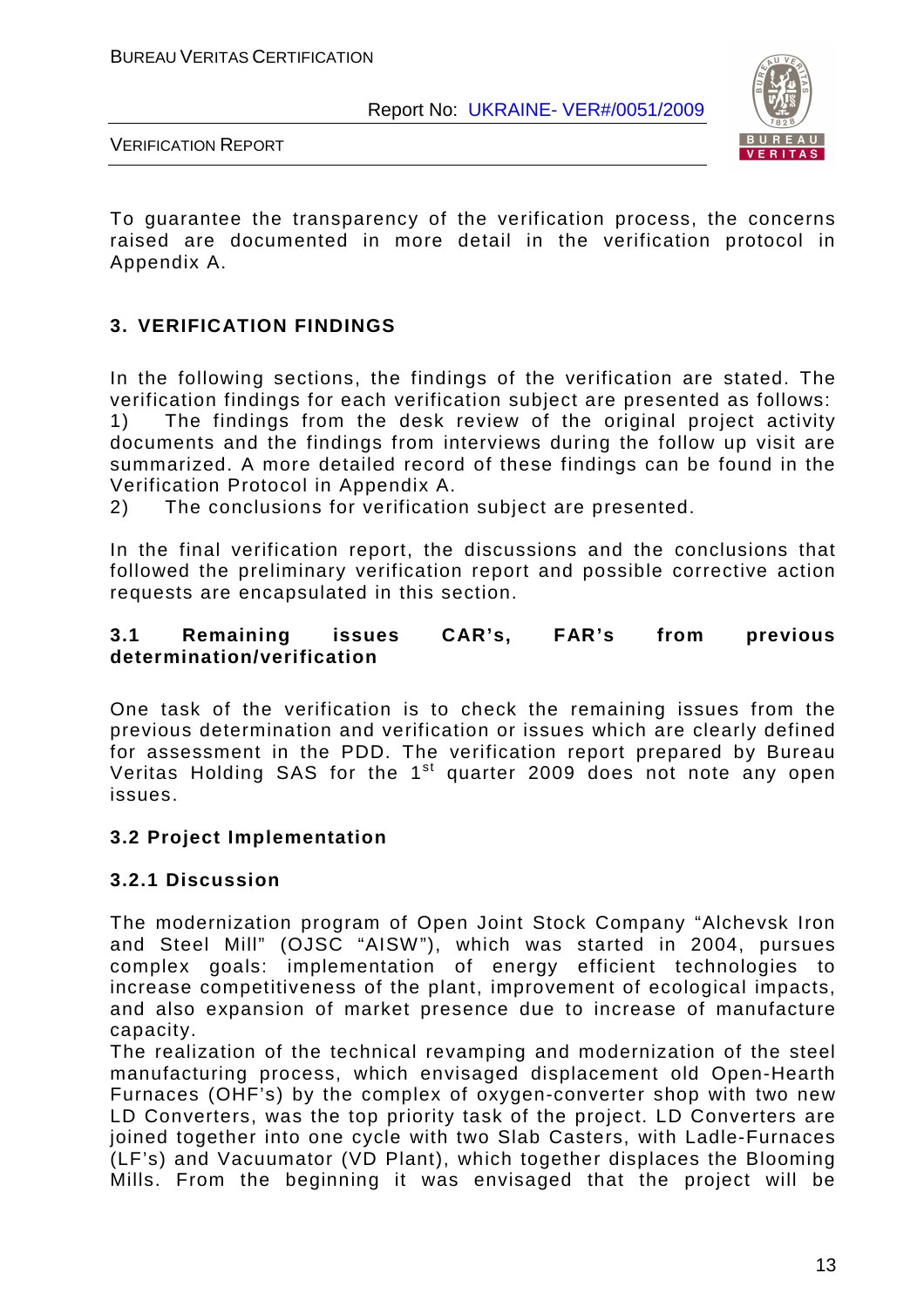To guarantee the transparency of the verification process, the concerns raised are documented in more detail in the verification protocol in Appendix A.

## 3. VERIFICATION FINDINGS

In the following sections, the findings of the verification are stated. The verification findings for each verification subject are presented as follows:
1) The findings from the desk review of the original project activity documents and the findings from interviews during the follow up visit are summarized. A more detailed record of these findings can be found in the Verification Protocol in Appendix A.
2) The conclusions for verification subject are presented.

In the final verification report, the discussions and the conclusions that followed the preliminary verification report and possible corrective action requests are encapsulated in this section.

### 3.1 Remaining issues CAR's, FAR's from previous determination/verification

One task of the verification is to check the remaining issues from the previous determination and verification or issues which are clearly defined for assessment in the PDD. The verification report prepared by Bureau Veritas Holding SAS for the 1st quarter 2009 does not note any open issues.

### 3.2 Project Implementation

#### 3.2.1 Discussion

The modernization program of Open Joint Stock Company "Alchevsk Iron and Steel Mill" (OJSC "AISW"), which was started in 2004, pursues complex goals: implementation of energy efficient technologies to increase competitiveness of the plant, improvement of ecological impacts, and also expansion of market presence due to increase of manufacture capacity.
The realization of the technical revamping and modernization of the steel manufacturing process, which envisaged displacement old Open-Hearth Furnaces (OHF's) by the complex of oxygen-converter shop with two new LD Converters, was the top priority task of the project. LD Converters are joined together into one cycle with two Slab Casters, with Ladle-Furnaces (LF's) and Vacuumator (VD Plant), which together displaces the Blooming Mills. From the beginning it was envisaged that the project will be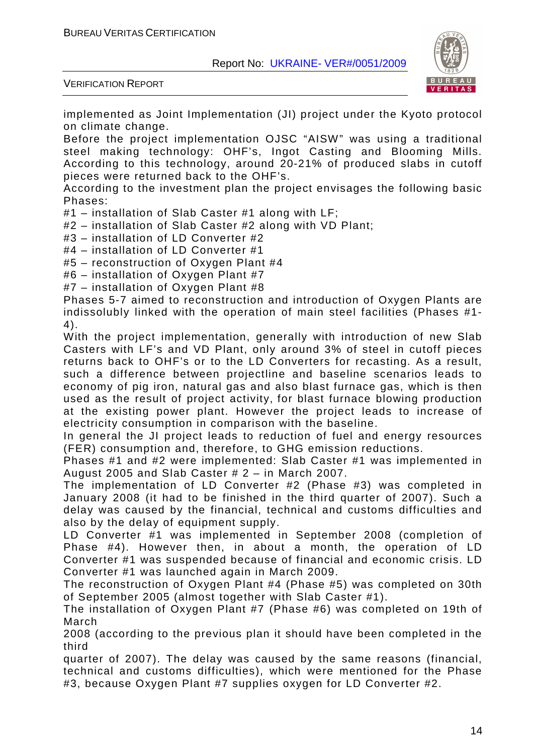implemented as Joint Implementation (JI) project under the Kyoto protocol on climate change.

Before the project implementation OJSC "AISW" was using a traditional steel making technology: OHF's, Ingot Casting and Blooming Mills. According to this technology, around 20-21% of produced slabs in cutoff pieces were returned back to the OHF's.

According to the investment plan the project envisages the following basic Phases:

#1 – installation of Slab Caster #1 along with LF;
#2 – installation of Slab Caster #2 along with VD Plant;
#3 – installation of LD Converter #2
#4 – installation of LD Converter #1
#5 – reconstruction of Oxygen Plant #4
#6 – installation of Oxygen Plant #7
#7 – installation of Oxygen Plant #8

Phases 5-7 aimed to reconstruction and introduction of Oxygen Plants are indissolubly linked with the operation of main steel facilities (Phases #1-4).

With the project implementation, generally with introduction of new Slab Casters with LF's and VD Plant, only around 3% of steel in cutoff pieces returns back to OHF's or to the LD Converters for recasting. As a result, such a difference between projectline and baseline scenarios leads to economy of pig iron, natural gas and also blast furnace gas, which is then used as the result of project activity, for blast furnace blowing production at the existing power plant. However the project leads to increase of electricity consumption in comparison with the baseline.

In general the JI project leads to reduction of fuel and energy resources (FER) consumption and, therefore, to GHG emission reductions.

Phases #1 and #2 were implemented: Slab Caster #1 was implemented in August 2005 and Slab Caster # 2 – in March 2007.

The implementation of LD Converter #2 (Phase #3) was completed in January 2008 (it had to be finished in the third quarter of 2007). Such a delay was caused by the financial, technical and customs difficulties and also by the delay of equipment supply.

LD Converter #1 was implemented in September 2008 (completion of Phase #4). However then, in about a month, the operation of LD Converter #1 was suspended because of financial and economic crisis. LD Converter #1 was launched again in March 2009.

The reconstruction of Oxygen Plant #4 (Phase #5) was completed on 30th of September 2005 (almost together with Slab Caster #1).

The installation of Oxygen Plant #7 (Phase #6) was completed on 19th of March
2008 (according to the previous plan it should have been completed in the third
quarter of 2007). The delay was caused by the same reasons (financial, technical and customs difficulties), which were mentioned for the Phase #3, because Oxygen Plant #7 supplies oxygen for LD Converter #2.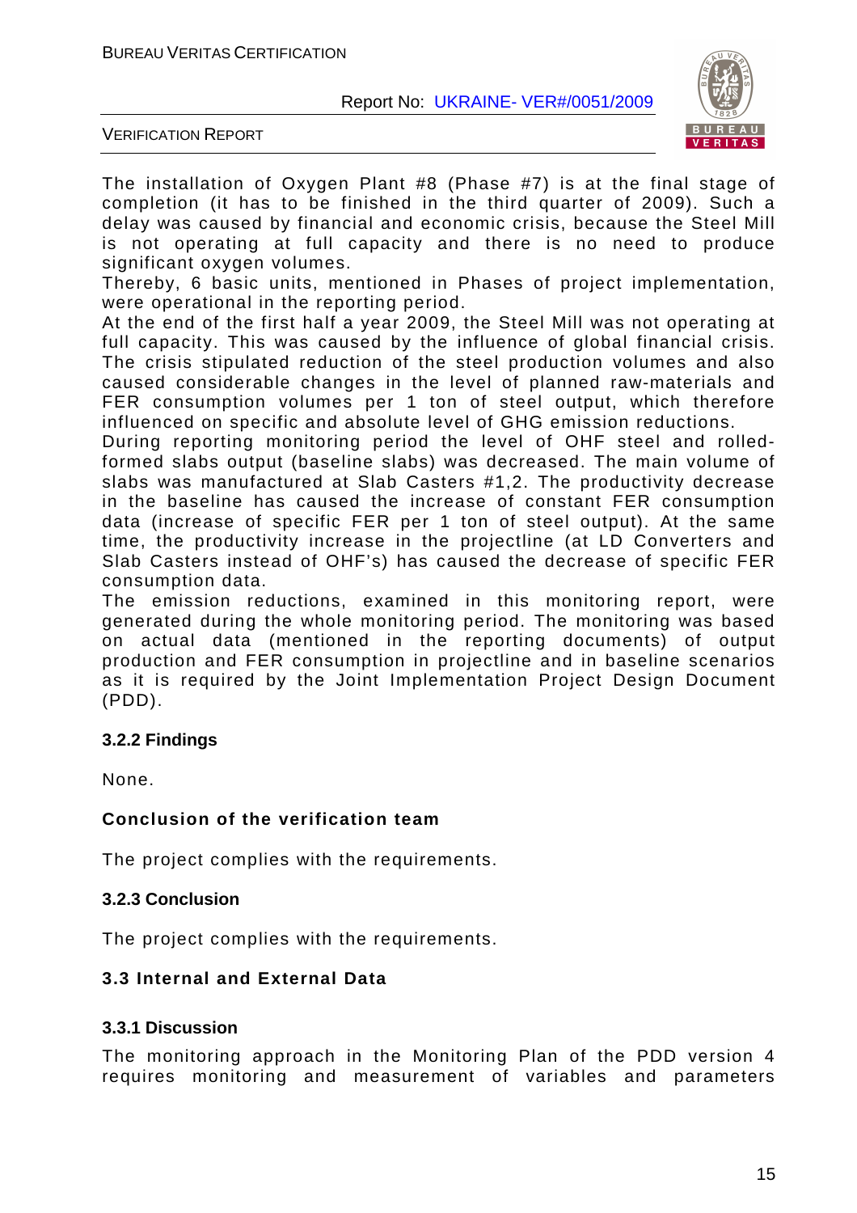The installation of Oxygen Plant #8 (Phase #7) is at the final stage of completion (it has to be finished in the third quarter of 2009). Such a delay was caused by financial and economic crisis, because the Steel Mill is not operating at full capacity and there is no need to produce significant oxygen volumes.

Thereby, 6 basic units, mentioned in Phases of project implementation, were operational in the reporting period.

At the end of the first half a year 2009, the Steel Mill was not operating at full capacity. This was caused by the influence of global financial crisis. The crisis stipulated reduction of the steel production volumes and also caused considerable changes in the level of planned raw-materials and FER consumption volumes per 1 ton of steel output, which therefore influenced on specific and absolute level of GHG emission reductions.

During reporting monitoring period the level of OHF steel and rolled-formed slabs output (baseline slabs) was decreased. The main volume of slabs was manufactured at Slab Casters #1,2. The productivity decrease in the baseline has caused the increase of constant FER consumption data (increase of specific FER per 1 ton of steel output). At the same time, the productivity increase in the projectline (at LD Converters and Slab Casters instead of OHF's) has caused the decrease of specific FER consumption data.

The emission reductions, examined in this monitoring report, were generated during the whole monitoring period. The monitoring was based on actual data (mentioned in the reporting documents) of output production and FER consumption in projectline and in baseline scenarios as it is required by the Joint Implementation Project Design Document (PDD).

### 3.2.2 Findings

None.

**Conclusion of the verification team**

The project complies with the requirements.

### 3.2.3 Conclusion

The project complies with the requirements.

## 3.3 Internal and External Data

### 3.3.1 Discussion

The monitoring approach in the Monitoring Plan of the PDD version 4 requires monitoring and measurement of variables and parameters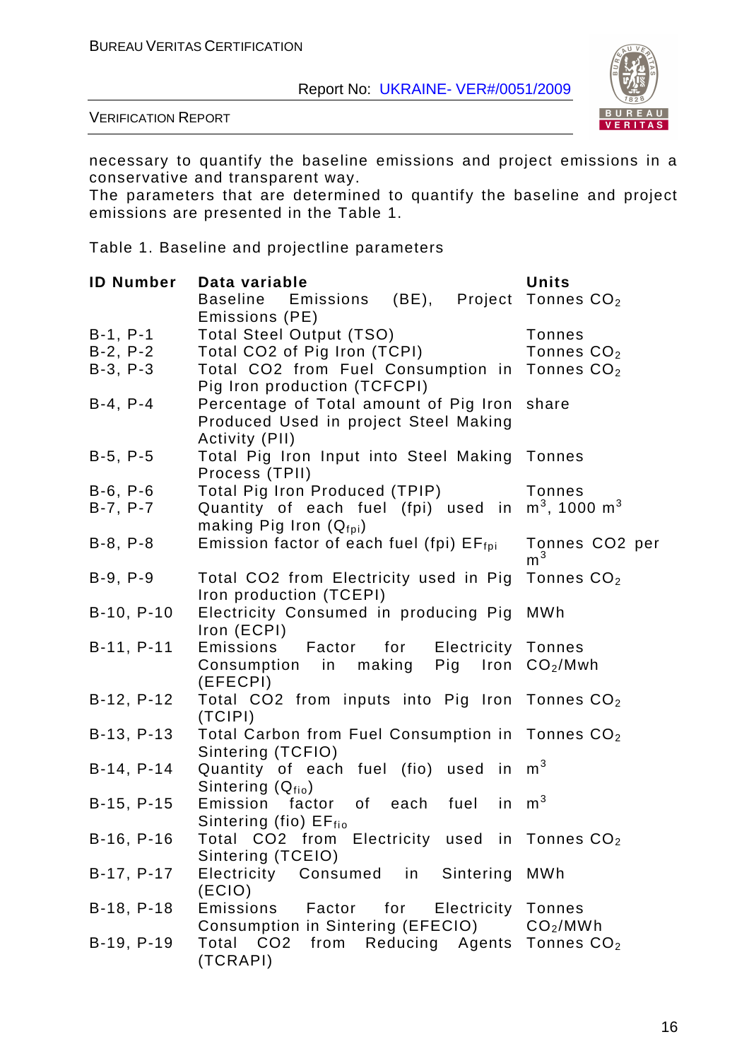necessary to quantify the baseline emissions and project emissions in a conservative and transparent way.
The parameters that are determined to quantify the baseline and project emissions are presented in the Table 1.

Table 1. Baseline and projectline parameters

| ID Number | Data variable | Units |
|---|---|---|
| | Baseline Emissions (BE), Project Emissions (PE) | Tonnes $CO_2$ |
| B-1, P-1 | Total Steel Output (TSO) | Tonnes |
| B-2, P-2 | Total CO2 of Pig Iron (TCPI) | Tonnes $CO_2$ |
| B-3, P-3 | Total CO2 from Fuel Consumption in Pig Iron production (TCFCPI) | Tonnes $CO_2$ |
| B-4, P-4 | Percentage of Total amount of Pig Iron Produced Used in project Steel Making Activity (PII) | share |
| B-5, P-5 | Total Pig Iron Input into Steel Making Process (TPII) | Tonnes |
| B-6, P-6 | Total Pig Iron Produced (TPIP) | Tonnes |
| B-7, P-7 | Quantity of each fuel (fpi) used in making Pig Iron ($Q_{fpi}$) | $m^3$, 1000 $m^3$ |
| B-8, P-8 | Emission factor of each fuel (fpi) $EF_{fpi}$ | Tonnes CO2 per $m^3$ |
| B-9, P-9 | Total CO2 from Electricity used in Pig Iron production (TCEPI) | Tonnes $CO_2$ |
| B-10, P-10 | Electricity Consumed in producing Pig Iron (ECPI) | MWh |
| B-11, P-11 | Emissions Factor for Electricity Consumption in making Pig Iron (EFECPI) | Tonnes $CO_2$/Mwh |
| B-12, P-12 | Total CO2 from inputs into Pig Iron (TCIPI) | Tonnes $CO_2$ |
| B-13, P-13 | Total Carbon from Fuel Consumption in Sintering (TCFIO) | Tonnes $CO_2$ |
| B-14, P-14 | Quantity of each fuel (fio) used in Sintering ($Q_{fio}$) | $m^3$ |
| B-15, P-15 | Emission factor of each fuel in Sintering (fio) $EF_{fio}$ | $m^3$ |
| B-16, P-16 | Total CO2 from Electricity used in Sintering (TCEIO) | Tonnes $CO_2$ |
| B-17, P-17 | Electricity Consumed in Sintering (ECIO) | MWh |
| B-18, P-18 | Emissions Factor for Electricity Consumption in Sintering (EFECIO) | Tonnes $CO_2$/MWh |
| B-19, P-19 | Total CO2 from Reducing Agents (TCRAPI) | Tonnes $CO_2$ |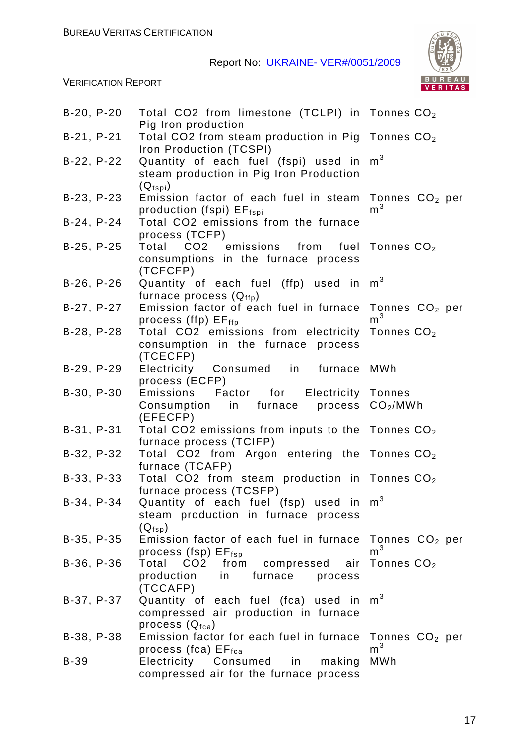| | | |
|---|---|---|
| B-20, P-20 | Total CO2 from limestone (TCLPI) in Pig Iron production | Tonnes $CO_2$ |
| B-21, P-21 | Total CO2 from steam production in Pig Iron Production (TCSPI) | Tonnes $CO_2$ |
| B-22, P-22 | Quantity of each fuel (fspi) used in steam production in Pig Iron Production ($Q_{fspi}$) | $m^3$ |
| B-23, P-23 | Emission factor of each fuel in steam production (fspi) $EF_{fspi}$ | Tonnes $CO_2$ per $m^3$ |
| B-24, P-24 | Total CO2 emissions from the furnace process (TCFP) | |
| B-25, P-25 | Total CO2 emissions from fuel consumptions in the furnace process (TCFCFP) | Tonnes $CO_2$ |
| B-26, P-26 | Quantity of each fuel (ffp) used in furnace process ($Q_{ffp}$) | $m^3$ |
| B-27, P-27 | Emission factor of each fuel in furnace process (ffp) $EF_{ffp}$ | Tonnes $CO_2$ per $m^3$ |
| B-28, P-28 | Total CO2 emissions from electricity consumption in the furnace process (TCECFP) | Tonnes $CO_2$ |
| B-29, P-29 | Electricity Consumed in furnace process (ECFP) | MWh |
| B-30, P-30 | Emissions Factor for Electricity Consumption in furnace process (EFECFP) | Tonnes $CO_2$/MWh |
| B-31, P-31 | Total CO2 emissions from inputs to the furnace process (TCIFP) | Tonnes $CO_2$ |
| B-32, P-32 | Total CO2 from Argon entering the furnace (TCAFP) | Tonnes $CO_2$ |
| B-33, P-33 | Total CO2 from steam production in furnace process (TCSFP) | Tonnes $CO_2$ |
| B-34, P-34 | Quantity of each fuel (fsp) used in steam production in furnace process ($Q_{fsp}$) | $m^3$ |
| B-35, P-35 | Emission factor of each fuel in furnace process (fsp) $EF_{fsp}$ | Tonnes $CO_2$ per $m^3$ |
| B-36, P-36 | Total CO2 from compressed air production in furnace process (TCCAFP) | Tonnes $CO_2$ |
| B-37, P-37 | Quantity of each fuel (fca) used in compressed air production in furnace process ($Q_{fca}$) | $m^3$ |
| B-38, P-38 | Emission factor for each fuel in furnace process (fca) $EF_{fca}$ | Tonnes $CO_2$ per $m^3$ |
| B-39 | Electricity Consumed in making compressed air for the furnace process | MWh |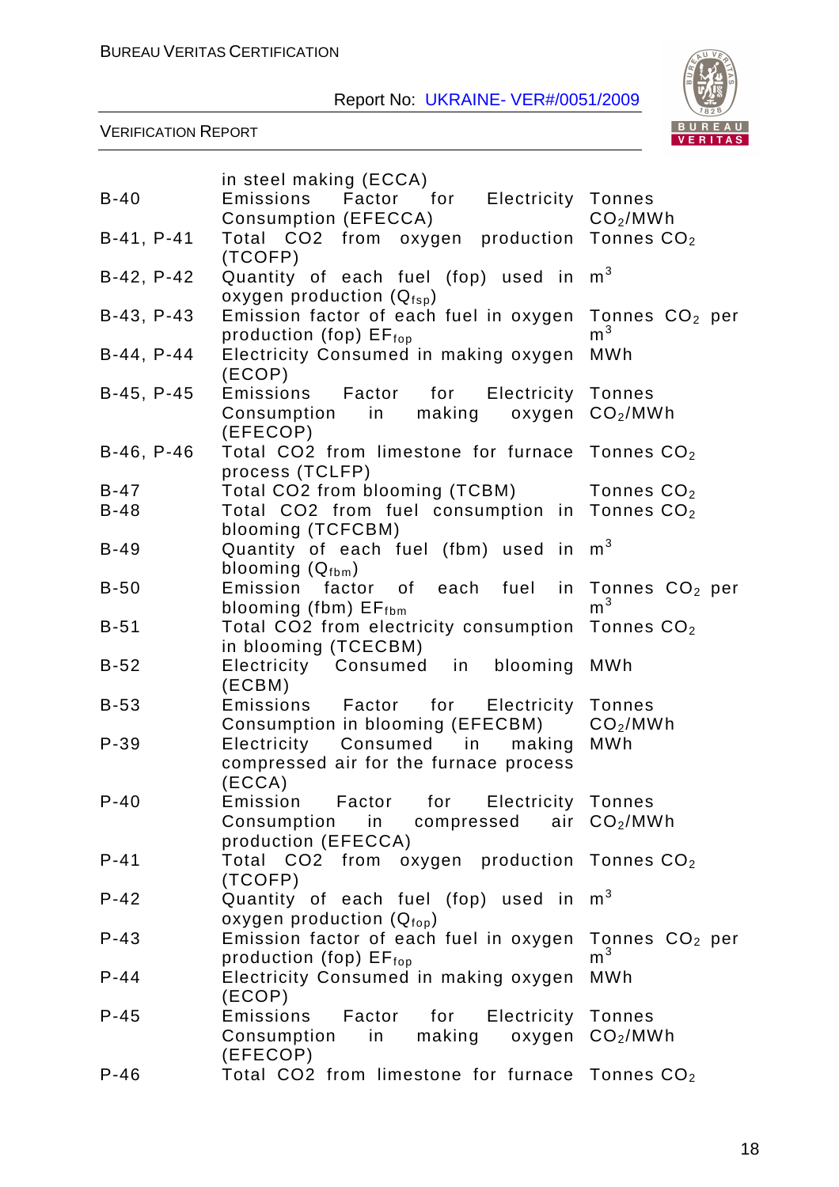|  | in steel making (ECCA) |  |
|---|---|---|
| B-40 | Emissions Factor for Electricity Consumption (EFECCA) | Tonnes $CO_2$/MWh |
| B-41, P-41 | Total CO2 from oxygen production (TCOFP) | Tonnes $CO_2$ |
| B-42, P-42 | Quantity of each fuel (fop) used in oxygen production ($Q_{fsp}$) | $m^3$ |
| B-43, P-43 | Emission factor of each fuel in oxygen production (fop) $EF_{fop}$ | Tonnes $CO_2$ per $m^3$ |
| B-44, P-44 | Electricity Consumed in making oxygen (ECOP) | MWh |
| B-45, P-45 | Emissions Factor for Electricity Consumption in making oxygen (EFECOP) | Tonnes $CO_2$/MWh |
| B-46, P-46 | Total CO2 from limestone for furnace process (TCLFP) | Tonnes $CO_2$ |
| B-47 | Total CO2 from blooming (TCBM) | Tonnes $CO_2$ |
| B-48 | Total CO2 from fuel consumption in blooming (TCFCBM) | Tonnes $CO_2$ |
| B-49 | Quantity of each fuel (fbm) used in blooming ($Q_{fbm}$) | $m^3$ |
| B-50 | Emission factor of each fuel in blooming (fbm) $EF_{fbm}$ | Tonnes $CO_2$ per $m^3$ |
| B-51 | Total CO2 from electricity consumption in blooming (TCECBM) | Tonnes $CO_2$ |
| B-52 | Electricity Consumed in blooming (ECBM) | MWh |
| B-53 | Emissions Factor for Electricity Consumption in blooming (EFECBM) | Tonnes $CO_2$/MWh |
| P-39 | Electricity Consumed in making compressed air for the furnace process (ECCA) | MWh |
| P-40 | Emission Factor for Electricity Consumption in compressed air production (EFECCA) | Tonnes $CO_2$/MWh |
| P-41 | Total CO2 from oxygen production (TCOFP) | Tonnes $CO_2$ |
| P-42 | Quantity of each fuel (fop) used in oxygen production ($Q_{fop}$) | $m^3$ |
| P-43 | Emission factor of each fuel in oxygen production (fop) $EF_{fop}$ | Tonnes $CO_2$ per $m^3$ |
| P-44 | Electricity Consumed in making oxygen (ECOP) | MWh |
| P-45 | Emissions Factor for Electricity Consumption in making oxygen (EFECOP) | Tonnes $CO_2$/MWh |
| P-46 | Total CO2 from limestone for furnace | Tonnes $CO_2$ |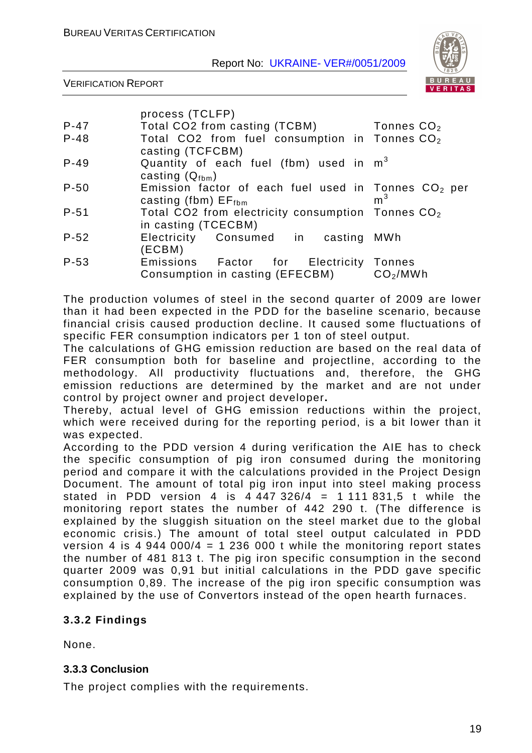|  |  |  |
|---|---|---|
|  | process (TCLFP) |  |
| P-47 | Total CO2 from casting (TCBM) | Tonnes $CO_2$ |
| P-48 | Total CO2 from fuel consumption in casting (TCFCBM) | Tonnes $CO_2$ |
| P-49 | Quantity of each fuel (fbm) used in casting ($Q_{fbm}$) | $m^3$ |
| P-50 | Emission factor of each fuel used in casting (fbm) $EF_{fbm}$ | Tonnes $CO_2$ per $m^3$ |
| P-51 | Total CO2 from electricity consumption in casting (TCECBM) | Tonnes $CO_2$ |
| P-52 | Electricity Consumed in casting (ECBM) | MWh |
| P-53 | Emissions Factor for Electricity Consumption in casting (EFECBM) | Tonnes $CO_2$/MWh |

The production volumes of steel in the second quarter of 2009 are lower than it had been expected in the PDD for the baseline scenario, because financial crisis caused production decline. It caused some fluctuations of specific FER consumption indicators per 1 ton of steel output.
The calculations of GHG emission reduction are based on the real data of FER consumption both for baseline and projectline, according to the methodology. All productivity fluctuations and, therefore, the GHG emission reductions are determined by the market and are not under control by project owner and project developer**.**
Thereby, actual level of GHG emission reductions within the project, which were received during for the reporting period, is a bit lower than it was expected.
According to the PDD version 4 during verification the AIE has to check the specific consumption of pig iron consumed during the monitoring period and compare it with the calculations provided in the Project Design Document. The amount of total pig iron input into steel making process stated in PDD version 4 is 4 447 326/4 = 1 111 831,5 t while the monitoring report states the number of 442 290 t. (The difference is explained by the sluggish situation on the steel market due to the global economic crisis.) The amount of total steel output calculated in PDD version 4 is 4 944 000/4 = 1 236 000 t while the monitoring report states the number of 481 813 t. The pig iron specific consumption in the second quarter 2009 was 0,91 but initial calculations in the PDD gave specific consumption 0,89. The increase of the pig iron specific consumption was explained by the use of Convertors instead of the open hearth furnaces.

### 3.3.2 Findings

None.

### 3.3.3 Conclusion

The project complies with the requirements.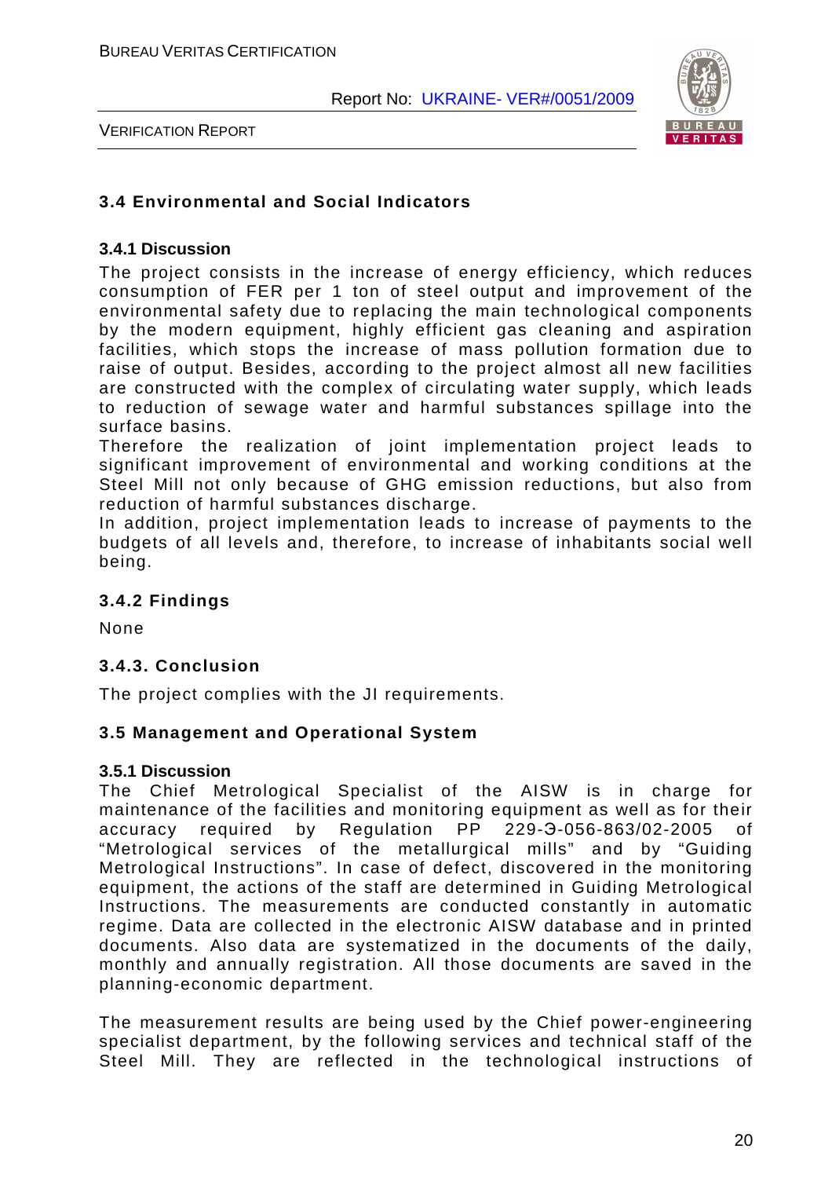## 3.4 Environmental and Social Indicators

### 3.4.1 Discussion

The project consists in the increase of energy efficiency, which reduces consumption of FER per 1 ton of steel output and improvement of the environmental safety due to replacing the main technological components by the modern equipment, highly efficient gas cleaning and aspiration facilities, which stops the increase of mass pollution formation due to raise of output. Besides, according to the project almost all new facilities are constructed with the complex of circulating water supply, which leads to reduction of sewage water and harmful substances spillage into the surface basins.

Therefore the realization of joint implementation project leads to significant improvement of environmental and working conditions at the Steel Mill not only because of GHG emission reductions, but also from reduction of harmful substances discharge.

In addition, project implementation leads to increase of payments to the budgets of all levels and, therefore, to increase of inhabitants social well being.

### 3.4.2 Findings

None

### 3.4.3. Conclusion

The project complies with the JI requirements.

## 3.5 Management and Operational System

### 3.5.1 Discussion

The Chief Metrological Specialist of the AISW is in charge for maintenance of the facilities and monitoring equipment as well as for their accuracy required by Regulation PP 229-Э-056-863/02-2005 of "Metrological services of the metallurgical mills" and by "Guiding Metrological Instructions". In case of defect, discovered in the monitoring equipment, the actions of the staff are determined in Guiding Metrological Instructions. The measurements are conducted constantly in automatic regime. Data are collected in the electronic AISW database and in printed documents. Also data are systematized in the documents of the daily, monthly and annually registration. All those documents are saved in the planning-economic department.

The measurement results are being used by the Chief power-engineering specialist department, by the following services and technical staff of the Steel Mill. They are reflected in the technological instructions of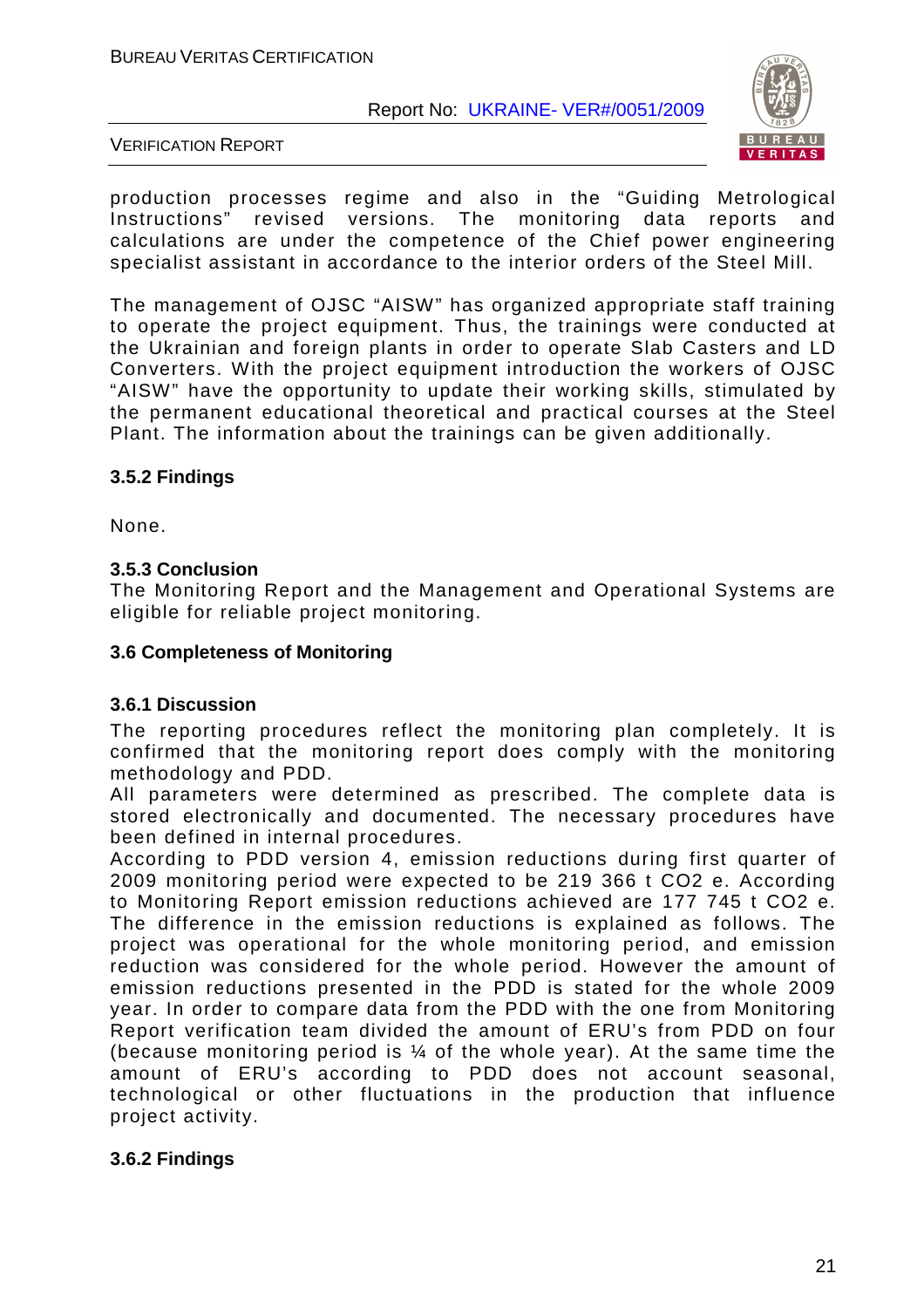production processes regime and also in the "Guiding Metrological Instructions" revised versions. The monitoring data reports and calculations are under the competence of the Chief power engineering specialist assistant in accordance to the interior orders of the Steel Mill.

The management of OJSC "AISW" has organized appropriate staff training to operate the project equipment. Thus, the trainings were conducted at the Ukrainian and foreign plants in order to operate Slab Casters and LD Converters. With the project equipment introduction the workers of OJSC "AISW" have the opportunity to update their working skills, stimulated by the permanent educational theoretical and practical courses at the Steel Plant. The information about the trainings can be given additionally.

### 3.5.2 Findings

None.

### 3.5.3 Conclusion

The Monitoring Report and the Management and Operational Systems are eligible for reliable project monitoring.

### 3.6 Completeness of Monitoring

### 3.6.1 Discussion

The reporting procedures reflect the monitoring plan completely. It is confirmed that the monitoring report does comply with the monitoring methodology and PDD.

All parameters were determined as prescribed. The complete data is stored electronically and documented. The necessary procedures have been defined in internal procedures.

According to PDD version 4, emission reductions during first quarter of 2009 monitoring period were expected to be 219 366 t $CO_2$ e. According to Monitoring Report emission reductions achieved are 177 745 t $CO_2$ e. The difference in the emission reductions is explained as follows. The project was operational for the whole monitoring period, and emission reduction was considered for the whole period. However the amount of emission reductions presented in the PDD is stated for the whole 2009 year. In order to compare data from the PDD with the one from Monitoring Report verification team divided the amount of ERU's from PDD on four (because monitoring period is ¼ of the whole year). At the same time the amount of ERU's according to PDD does not account seasonal, technological or other fluctuations in the production that influence project activity.

### 3.6.2 Findings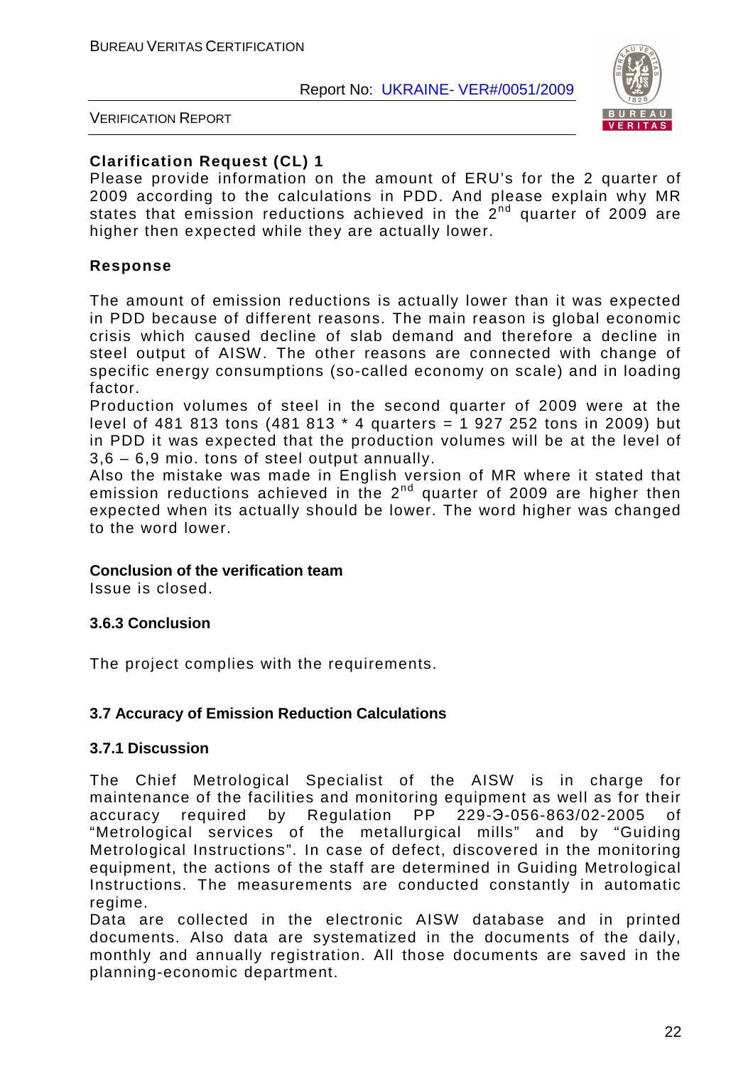**Clarification Request (CL) 1**

Please provide information on the amount of ERU's for the 2 quarter of 2009 according to the calculations in PDD. And please explain why MR states that emission reductions achieved in the 2nd quarter of 2009 are higher then expected while they are actually lower.

**Response**

The amount of emission reductions is actually lower than it was expected in PDD because of different reasons. The main reason is global economic crisis which caused decline of slab demand and therefore a decline in steel output of AISW. The other reasons are connected with change of specific energy consumptions (so-called economy on scale) and in loading factor.

Production volumes of steel in the second quarter of 2009 were at the level of 481 813 tons (481 813 * 4 quarters = 1 927 252 tons in 2009) but in PDD it was expected that the production volumes will be at the level of 3,6 – 6,9 mio. tons of steel output annually.

Also the mistake was made in English version of MR where it stated that emission reductions achieved in the 2nd quarter of 2009 are higher then expected when its actually should be lower. The word higher was changed to the word lower.

**Conclusion of the verification team**

Issue is closed.

### 3.6.3 Conclusion

The project complies with the requirements.

## 3.7 Accuracy of Emission Reduction Calculations

### 3.7.1 Discussion

The Chief Metrological Specialist of the AISW is in charge for maintenance of the facilities and monitoring equipment as well as for their accuracy required by Regulation PP 229-Э-056-863/02-2005 of "Metrological services of the metallurgical mills" and by "Guiding Metrological Instructions". In case of defect, discovered in the monitoring equipment, the actions of the staff are determined in Guiding Metrological Instructions. The measurements are conducted constantly in automatic regime.

Data are collected in the electronic AISW database and in printed documents. Also data are systematized in the documents of the daily, monthly and annually registration. All those documents are saved in the planning-economic department.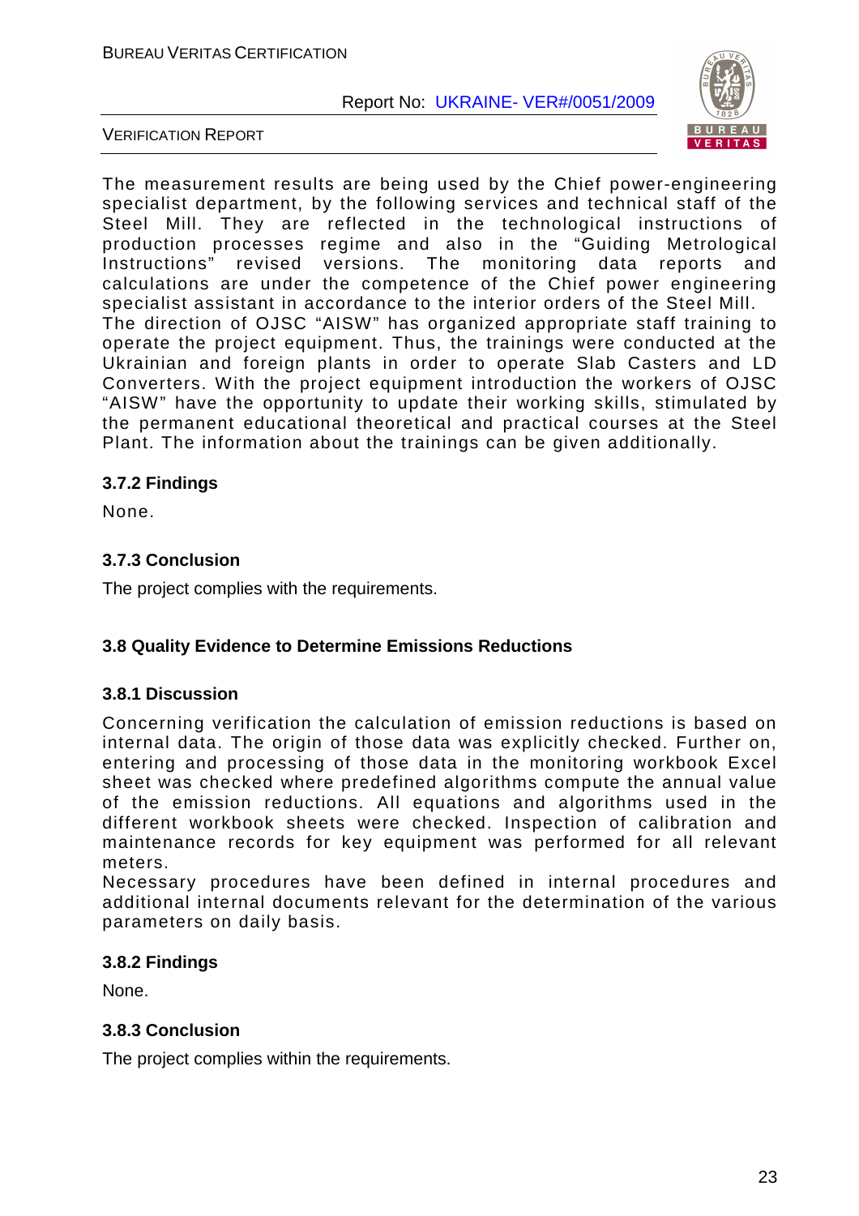The measurement results are being used by the Chief power-engineering specialist department, by the following services and technical staff of the Steel Mill. They are reflected in the technological instructions of production processes regime and also in the “Guiding Metrological Instructions” revised versions. The monitoring data reports and calculations are under the competence of the Chief power engineering specialist assistant in accordance to the interior orders of the Steel Mill.
The direction of OJSC “AISW” has organized appropriate staff training to operate the project equipment. Thus, the trainings were conducted at the Ukrainian and foreign plants in order to operate Slab Casters and LD Converters. With the project equipment introduction the workers of OJSC “AISW” have the opportunity to update their working skills, stimulated by the permanent educational theoretical and practical courses at the Steel Plant. The information about the trainings can be given additionally.

### 3.7.2 Findings

None.

### 3.7.3 Conclusion

The project complies with the requirements.

## 3.8 Quality Evidence to Determine Emissions Reductions

### 3.8.1 Discussion

Concerning verification the calculation of emission reductions is based on internal data. The origin of those data was explicitly checked. Further on, entering and processing of those data in the monitoring workbook Excel sheet was checked where predefined algorithms compute the annual value of the emission reductions. All equations and algorithms used in the different workbook sheets were checked. Inspection of calibration and maintenance records for key equipment was performed for all relevant meters.
Necessary procedures have been defined in internal procedures and additional internal documents relevant for the determination of the various parameters on daily basis.

### 3.8.2 Findings

None.

### 3.8.3 Conclusion

The project complies within the requirements.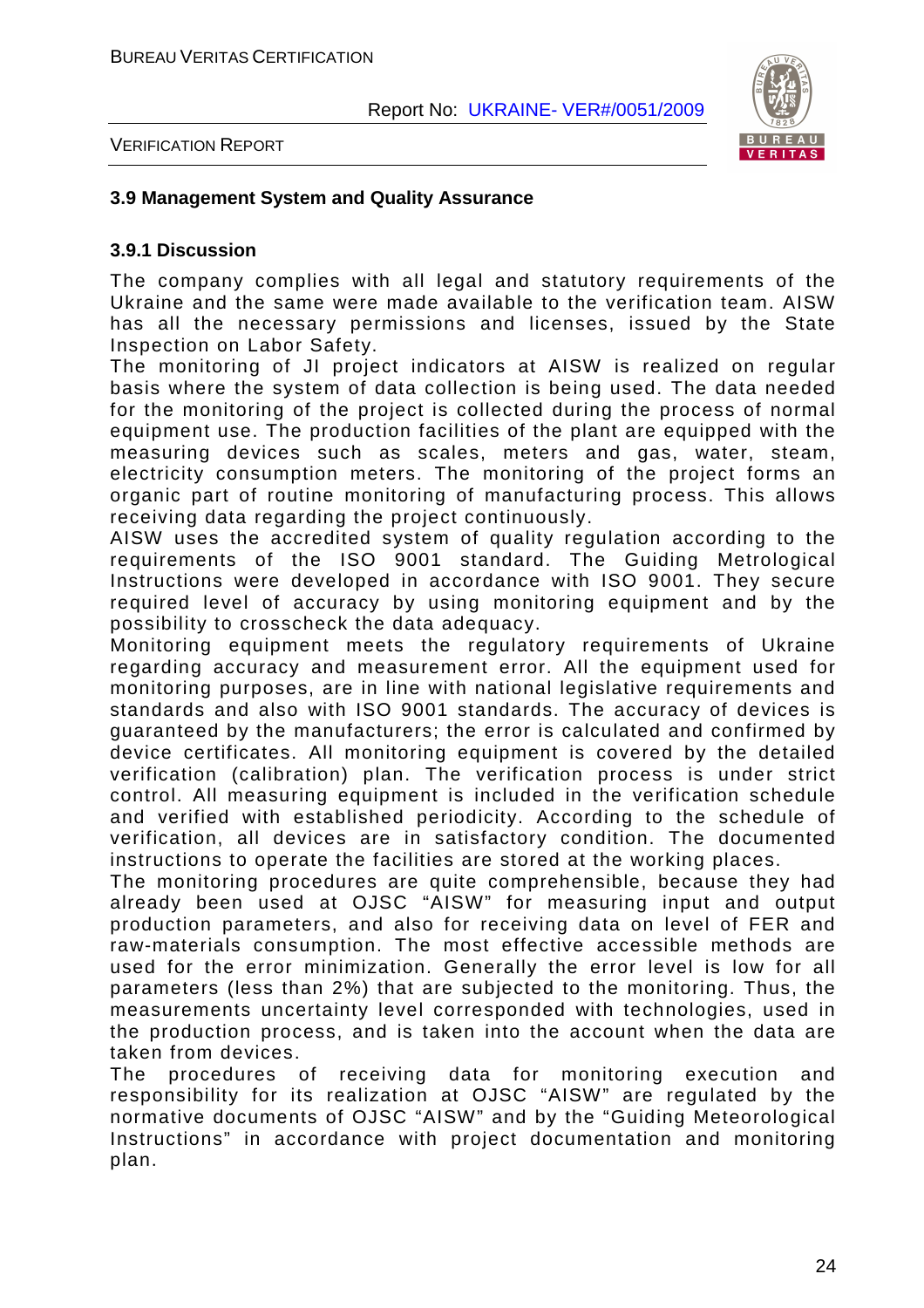### 3.9 Management System and Quality Assurance

#### 3.9.1 Discussion

The company complies with all legal and statutory requirements of the Ukraine and the same were made available to the verification team. AISW has all the necessary permissions and licenses, issued by the State Inspection on Labor Safety.

The monitoring of JI project indicators at AISW is realized on regular basis where the system of data collection is being used. The data needed for the monitoring of the project is collected during the process of normal equipment use. The production facilities of the plant are equipped with the measuring devices such as scales, meters and gas, water, steam, electricity consumption meters. The monitoring of the project forms an organic part of routine monitoring of manufacturing process. This allows receiving data regarding the project continuously.

AISW uses the accredited system of quality regulation according to the requirements of the ISO 9001 standard. The Guiding Metrological Instructions were developed in accordance with ISO 9001. They secure required level of accuracy by using monitoring equipment and by the possibility to crosscheck the data adequacy.

Monitoring equipment meets the regulatory requirements of Ukraine regarding accuracy and measurement error. All the equipment used for monitoring purposes, are in line with national legislative requirements and standards and also with ISO 9001 standards. The accuracy of devices is guaranteed by the manufacturers; the error is calculated and confirmed by device certificates. All monitoring equipment is covered by the detailed verification (calibration) plan. The verification process is under strict control. All measuring equipment is included in the verification schedule and verified with established periodicity. According to the schedule of verification, all devices are in satisfactory condition. The documented instructions to operate the facilities are stored at the working places.

The monitoring procedures are quite comprehensible, because they had already been used at OJSC "AISW" for measuring input and output production parameters, and also for receiving data on level of FER and raw-materials consumption. The most effective accessible methods are used for the error minimization. Generally the error level is low for all parameters (less than 2%) that are subjected to the monitoring. Thus, the measurements uncertainty level corresponded with technologies, used in the production process, and is taken into the account when the data are taken from devices.

The procedures of receiving data for monitoring execution and responsibility for its realization at OJSC "AISW" are regulated by the normative documents of OJSC "AISW" and by the "Guiding Meteorological Instructions" in accordance with project documentation and monitoring plan.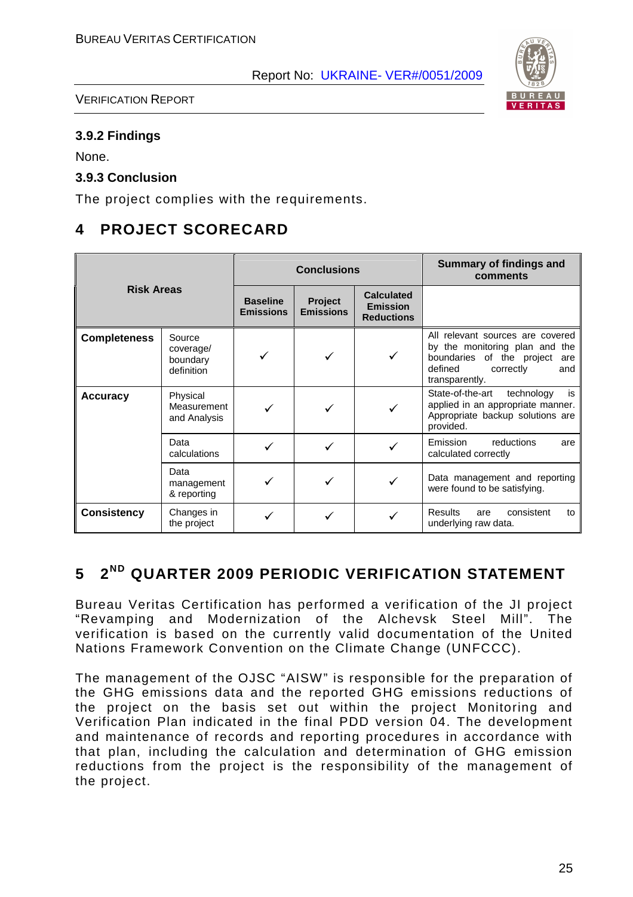### 3.9.2 Findings

None.

### 3.9.3 Conclusion

The project complies with the requirements.

## 4 PROJECT SCORECARD

| Risk Areas | | Conclusions | | | Summary of findings and comments |
|---|---|---|---|---|---|
| | | Baseline Emissions | Project Emissions | Calculated Emission Reductions | |
| **Completeness** | Source coverage/ boundary definition | ✓ | ✓ | ✓ | All relevant sources are covered by the monitoring plan and the boundaries of the project are defined correctly and transparently. |
| **Accuracy** | Physical Measurement and Analysis | ✓ | ✓ | ✓ | State-of-the-art technology is applied in an appropriate manner. Appropriate backup solutions are provided. |
| | Data calculations | ✓ | ✓ | ✓ | Emission reductions are calculated correctly |
| | Data management & reporting | ✓ | ✓ | ✓ | Data management and reporting were found to be satisfying. |
| **Consistency** | Changes in the project | ✓ | ✓ | ✓ | Results are consistent to underlying raw data. |

## 5 2ND QUARTER 2009 PERIODIC VERIFICATION STATEMENT

Bureau Veritas Certification has performed a verification of the JI project "Revamping and Modernization of the Alchevsk Steel Mill". The verification is based on the currently valid documentation of the United Nations Framework Convention on the Climate Change (UNFCCC).

The management of the OJSC "AISW" is responsible for the preparation of the GHG emissions data and the reported GHG emissions reductions of the project on the basis set out within the project Monitoring and Verification Plan indicated in the final PDD version 04. The development and maintenance of records and reporting procedures in accordance with that plan, including the calculation and determination of GHG emission reductions from the project is the responsibility of the management of the project.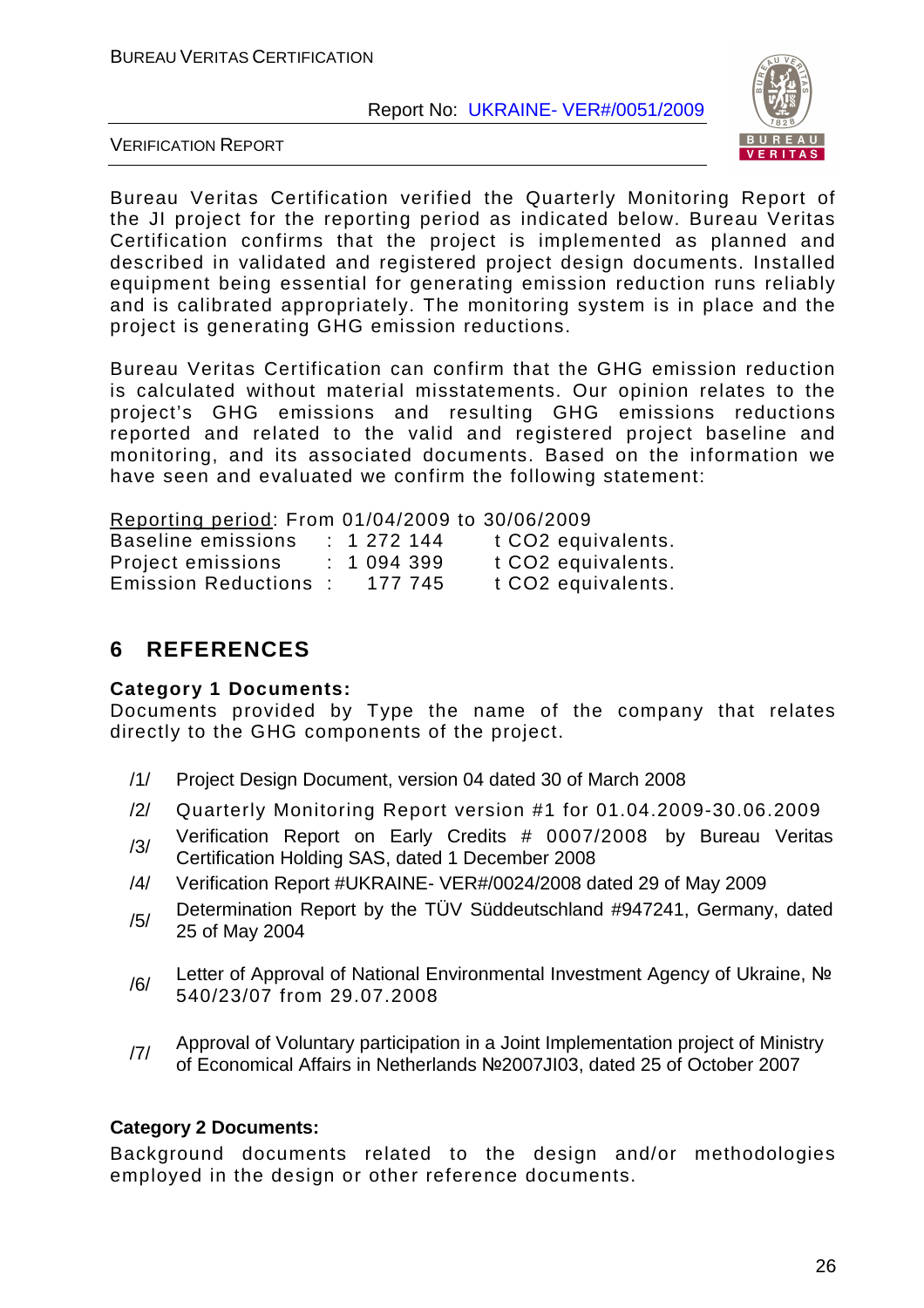Bureau Veritas Certification verified the Quarterly Monitoring Report of the JI project for the reporting period as indicated below. Bureau Veritas Certification confirms that the project is implemented as planned and described in validated and registered project design documents. Installed equipment being essential for generating emission reduction runs reliably and is calibrated appropriately. The monitoring system is in place and the project is generating GHG emission reductions.

Bureau Veritas Certification can confirm that the GHG emission reduction is calculated without material misstatements. Our opinion relates to the project's GHG emissions and resulting GHG emissions reductions reported and related to the valid and registered project baseline and monitoring, and its associated documents. Based on the information we have seen and evaluated we confirm the following statement:

Reporting period: From 01/04/2009 to 30/06/2009

| | | | |
|---|---|---|---|
| Baseline emissions | : | 1 272 144 | t CO2 equivalents. |
| Project emissions | : | 1 094 399 | t CO2 equivalents. |
| Emission Reductions | : | 177 745 | t CO2 equivalents. |

## 6 REFERENCES

**Category 1 Documents:**

Documents provided by Type the name of the company that relates directly to the GHG components of the project.

/1/ Project Design Document, version 04 dated 30 of March 2008

/2/ Quarterly Monitoring Report version #1 for 01.04.2009-30.06.2009

/3/ Verification Report on Early Credits # 0007/2008 by Bureau Veritas Certification Holding SAS, dated 1 December 2008

/4/ Verification Report #UKRAINE- VER#/0024/2008 dated 29 of May 2009

/5/ Determination Report by the TÜV Süddeutschland #947241, Germany, dated 25 of May 2004

/6/ Letter of Approval of National Environmental Investment Agency of Ukraine, № 540/23/07 from 29.07.2008

/7/ Approval of Voluntary participation in a Joint Implementation project of Ministry of Economical Affairs in Netherlands №2007JI03, dated 25 of October 2007

**Category 2 Documents:**

Background documents related to the design and/or methodologies employed in the design or other reference documents.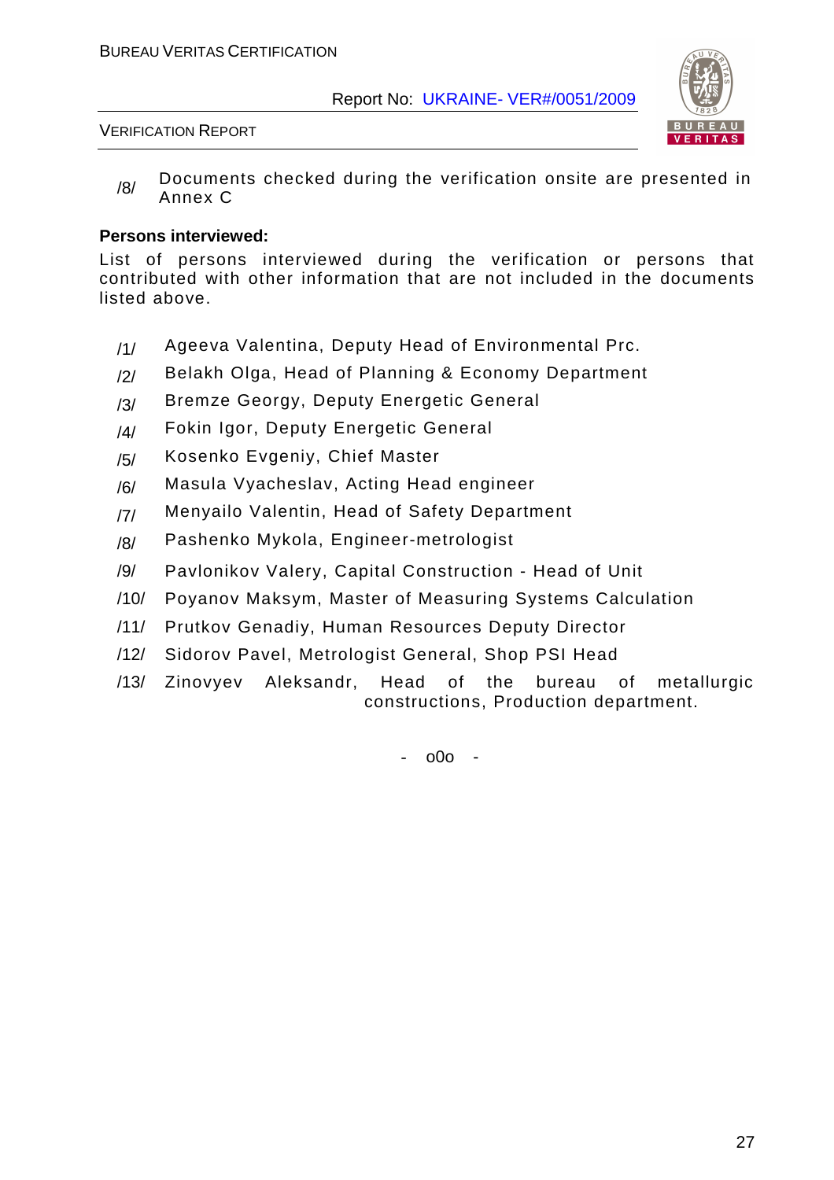/8/ Documents checked during the verification onsite are presented in Annex C

**Persons interviewed:**

List of persons interviewed during the verification or persons that contributed with other information that are not included in the documents listed above.

/1/ Ageeva Valentina, Deputy Head of Environmental Prc.

/2/ Belakh Olga, Head of Planning & Economy Department

/3/ Bremze Georgy, Deputy Energetic General

/4/ Fokin Igor, Deputy Energetic General

/5/ Kosenko Evgeniy, Chief Master

/6/ Masula Vyacheslav, Acting Head engineer

/7/ Menyailo Valentin, Head of Safety Department

/8/ Pashenko Mykola, Engineer-metrologist

/9/ Pavlonikov Valery, Capital Construction - Head of Unit

/10/ Poyanov Maksym, Master of Measuring Systems Calculation

/11/ Prutkov Genadiy, Human Resources Deputy Director

/12/ Sidorov Pavel, Metrologist General, Shop PSI Head

/13/ Zinovyev Aleksandr, Head of the bureau of metallurgic constructions, Production department.

- o0o -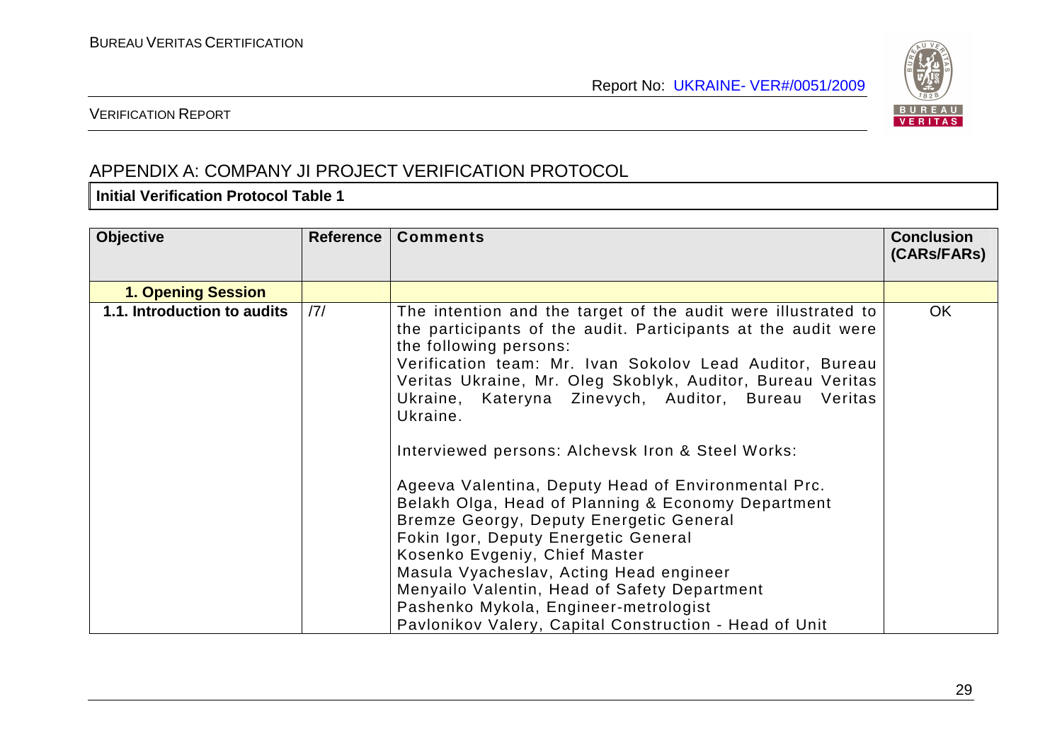## APPENDIX A: COMPANY JI PROJECT VERIFICATION PROTOCOL

**Initial Verification Protocol Table 1**

| Objective | Reference | Comments | Conclusion (CARs/FARs) |
|---|---|---|---|
| **1. Opening Session** | | | |
| **1.1. Introduction to audits** | /7/ | The intention and the target of the audit were illustrated to the participants of the audit. Participants at the audit were the following persons:<br>Verification team: Mr. Ivan Sokolov Lead Auditor, Bureau Veritas Ukraine, Mr. Oleg Skoblyk, Auditor, Bureau Veritas Ukraine, Kateryna Zinevych, Auditor, Bureau Veritas Ukraine.<br><br>Interviewed persons: Alchevsk Iron & Steel Works:<br><br>Ageeva Valentina, Deputy Head of Environmental Prc.<br>Belakh Olga, Head of Planning & Economy Department<br>Bremze Georgy, Deputy Energetic General<br>Fokin Igor, Deputy Energetic General<br>Kosenko Evgeniy, Chief Master<br>Masula Vyacheslav, Acting Head engineer<br>Menyailo Valentin, Head of Safety Department<br>Pashenko Mykola, Engineer-metrologist<br>Pavlonikov Valery, Capital Construction - Head of Unit | OK |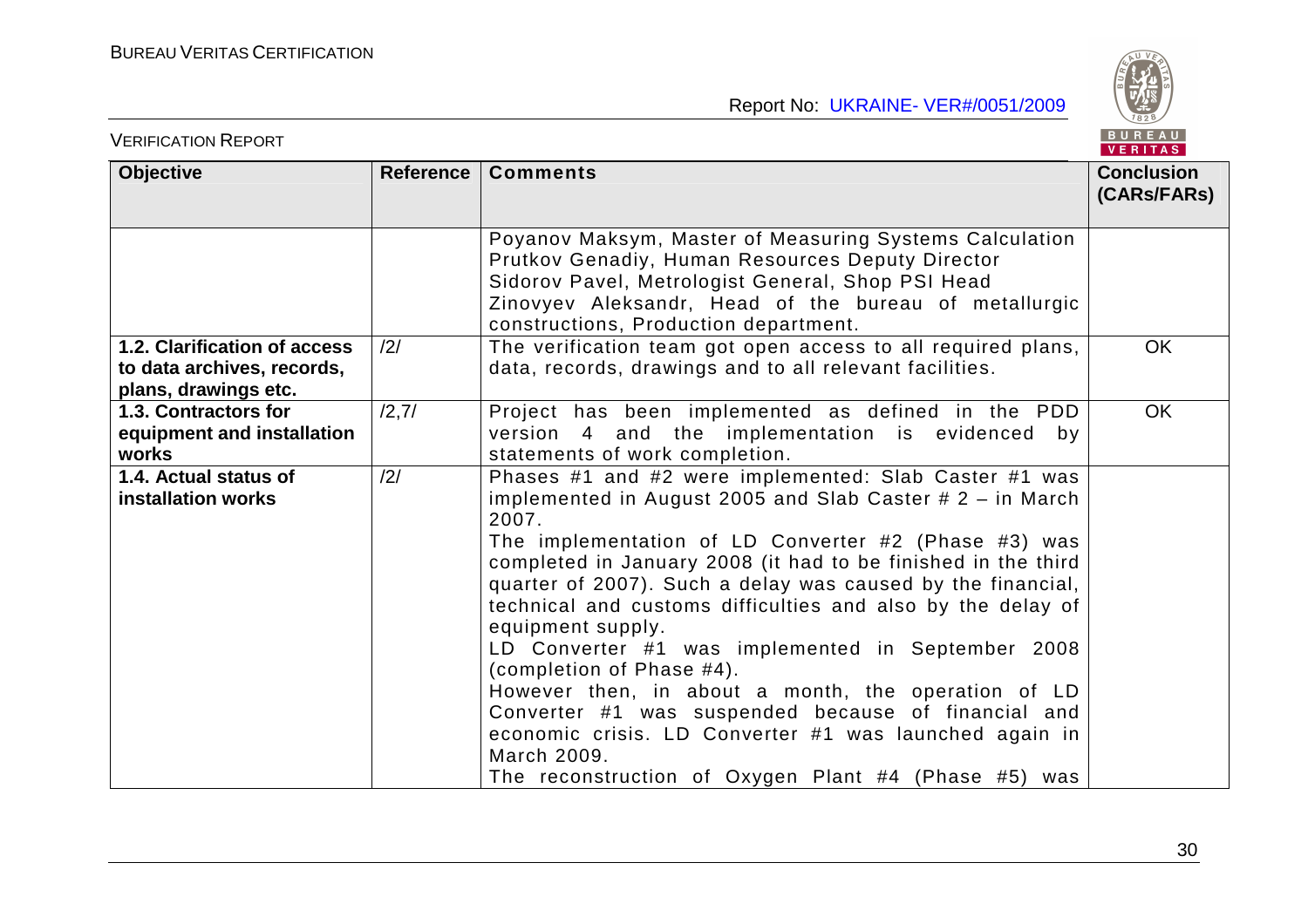| Objective | Reference | Comments | Conclusion (CARs/FARs) |
|---|---|---|---|
| | | Poyanov Maksym, Master of Measuring Systems Calculation<br>Prutkov Genadiy, Human Resources Deputy Director<br>Sidorov Pavel, Metrologist General, Shop PSI Head<br>Zinovyev Aleksandr, Head of the bureau of metallurgic constructions, Production department. | |
| **1.2. Clarification of access to data archives, records, plans, drawings etc.** | /2/ | The verification team got open access to all required plans, data, records, drawings and to all relevant facilities. | OK |
| **1.3. Contractors for equipment and installation works** | /2,7/ | Project has been implemented as defined in the PDD version 4 and the implementation is evidenced by statements of work completion. | OK |
| **1.4. Actual status of installation works** | /2/ | Phases #1 and #2 were implemented: Slab Caster #1 was implemented in August 2005 and Slab Caster # 2 – in March 2007.<br>The implementation of LD Converter #2 (Phase #3) was completed in January 2008 (it had to be finished in the third quarter of 2007). Such a delay was caused by the financial, technical and customs difficulties and also by the delay of equipment supply.<br>LD Converter #1 was implemented in September 2008 (completion of Phase #4).<br>However then, in about a month, the operation of LD Converter #1 was suspended because of financial and economic crisis. LD Converter #1 was launched again in March 2009.<br>The reconstruction of Oxygen Plant #4 (Phase #5) was | |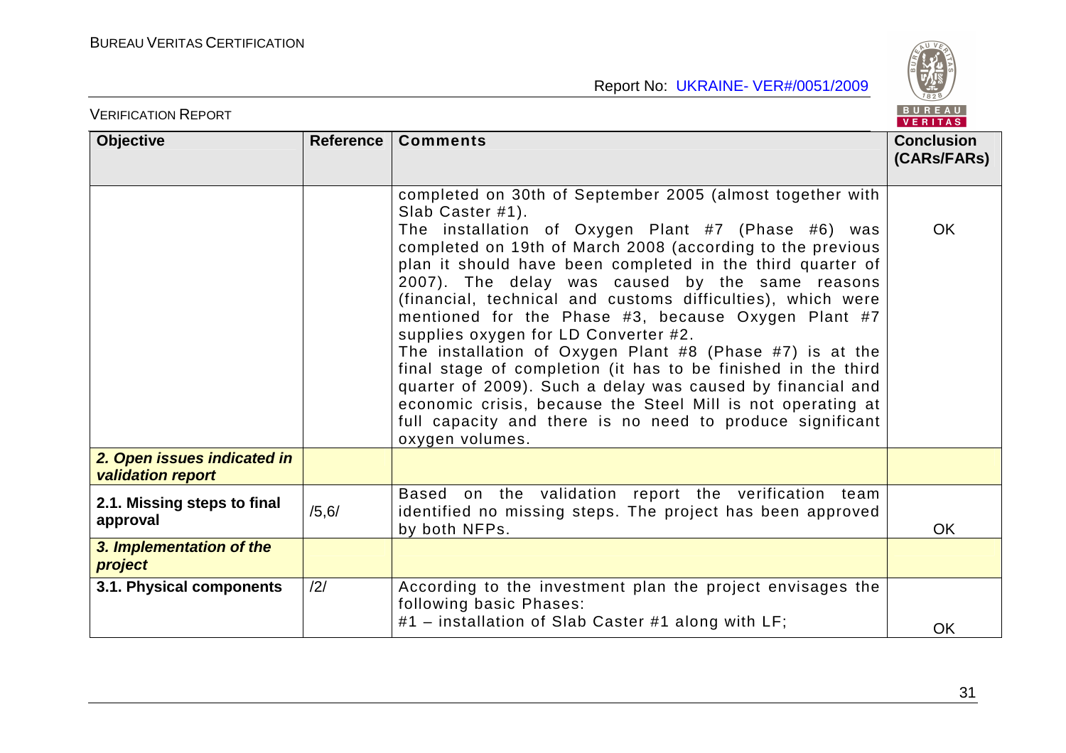| Objective | Reference | Comments | Conclusion (CARs/FARs) |
|---|---|---|---|
| | | completed on 30th of September 2005 (almost together with Slab Caster #1).<br>The installation of Oxygen Plant #7 (Phase #6) was completed on 19th of March 2008 (according to the previous plan it should have been completed in the third quarter of 2007). The delay was caused by the same reasons (financial, technical and customs difficulties), which were mentioned for the Phase #3, because Oxygen Plant #7 supplies oxygen for LD Converter #2.<br>The installation of Oxygen Plant #8 (Phase #7) is at the final stage of completion (it has to be finished in the third quarter of 2009). Such a delay was caused by financial and economic crisis, because the Steel Mill is not operating at full capacity and there is no need to produce significant oxygen volumes. | OK |
| ***2. Open issues indicated in validation report*** | | | |
| **2.1. Missing steps to final approval** | /5,6/ | Based on the validation report the verification team identified no missing steps. The project has been approved by both NFPs. | OK |
| ***3. Implementation of the project*** | | | |
| **3.1. Physical components** | /2/ | According to the investment plan the project envisages the following basic Phases:<br>#1 – installation of Slab Caster #1 along with LF; | OK |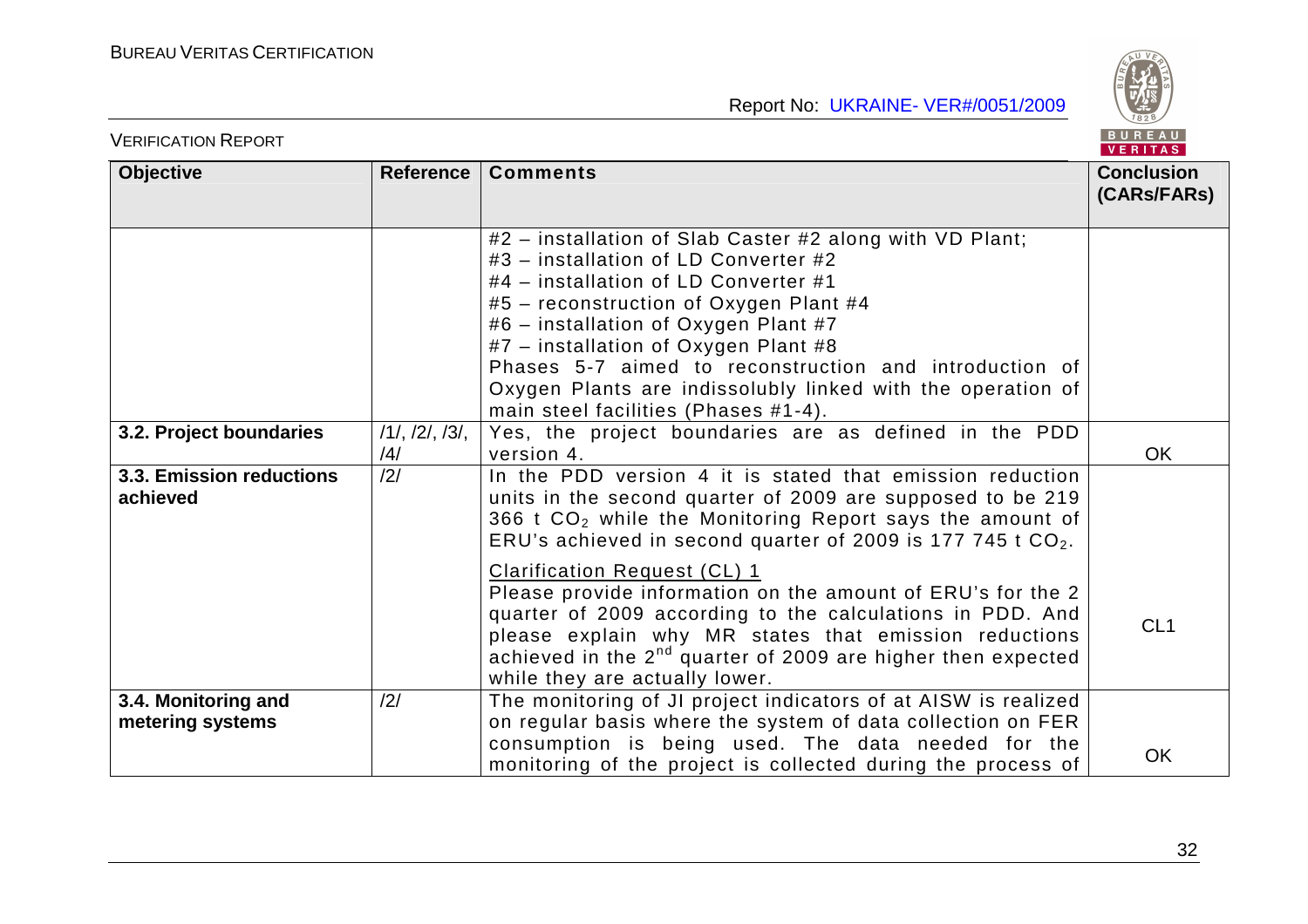| Objective | Reference | Comments | Conclusion (CARs/FARs) |
|---|---|---|---|
| | | #2 – installation of Slab Caster #2 along with VD Plant;<br>#3 – installation of LD Converter #2<br>#4 – installation of LD Converter #1<br>#5 – reconstruction of Oxygen Plant #4<br>#6 – installation of Oxygen Plant #7<br>#7 – installation of Oxygen Plant #8<br>Phases 5-7 aimed to reconstruction and introduction of Oxygen Plants are indissolubly linked with the operation of main steel facilities (Phases #1-4). | |
| **3.2. Project boundaries** | /1/, /2/, /3/, /4/ | Yes, the project boundaries are as defined in the PDD version 4. | OK |
| **3.3. Emission reductions achieved** | /2/ | In the PDD version 4 it is stated that emission reduction units in the second quarter of 2009 are supposed to be 219 366 t $CO_2$ while the Monitoring Report says the amount of ERU's achieved in second quarter of 2009 is 177 745 t $CO_2$.<br><br><u>Clarification Request (CL) 1</u><br>Please provide information on the amount of ERU's for the 2 quarter of 2009 according to the calculations in PDD. And please explain why MR states that emission reductions achieved in the $2^{nd}$ quarter of 2009 are higher then expected while they are actually lower. | CL1 |
| **3.4. Monitoring and metering systems** | /2/ | The monitoring of JI project indicators of at AISW is realized on regular basis where the system of data collection on FER consumption is being used. The data needed for the monitoring of the project is collected during the process of | OK |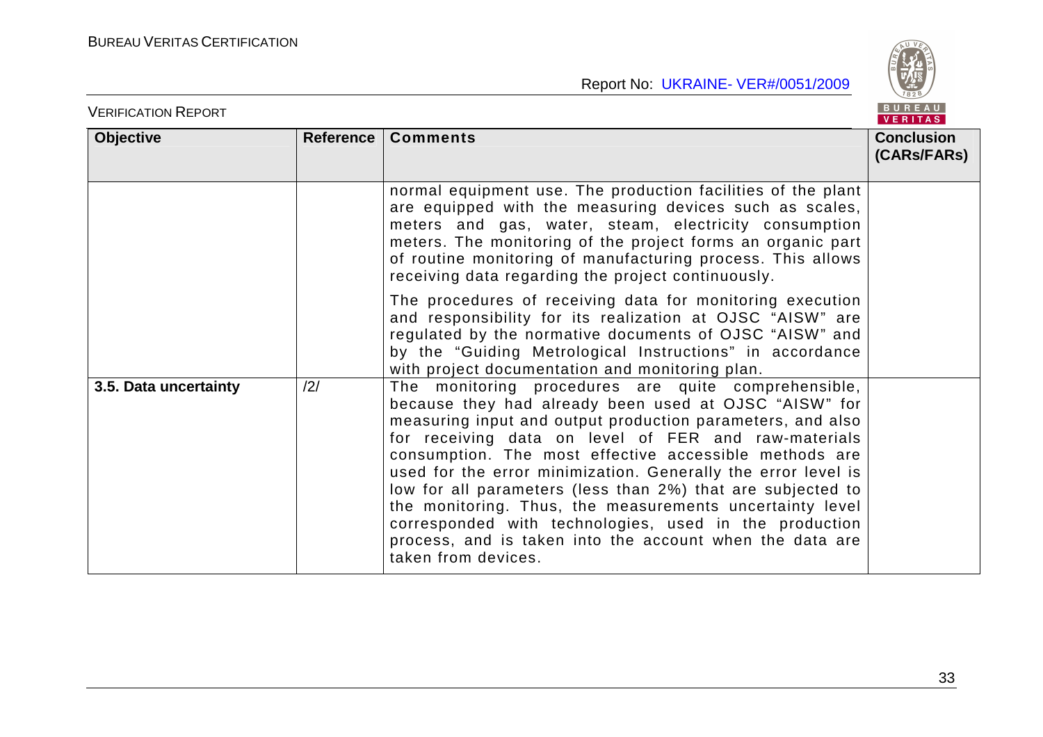| Objective | Reference | Comments | Conclusion (CARs/FARs) |
|---|---|---|---|
| | | normal equipment use. The production facilities of the plant are equipped with the measuring devices such as scales, meters and gas, water, steam, electricity consumption meters. The monitoring of the project forms an organic part of routine monitoring of manufacturing process. This allows receiving data regarding the project continuously.<br><br>The procedures of receiving data for monitoring execution and responsibility for its realization at OJSC "AISW" are regulated by the normative documents of OJSC "AISW" and by the "Guiding Metrological Instructions" in accordance with project documentation and monitoring plan. | |
| **3.5. Data uncertainty** | /2/ | The monitoring procedures are quite comprehensible, because they had already been used at OJSC "AISW" for measuring input and output production parameters, and also for receiving data on level of FER and raw-materials consumption. The most effective accessible methods are used for the error minimization. Generally the error level is low for all parameters (less than 2%) that are subjected to the monitoring. Thus, the measurements uncertainty level corresponded with technologies, used in the production process, and is taken into the account when the data are taken from devices. | |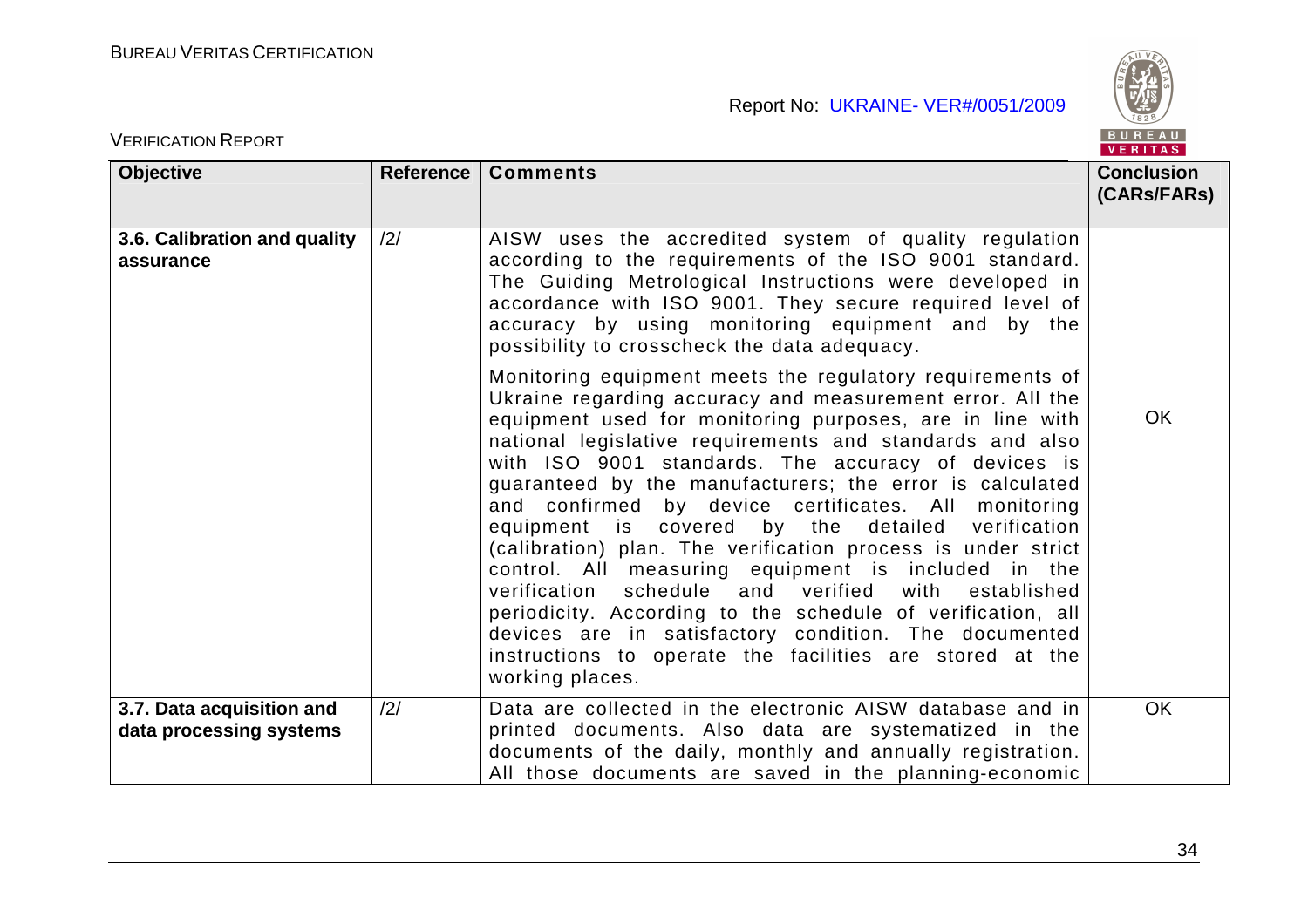| Objective | Reference | Comments | Conclusion (CARs/FARs) |
|---|---|---|---|
| **3.6. Calibration and quality assurance** | /2/ | AISW uses the accredited system of quality regulation according to the requirements of the ISO 9001 standard. The Guiding Metrological Instructions were developed in accordance with ISO 9001. They secure required level of accuracy by using monitoring equipment and by the possibility to crosscheck the data adequacy.<br><br>Monitoring equipment meets the regulatory requirements of Ukraine regarding accuracy and measurement error. All the equipment used for monitoring purposes, are in line with national legislative requirements and standards and also with ISO 9001 standards. The accuracy of devices is guaranteed by the manufacturers; the error is calculated and confirmed by device certificates. All monitoring equipment is covered by the detailed verification (calibration) plan. The verification process is under strict control. All measuring equipment is included in the verification schedule and verified with established periodicity. According to the schedule of verification, all devices are in satisfactory condition. The documented instructions to operate the facilities are stored at the working places. | OK |
| **3.7. Data acquisition and data processing systems** | /2/ | Data are collected in the electronic AISW database and in printed documents. Also data are systematized in the documents of the daily, monthly and annually registration. All those documents are saved in the planning-economic | OK |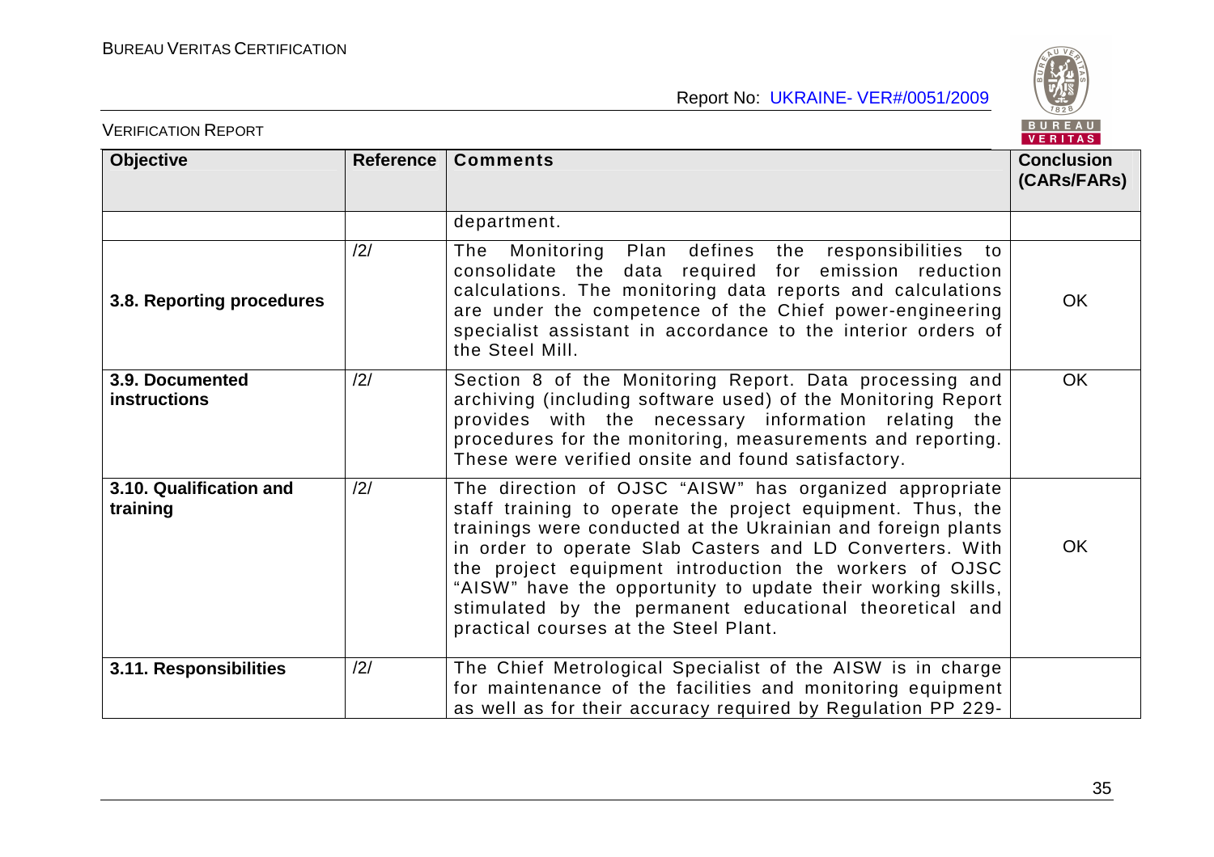| Objective | Reference | Comments | Conclusion (CARs/FARs) |
|---|---|---|---|
| | | department. | |
| **3.8. Reporting procedures** | /2/ | The Monitoring Plan defines the responsibilities to consolidate the data required for emission reduction calculations. The monitoring data reports and calculations are under the competence of the Chief power-engineering specialist assistant in accordance to the interior orders of the Steel Mill. | OK |
| **3.9. Documented instructions** | /2/ | Section 8 of the Monitoring Report. Data processing and archiving (including software used) of the Monitoring Report provides with the necessary information relating the procedures for the monitoring, measurements and reporting. These were verified onsite and found satisfactory. | OK |
| **3.10. Qualification and training** | /2/ | The direction of OJSC "AISW" has organized appropriate staff training to operate the project equipment. Thus, the trainings were conducted at the Ukrainian and foreign plants in order to operate Slab Casters and LD Converters. With the project equipment introduction the workers of OJSC "AISW" have the opportunity to update their working skills, stimulated by the permanent educational theoretical and practical courses at the Steel Plant. | OK |
| **3.11. Responsibilities** | /2/ | The Chief Metrological Specialist of the AISW is in charge for maintenance of the facilities and monitoring equipment as well as for their accuracy required by Regulation PP 229- | |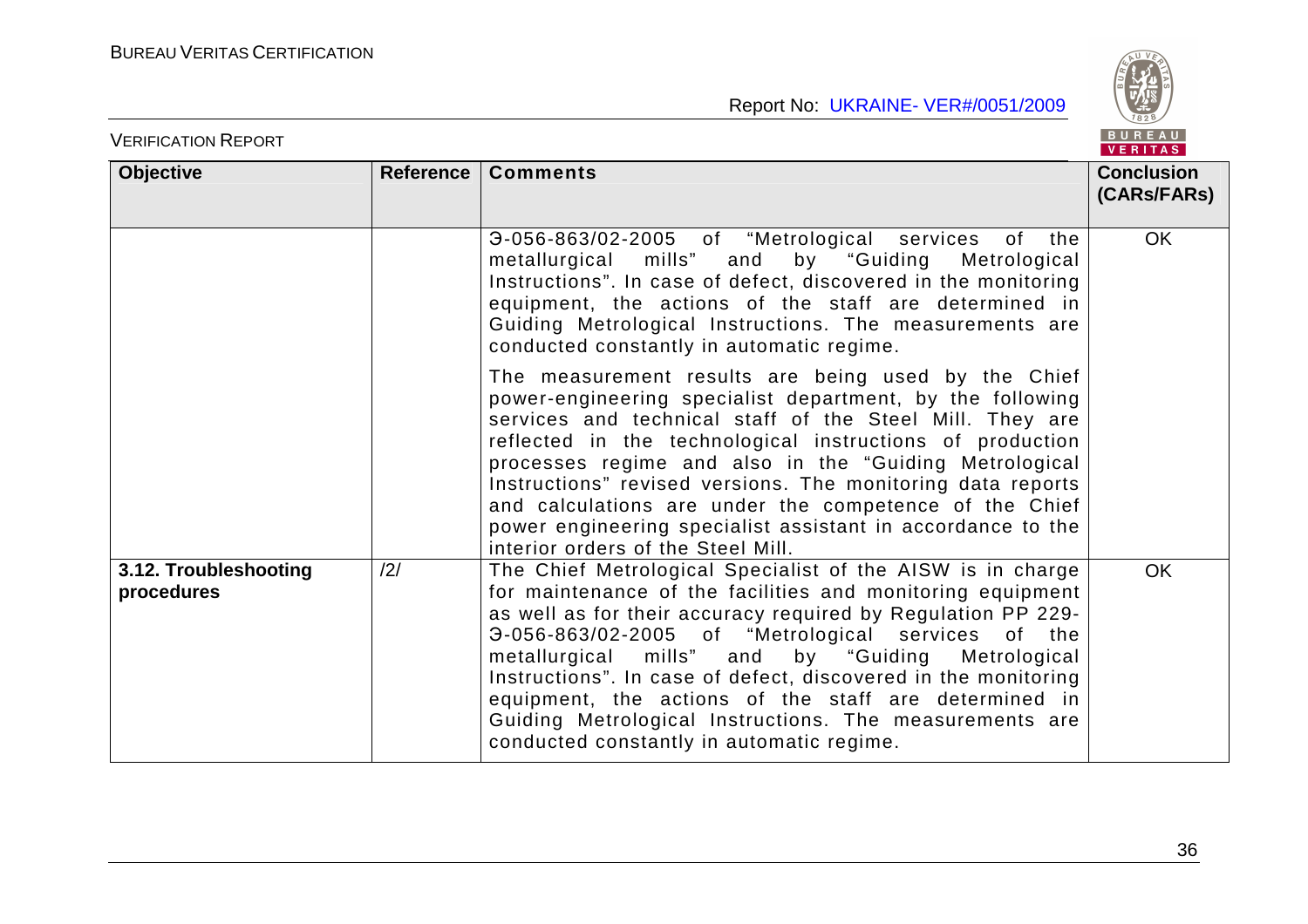| Objective | Reference | Comments | Conclusion (CARs/FARs) |
|---|---|---|---|
| | | Э-056-863/02-2005 of "Metrological services of the metallurgical mills" and by "Guiding Metrological Instructions". In case of defect, discovered in the monitoring equipment, the actions of the staff are determined in Guiding Metrological Instructions. The measurements are conducted constantly in automatic regime.<br><br>The measurement results are being used by the Chief power-engineering specialist department, by the following services and technical staff of the Steel Mill. They are reflected in the technological instructions of production processes regime and also in the "Guiding Metrological Instructions" revised versions. The monitoring data reports and calculations are under the competence of the Chief power engineering specialist assistant in accordance to the interior orders of the Steel Mill. | OK |
| **3.12. Troubleshooting procedures** | /2/ | The Chief Metrological Specialist of the AISW is in charge for maintenance of the facilities and monitoring equipment as well as for their accuracy required by Regulation PP 229-Э-056-863/02-2005 of "Metrological services of the metallurgical mills" and by "Guiding Metrological Instructions". In case of defect, discovered in the monitoring equipment, the actions of the staff are determined in Guiding Metrological Instructions. The measurements are conducted constantly in automatic regime. | OK |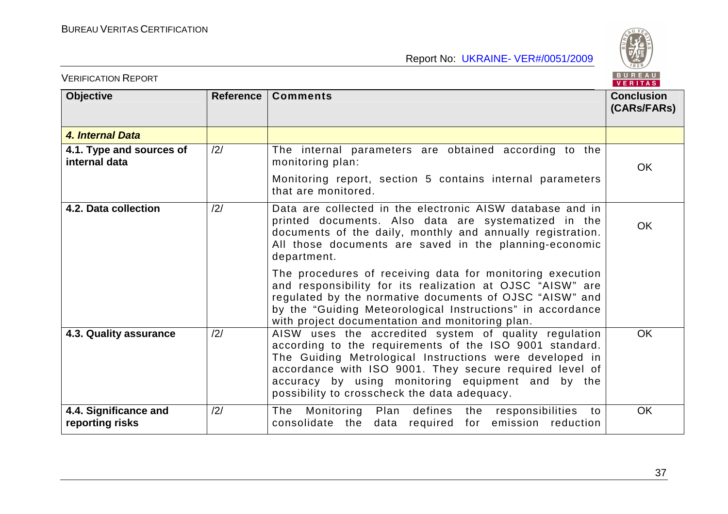| Objective | Reference | Comments | Conclusion (CARs/FARs) |
|---|---|---|---|
| ***4. Internal Data*** | | | |
| **4.1. Type and sources of internal data** | /2/ | The internal parameters are obtained according to the monitoring plan:<br>Monitoring report, section 5 contains internal parameters that are monitored. | OK |
| **4.2. Data collection** | /2/ | Data are collected in the electronic AISW database and in printed documents. Also data are systematized in the documents of the daily, monthly and annually registration. All those documents are saved in the planning-economic department.<br>The procedures of receiving data for monitoring execution and responsibility for its realization at OJSC "AISW" are regulated by the normative documents of OJSC "AISW" and by the "Guiding Meteorological Instructions" in accordance with project documentation and monitoring plan. | OK |
| **4.3. Quality assurance** | /2/ | AISW uses the accredited system of quality regulation according to the requirements of the ISO 9001 standard. The Guiding Metrological Instructions were developed in accordance with ISO 9001. They secure required level of accuracy by using monitoring equipment and by the possibility to crosscheck the data adequacy. | OK |
| **4.4. Significance and reporting risks** | /2/ | The Monitoring Plan defines the responsibilities to consolidate the data required for emission reduction | OK |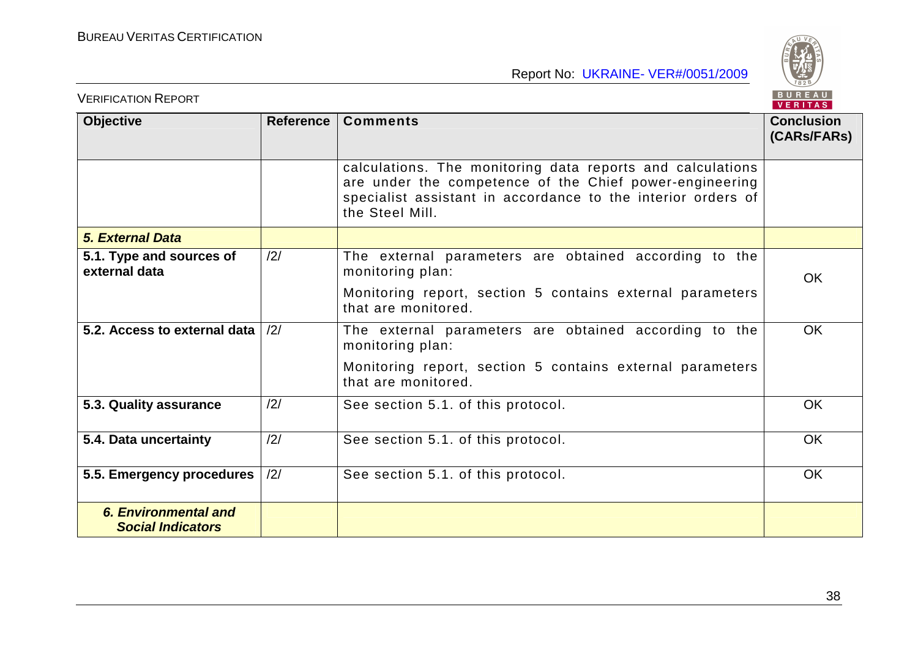| Objective | Reference | Comments | Conclusion (CARs/FARs) |
|---|---|---|---|
| | | calculations. The monitoring data reports and calculations are under the competence of the Chief power-engineering specialist assistant in accordance to the interior orders of the Steel Mill. | |
| ***5. External Data*** | | | |
| **5.1. Type and sources of external data** | /2/ | The external parameters are obtained according to the monitoring plan:<br>Monitoring report, section 5 contains external parameters that are monitored. | OK |
| **5.2. Access to external data** | /2/ | The external parameters are obtained according to the monitoring plan:<br>Monitoring report, section 5 contains external parameters that are monitored. | OK |
| **5.3. Quality assurance** | /2/ | See section 5.1. of this protocol. | OK |
| **5.4. Data uncertainty** | /2/ | See section 5.1. of this protocol. | OK |
| **5.5. Emergency procedures** | /2/ | See section 5.1. of this protocol. | OK |
| ***6. Environmental and Social Indicators*** | | | |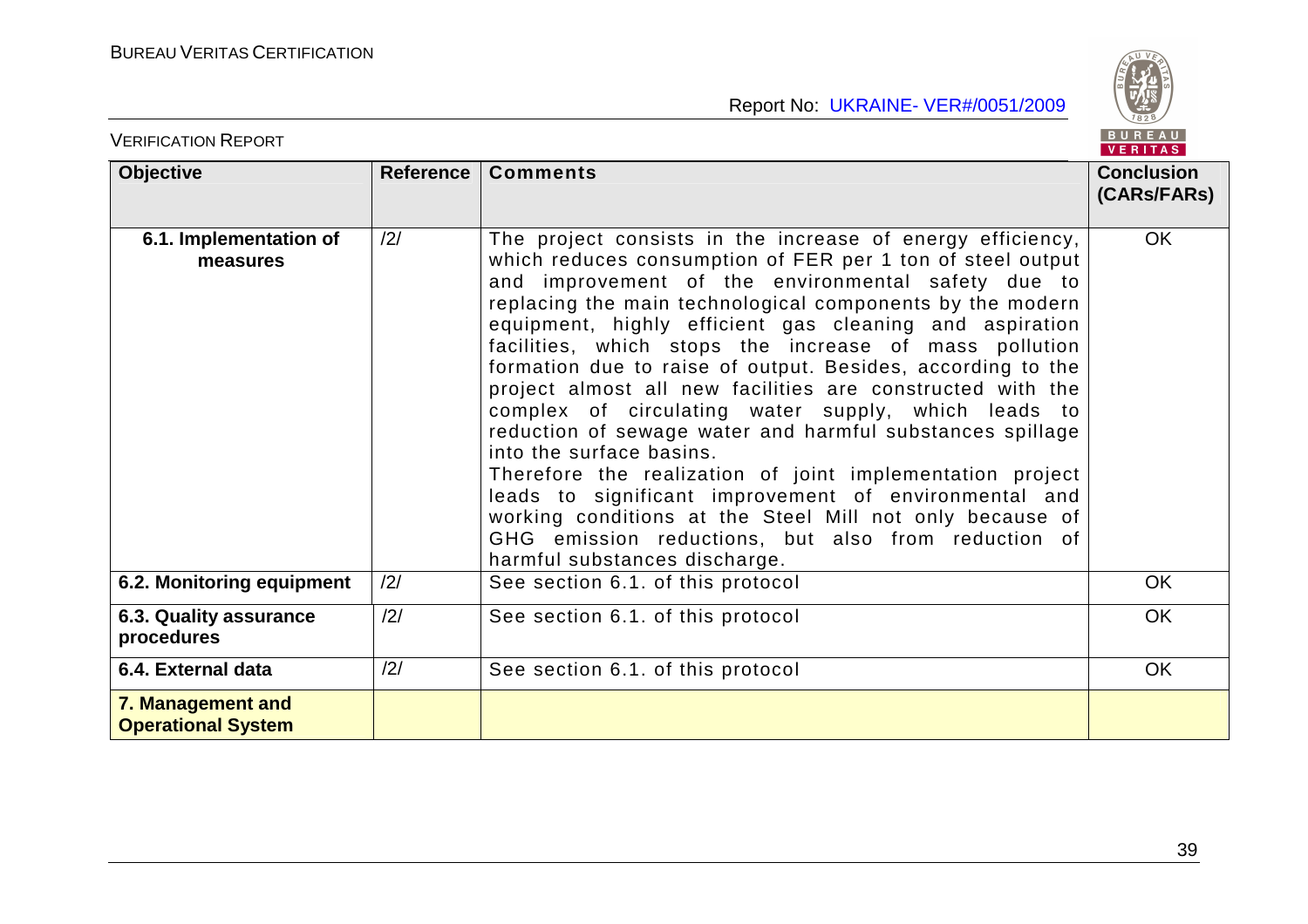| Objective | Reference | Comments | Conclusion (CARs/FARs) |
|---|---|---|---|
| **6.1. Implementation of measures** | /2/ | The project consists in the increase of energy efficiency, which reduces consumption of FER per 1 ton of steel output and improvement of the environmental safety due to replacing the main technological components by the modern equipment, highly efficient gas cleaning and aspiration facilities, which stops the increase of mass pollution formation due to raise of output. Besides, according to the project almost all new facilities are constructed with the complex of circulating water supply, which leads to reduction of sewage water and harmful substances spillage into the surface basins.<br>Therefore the realization of joint implementation project leads to significant improvement of environmental and working conditions at the Steel Mill not only because of GHG emission reductions, but also from reduction of harmful substances discharge. | OK |
| **6.2. Monitoring equipment** | /2/ | See section 6.1. of this protocol | OK |
| **6.3. Quality assurance procedures** | /2/ | See section 6.1. of this protocol | OK |
| **6.4. External data** | /2/ | See section 6.1. of this protocol | OK |
| **7. Management and Operational System** | | | |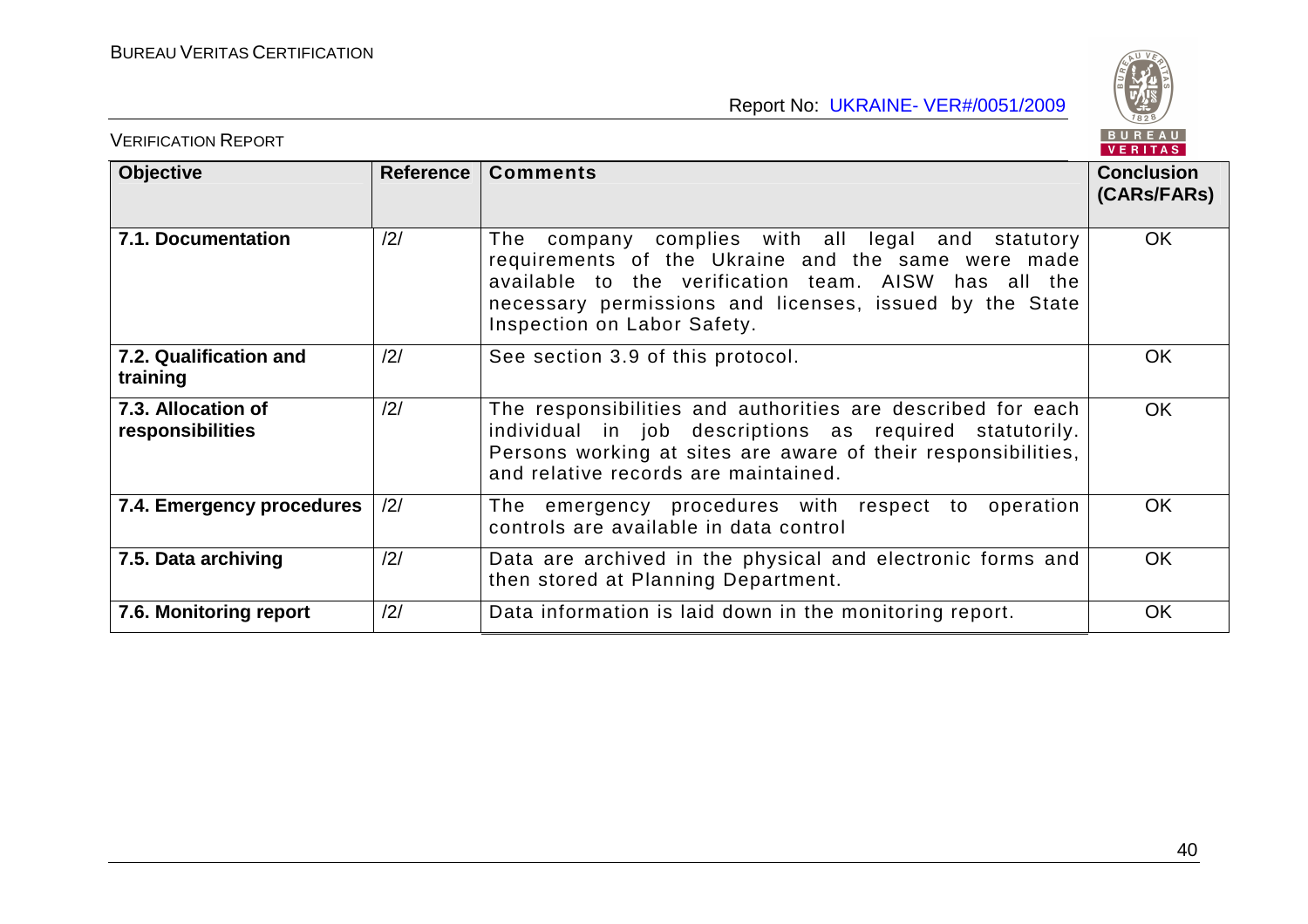| Objective | Reference | Comments | Conclusion (CARs/FARs) |
|---|---|---|---|
| **7.1. Documentation** | /2/ | The company complies with all legal and statutory requirements of the Ukraine and the same were made available to the verification team. AISW has all the necessary permissions and licenses, issued by the State Inspection on Labor Safety. | OK |
| **7.2. Qualification and training** | /2/ | See section 3.9 of this protocol. | OK |
| **7.3. Allocation of responsibilities** | /2/ | The responsibilities and authorities are described for each individual in job descriptions as required statutorily. Persons working at sites are aware of their responsibilities, and relative records are maintained. | OK |
| **7.4. Emergency procedures** | /2/ | The emergency procedures with respect to operation controls are available in data control | OK |
| **7.5. Data archiving** | /2/ | Data are archived in the physical and electronic forms and then stored at Planning Department. | OK |
| **7.6. Monitoring report** | /2/ | Data information is laid down in the monitoring report. | OK |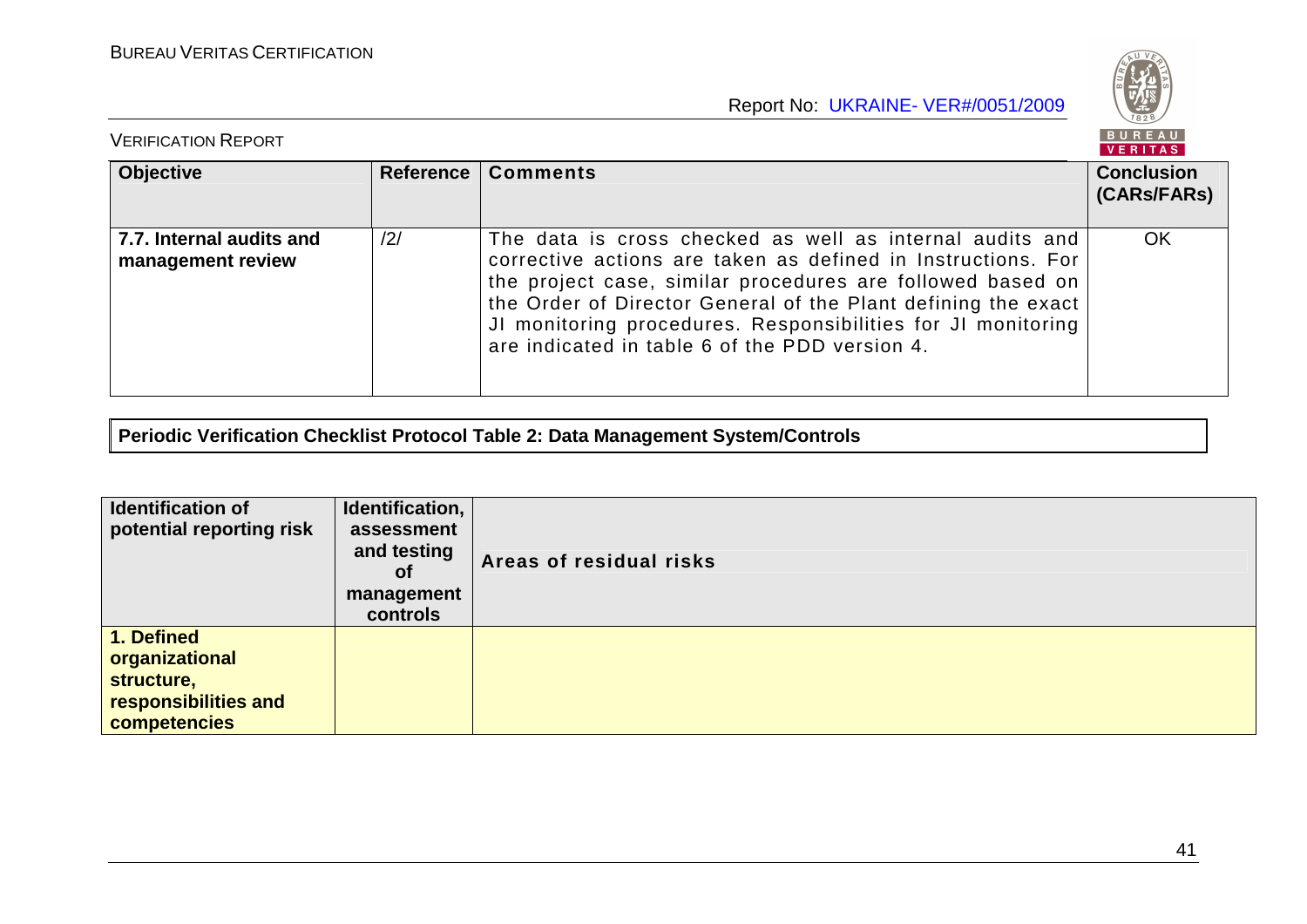| Objective | Reference | Comments | Conclusion (CARs/FARs) |
|---|---|---|---|
| **7.7. Internal audits and management review** | /2/ | The data is cross checked as well as internal audits and corrective actions are taken as defined in Instructions. For the project case, similar procedures are followed based on the Order of Director General of the Plant defining the exact JI monitoring procedures. Responsibilities for JI monitoring are indicated in table 6 of the PDD version 4. | OK |

**Periodic Verification Checklist Protocol Table 2: Data Management System/Controls**

| Identification of potential reporting risk | Identification, assessment and testing of management controls | Areas of residual risks |
|---|---|---|
| **1. Defined organizational structure, responsibilities and competencies** | | |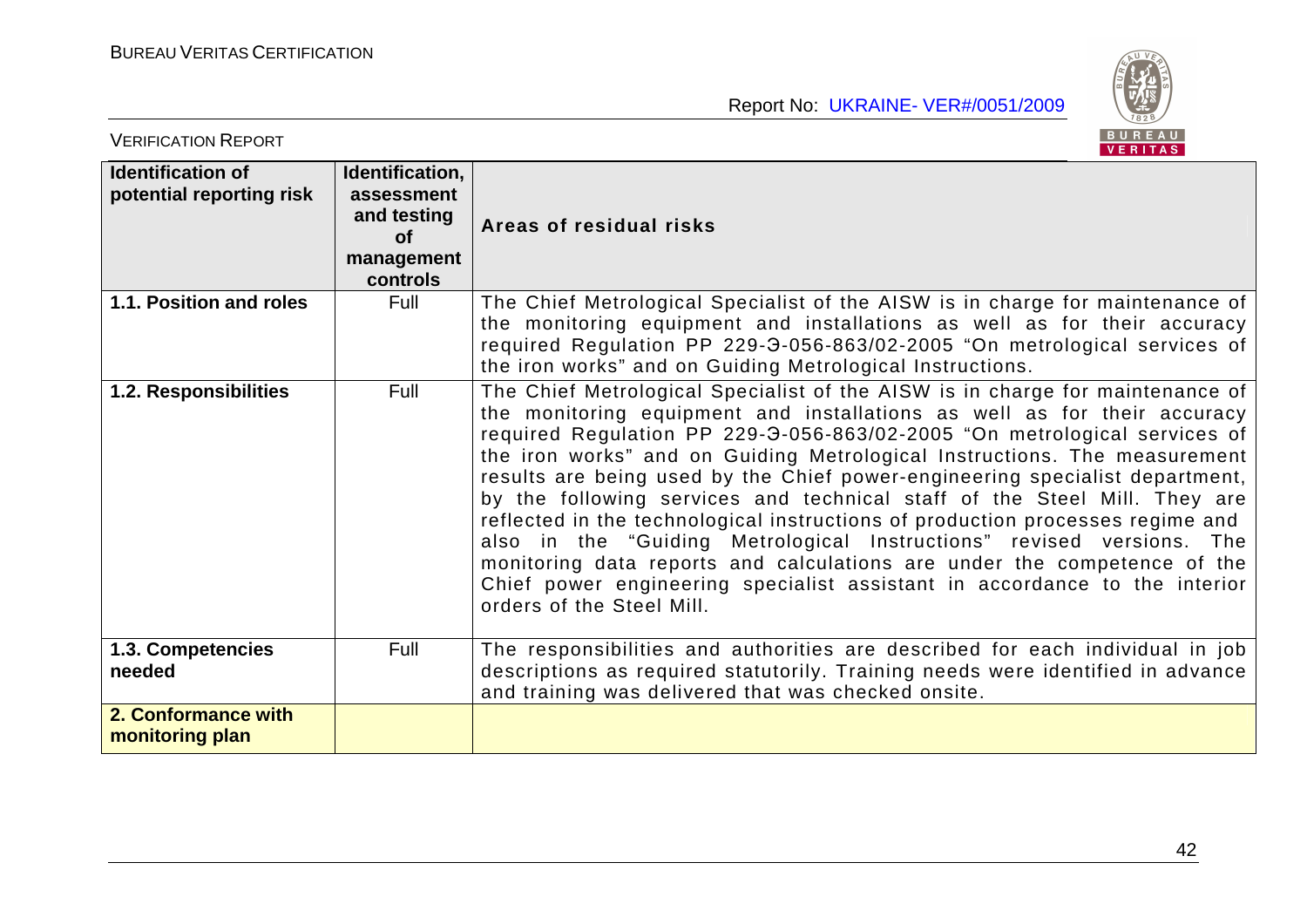| Identification of potential reporting risk | Identification, assessment and testing of management controls | Areas of residual risks |
|---|---|---|
| **1.1. Position and roles** | Full | The Chief Metrological Specialist of the AISW is in charge for maintenance of the monitoring equipment and installations as well as for their accuracy required Regulation PP 229-Э-056-863/02-2005 "On metrological services of the iron works" and on Guiding Metrological Instructions. |
| **1.2. Responsibilities** | Full | The Chief Metrological Specialist of the AISW is in charge for maintenance of the monitoring equipment and installations as well as for their accuracy required Regulation PP 229-Э-056-863/02-2005 "On metrological services of the iron works" and on Guiding Metrological Instructions. The measurement results are being used by the Chief power-engineering specialist department, by the following services and technical staff of the Steel Mill. They are reflected in the technological instructions of production processes regime and also in the "Guiding Metrological Instructions" revised versions. The monitoring data reports and calculations are under the competence of the Chief power engineering specialist assistant in accordance to the interior orders of the Steel Mill. |
| **1.3. Competencies needed** | Full | The responsibilities and authorities are described for each individual in job descriptions as required statutorily. Training needs were identified in advance and training was delivered that was checked onsite. |
| **2. Conformance with monitoring plan** | | |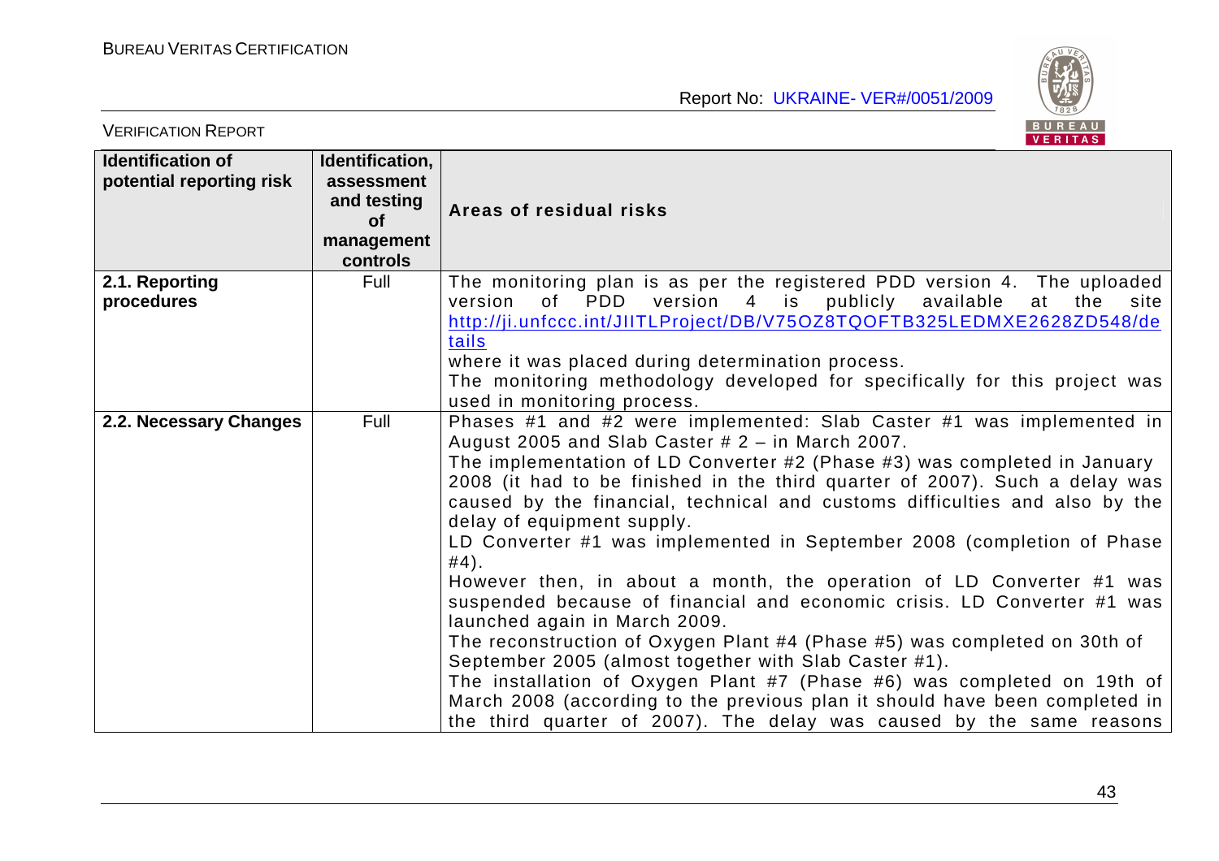| Identification of potential reporting risk | Identification, assessment and testing of management controls | Areas of residual risks |
|---|---|---|
| **2.1. Reporting procedures** | Full | The monitoring plan is as per the registered PDD version 4. The uploaded version of PDD version 4 is publicly available at the site http://ji.unfccc.int/JIITLProject/DB/V75OZ8TQOFTB325LEDMXE2628ZD548/details where it was placed during determination process.<br>The monitoring methodology developed for specifically for this project was used in monitoring process. |
| **2.2. Necessary Changes** | Full | Phases #1 and #2 were implemented: Slab Caster #1 was implemented in August 2005 and Slab Caster # 2 – in March 2007.<br>The implementation of LD Converter #2 (Phase #3) was completed in January 2008 (it had to be finished in the third quarter of 2007). Such a delay was caused by the financial, technical and customs difficulties and also by the delay of equipment supply.<br>LD Converter #1 was implemented in September 2008 (completion of Phase #4).<br>However then, in about a month, the operation of LD Converter #1 was suspended because of financial and economic crisis. LD Converter #1 was launched again in March 2009.<br>The reconstruction of Oxygen Plant #4 (Phase #5) was completed on 30th of September 2005 (almost together with Slab Caster #1).<br>The installation of Oxygen Plant #7 (Phase #6) was completed on 19th of March 2008 (according to the previous plan it should have been completed in the third quarter of 2007). The delay was caused by the same reasons |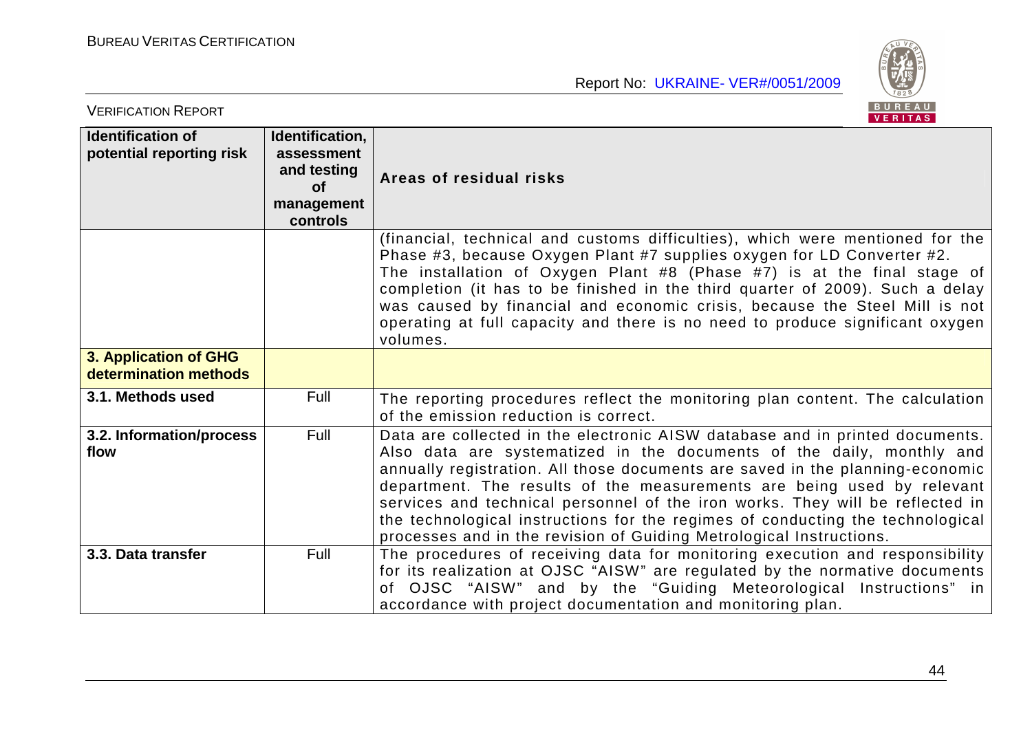| Identification of potential reporting risk | Identification, assessment and testing of management controls | Areas of residual risks |
|---|---|---|
| | | (financial, technical and customs difficulties), which were mentioned for the Phase #3, because Oxygen Plant #7 supplies oxygen for LD Converter #2. The installation of Oxygen Plant #8 (Phase #7) is at the final stage of completion (it has to be finished in the third quarter of 2009). Such a delay was caused by financial and economic crisis, because the Steel Mill is not operating at full capacity and there is no need to produce significant oxygen volumes. |
| **3. Application of GHG determination methods** | | |
| **3.1. Methods used** | Full | The reporting procedures reflect the monitoring plan content. The calculation of the emission reduction is correct. |
| **3.2. Information/process flow** | Full | Data are collected in the electronic AISW database and in printed documents. Also data are systematized in the documents of the daily, monthly and annually registration. All those documents are saved in the planning-economic department. The results of the measurements are being used by relevant services and technical personnel of the iron works. They will be reflected in the technological instructions for the regimes of conducting the technological processes and in the revision of Guiding Metrological Instructions. |
| **3.3. Data transfer** | Full | The procedures of receiving data for monitoring execution and responsibility for its realization at OJSC "AISW" are regulated by the normative documents of OJSC "AISW" and by the "Guiding Meteorological Instructions" in accordance with project documentation and monitoring plan. |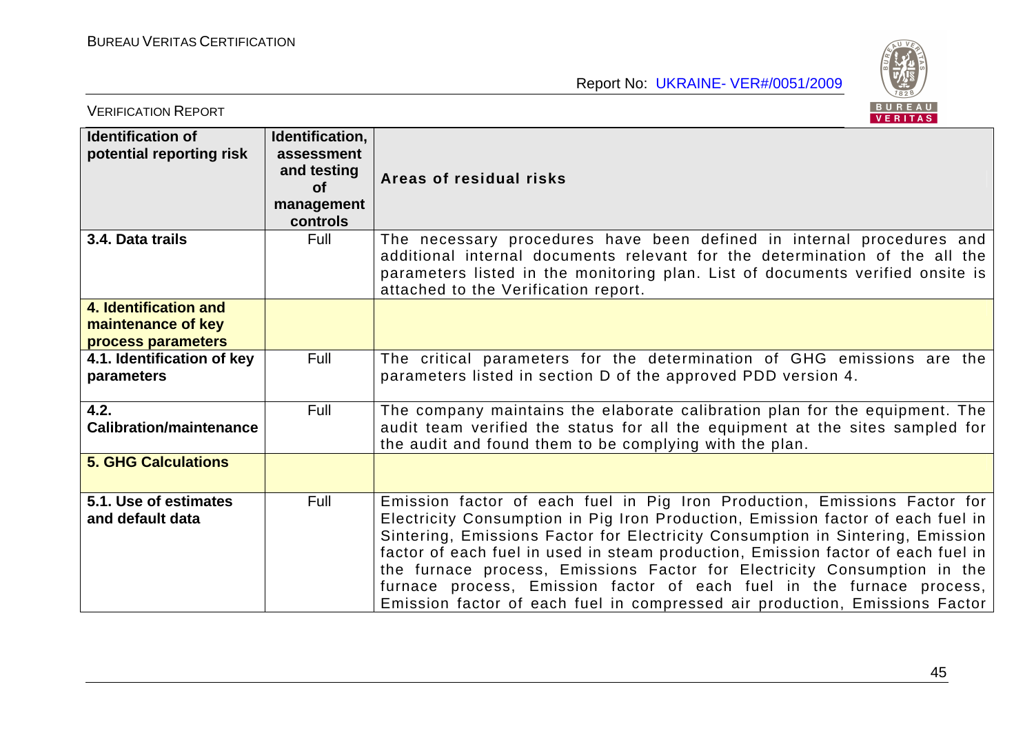| Identification of potential reporting risk | Identification, assessment and testing of management controls | Areas of residual risks |
|---|---|---|
| **3.4. Data trails** | Full | The necessary procedures have been defined in internal procedures and additional internal documents relevant for the determination of the all the parameters listed in the monitoring plan. List of documents verified onsite is attached to the Verification report. |
| **4. Identification and maintenance of key process parameters** | | |
| **4.1. Identification of key parameters** | Full | The critical parameters for the determination of GHG emissions are the parameters listed in section D of the approved PDD version 4. |
| **4.2. Calibration/maintenance** | Full | The company maintains the elaborate calibration plan for the equipment. The audit team verified the status for all the equipment at the sites sampled for the audit and found them to be complying with the plan. |
| **5. GHG Calculations** | | |
| **5.1. Use of estimates and default data** | Full | Emission factor of each fuel in Pig Iron Production, Emissions Factor for Electricity Consumption in Pig Iron Production, Emission factor of each fuel in Sintering, Emissions Factor for Electricity Consumption in Sintering, Emission factor of each fuel in used in steam production, Emission factor of each fuel in the furnace process, Emissions Factor for Electricity Consumption in the furnace process, Emission factor of each fuel in the furnace process, Emission factor of each fuel in compressed air production, Emissions Factor |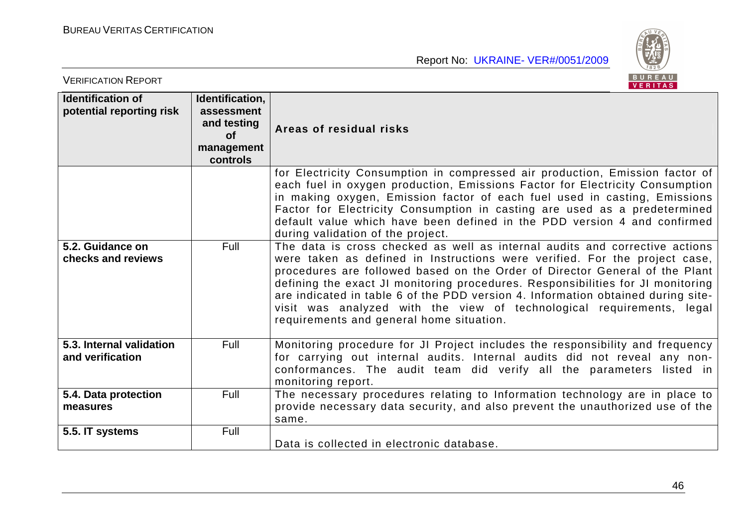| Identification of potential reporting risk | Identification, assessment and testing of management controls | Areas of residual risks |
|---|---|---|
| | | for Electricity Consumption in compressed air production, Emission factor of each fuel in oxygen production, Emissions Factor for Electricity Consumption in making oxygen, Emission factor of each fuel used in casting, Emissions Factor for Electricity Consumption in casting are used as a predetermined default value which have been defined in the PDD version 4 and confirmed during validation of the project. |
| **5.2. Guidance on checks and reviews** | Full | The data is cross checked as well as internal audits and corrective actions were taken as defined in Instructions were verified. For the project case, procedures are followed based on the Order of Director General of the Plant defining the exact JI monitoring procedures. Responsibilities for JI monitoring are indicated in table 6 of the PDD version 4. Information obtained during site-visit was analyzed with the view of technological requirements, legal requirements and general home situation. |
| **5.3. Internal validation and verification** | Full | Monitoring procedure for JI Project includes the responsibility and frequency for carrying out internal audits. Internal audits did not reveal any non-conformances. The audit team did verify all the parameters listed in monitoring report. |
| **5.4. Data protection measures** | Full | The necessary procedures relating to Information technology are in place to provide necessary data security, and also prevent the unauthorized use of the same. |
| **5.5. IT systems** | Full | Data is collected in electronic database. |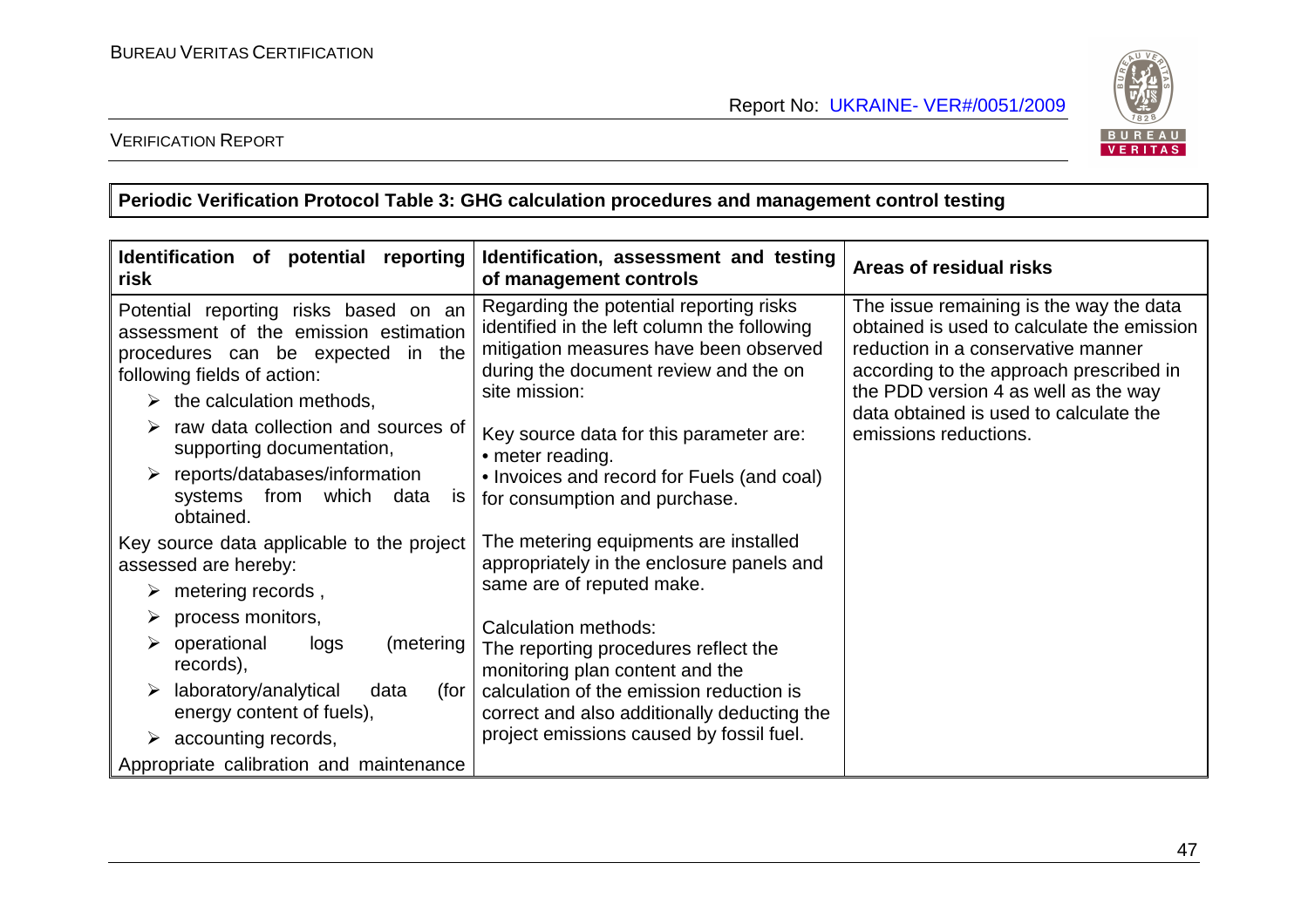**Periodic Verification Protocol Table 3: GHG calculation procedures and management control testing**

| Identification of potential reporting risk | Identification, assessment and testing of management controls | Areas of residual risks |
|---|---|---|
| Potential reporting risks based on an assessment of the emission estimation procedures can be expected in the following fields of action:<br>➢ the calculation methods,<br>➢ raw data collection and sources of supporting documentation,<br>➢ reports/databases/information systems from which data is obtained.<br><br>Key source data applicable to the project assessed are hereby:<br>➢ metering records ,<br>➢ process monitors,<br>➢ operational logs (metering records),<br>➢ laboratory/analytical data (for energy content of fuels),<br>➢ accounting records,<br><br>Appropriate calibration and maintenance | Regarding the potential reporting risks identified in the left column the following mitigation measures have been observed during the document review and the on site mission:<br><br>Key source data for this parameter are:<br>• meter reading.<br>• Invoices and record for Fuels (and coal) for consumption and purchase.<br><br>The metering equipments are installed appropriately in the enclosure panels and same are of reputed make.<br><br>Calculation methods:<br>The reporting procedures reflect the monitoring plan content and the calculation of the emission reduction is correct and also additionally deducting the project emissions caused by fossil fuel. | The issue remaining is the way the data obtained is used to calculate the emission reduction in a conservative manner according to the approach prescribed in the PDD version 4 as well as the way data obtained is used to calculate the emissions reductions. |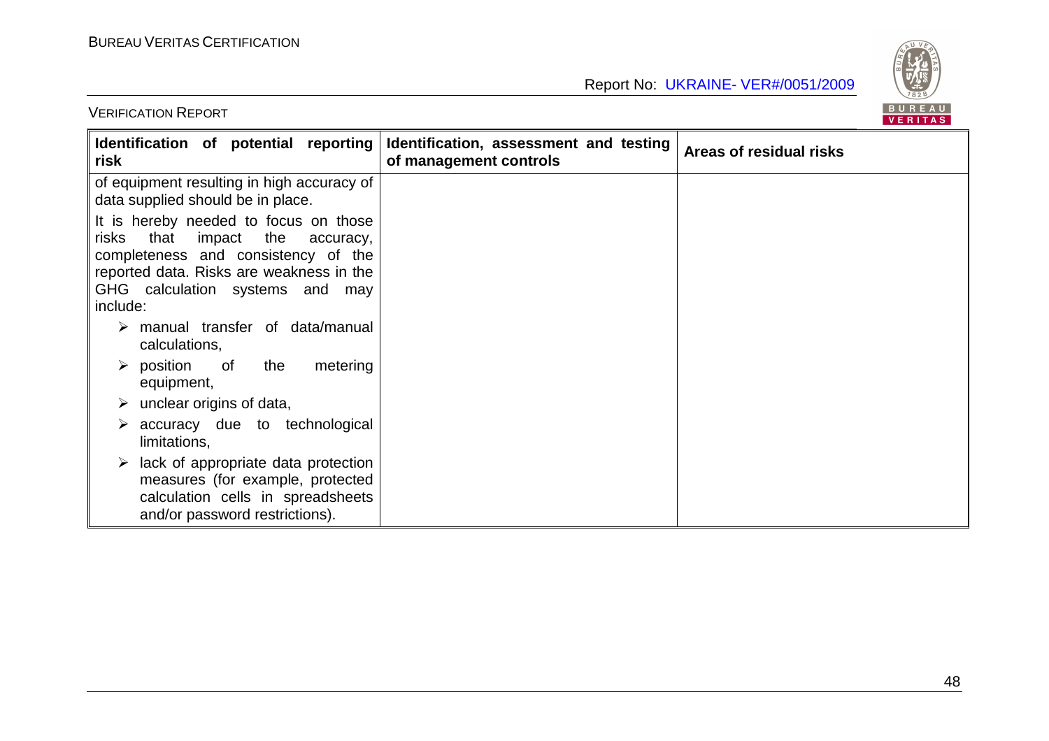| Identification of potential reporting risk | Identification, assessment and testing of management controls | Areas of residual risks |
|---|---|---|
| of equipment resulting in high accuracy of data supplied should be in place.<br><br>It is hereby needed to focus on those risks that impact the accuracy, completeness and consistency of the reported data. Risks are weakness in the GHG calculation systems and may include:<br><br>➢ manual transfer of data/manual calculations,<br>➢ position of the metering equipment,<br>➢ unclear origins of data,<br>➢ accuracy due to technological limitations,<br>➢ lack of appropriate data protection measures (for example, protected calculation cells in spreadsheets and/or password restrictions). | | |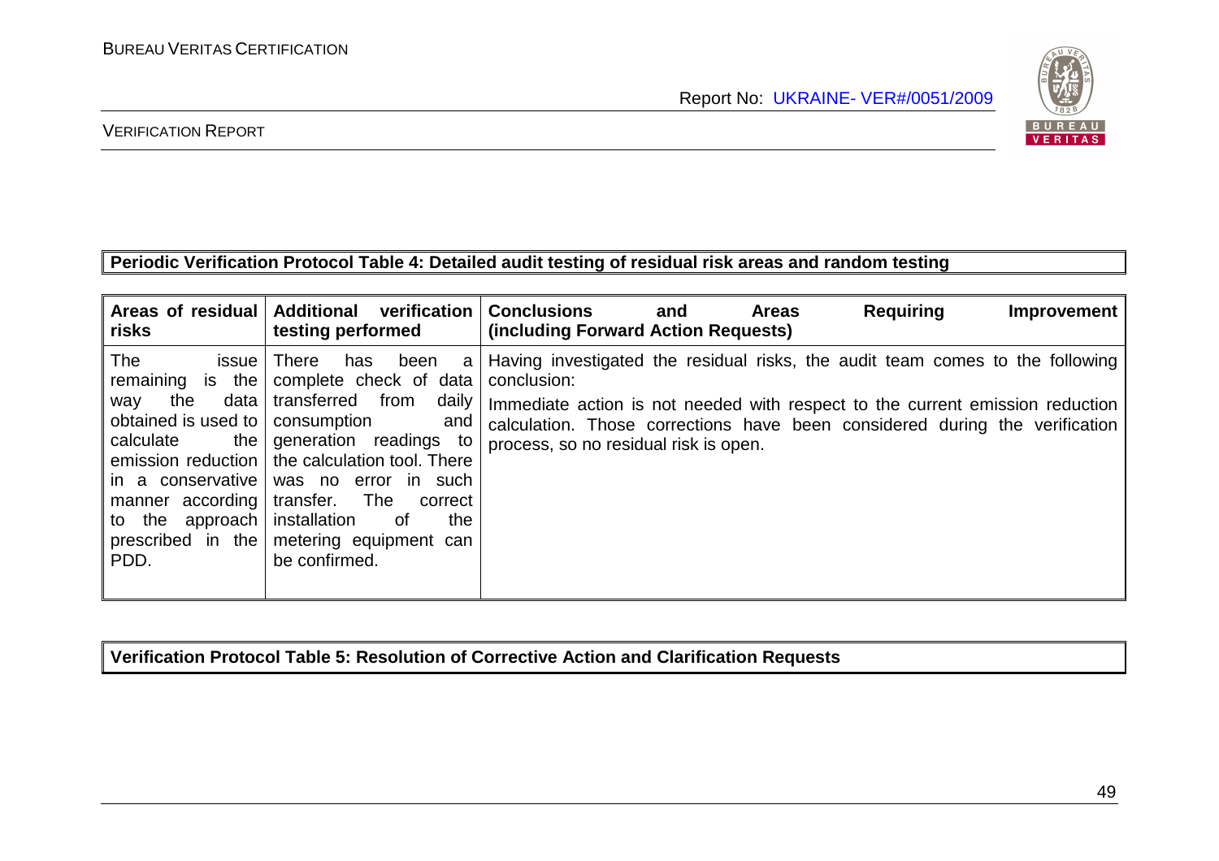**Periodic Verification Protocol Table 4: Detailed audit testing of residual risk areas and random testing**

| Areas of residual risks | Additional verification testing performed | Conclusions and Areas Requiring Improvement (including Forward Action Requests) |
|---|---|---|
| The issue remaining is the way the data obtained is used to calculate the emission reduction in a conservative manner according to the approach prescribed in the PDD. | There has been a complete check of data transferred from daily consumption and generation readings to the calculation tool. There was no error in such transfer. The correct installation of the metering equipment can be confirmed. | Having investigated the residual risks, the audit team comes to the following conclusion:<br><br>Immediate action is not needed with respect to the current emission reduction calculation. Those corrections have been considered during the verification process, so no residual risk is open. |

**Verification Protocol Table 5: Resolution of Corrective Action and Clarification Requests**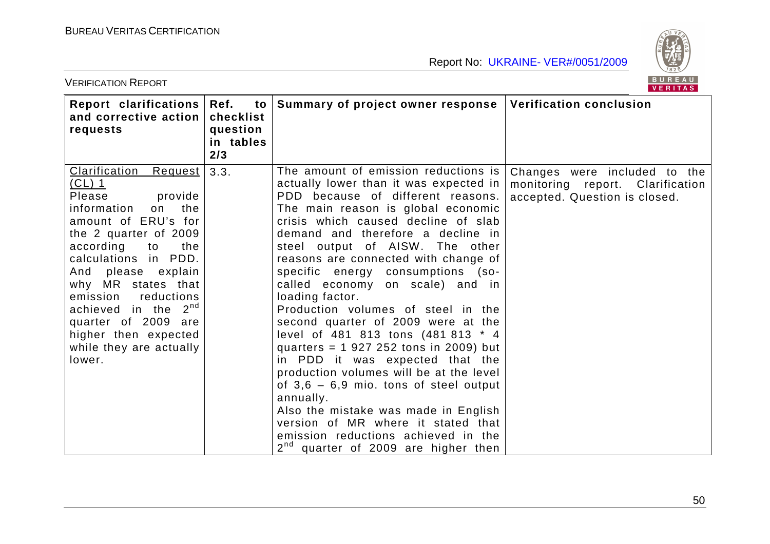| Report clarifications and corrective action requests | Ref. to checklist question in tables 2/3 | Summary of project owner response | Verification conclusion |
|---|---|---|---|
| Clarification Request (CL) 1<br>Please provide information on the amount of ERU's for the 2 quarter of 2009 according to the calculations in PDD. And please explain why MR states that emission reductions achieved in the 2nd quarter of 2009 are higher then expected while they are actually lower. | 3.3. | The amount of emission reductions is actually lower than it was expected in PDD because of different reasons. The main reason is global economic crisis which caused decline of slab demand and therefore a decline in steel output of AISW. The other reasons are connected with change of specific energy consumptions (so-called economy on scale) and in loading factor.<br>Production volumes of steel in the second quarter of 2009 were at the level of 481 813 tons (481 813 * 4 quarters = 1 927 252 tons in 2009) but in PDD it was expected that the production volumes will be at the level of 3,6 – 6,9 mio. tons of steel output annually.<br>Also the mistake was made in English version of MR where it stated that emission reductions achieved in the 2nd quarter of 2009 are higher then | Changes were included to the monitoring report. Clarification accepted. Question is closed. |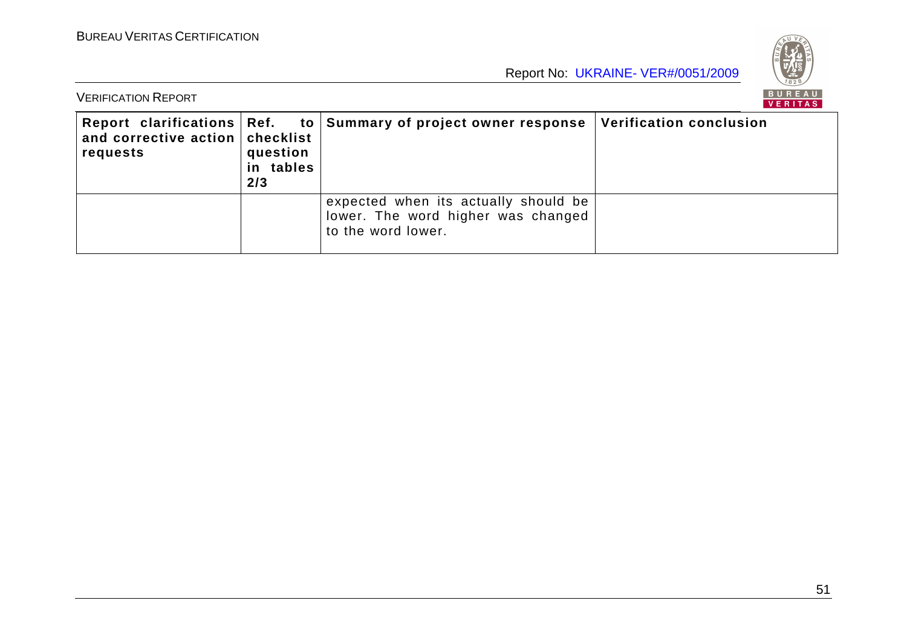| Report clarifications and corrective action requests | Ref. to checklist question in tables 2/3 | Summary of project owner response | Verification conclusion |
|---|---|---|---|
| | | expected when its actually should be lower. The word higher was changed to the word lower. | |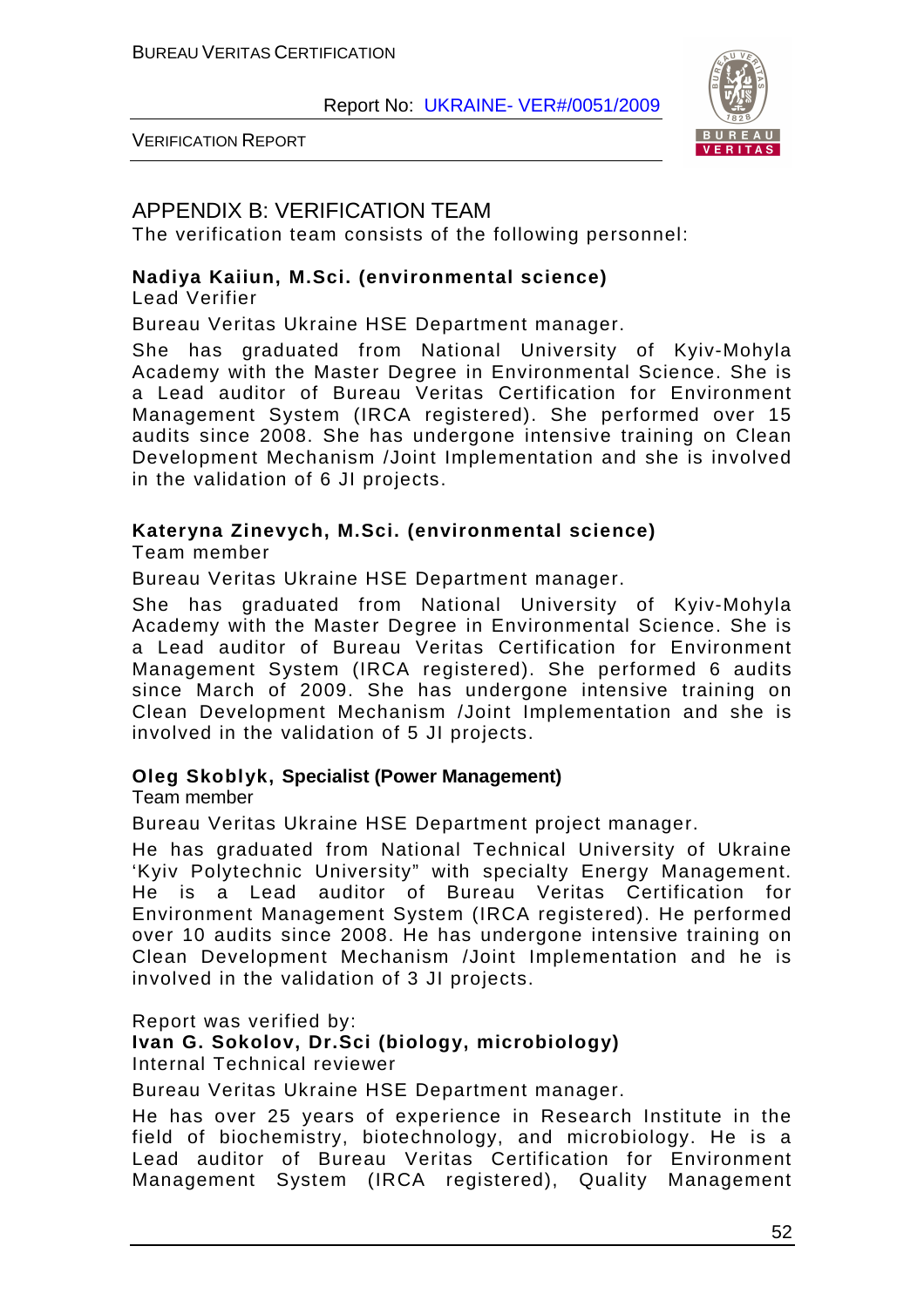## APPENDIX B: VERIFICATION TEAM

The verification team consists of the following personnel:

**Nadiya Kaiiun, M.Sci. (environmental science)**
Lead Verifier

Bureau Veritas Ukraine HSE Department manager.

She has graduated from National University of Kyiv-Mohyla Academy with the Master Degree in Environmental Science. She is a Lead auditor of Bureau Veritas Certification for Environment Management System (IRCA registered). She performed over 15 audits since 2008. She has undergone intensive training on Clean Development Mechanism /Joint Implementation and she is involved in the validation of 6 JI projects.

**Kateryna Zinevych, M.Sci. (environmental science)**
Team member

Bureau Veritas Ukraine HSE Department manager.

She has graduated from National University of Kyiv-Mohyla Academy with the Master Degree in Environmental Science. She is a Lead auditor of Bureau Veritas Certification for Environment Management System (IRCA registered). She performed 6 audits since March of 2009. She has undergone intensive training on Clean Development Mechanism /Joint Implementation and she is involved in the validation of 5 JI projects.

**Oleg Skoblyk, Specialist (Power Management)**
Team member

Bureau Veritas Ukraine HSE Department project manager.

He has graduated from National Technical University of Ukraine 'Kyiv Polytechnic University" with specialty Energy Management. He is a Lead auditor of Bureau Veritas Certification for Environment Management System (IRCA registered). He performed over 10 audits since 2008. He has undergone intensive training on Clean Development Mechanism /Joint Implementation and he is involved in the validation of 3 JI projects.

Report was verified by:
**Ivan G. Sokolov, Dr.Sci (biology, microbiology)**
Internal Technical reviewer

Bureau Veritas Ukraine HSE Department manager.

He has over 25 years of experience in Research Institute in the field of biochemistry, biotechnology, and microbiology. He is a Lead auditor of Bureau Veritas Certification for Environment Management System (IRCA registered), Quality Management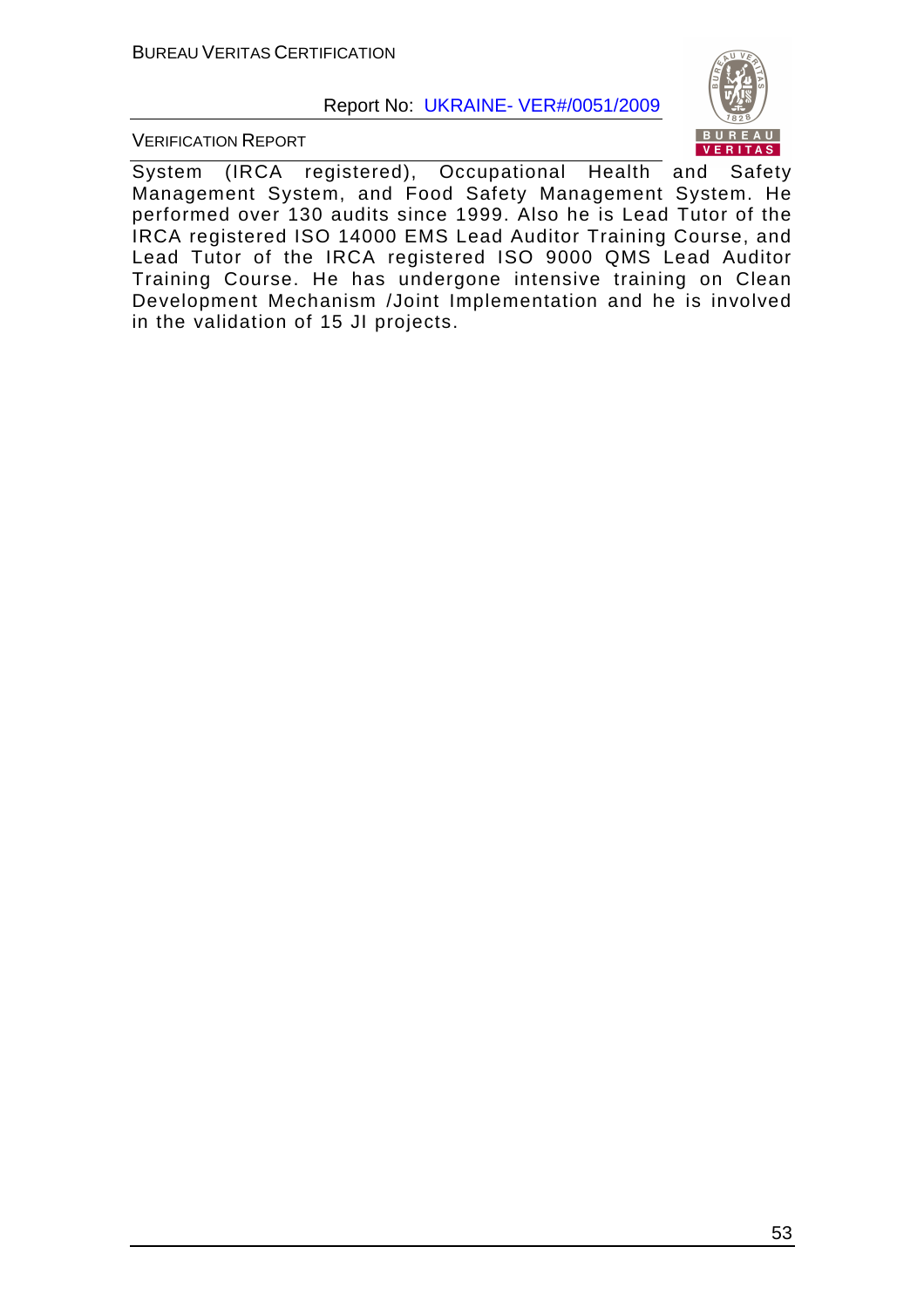System (IRCA registered), Occupational Health and Safety Management System, and Food Safety Management System. He performed over 130 audits since 1999. Also he is Lead Tutor of the IRCA registered ISO 14000 EMS Lead Auditor Training Course, and Lead Tutor of the IRCA registered ISO 9000 QMS Lead Auditor Training Course. He has undergone intensive training on Clean Development Mechanism /Joint Implementation and he is involved in the validation of 15 JI projects.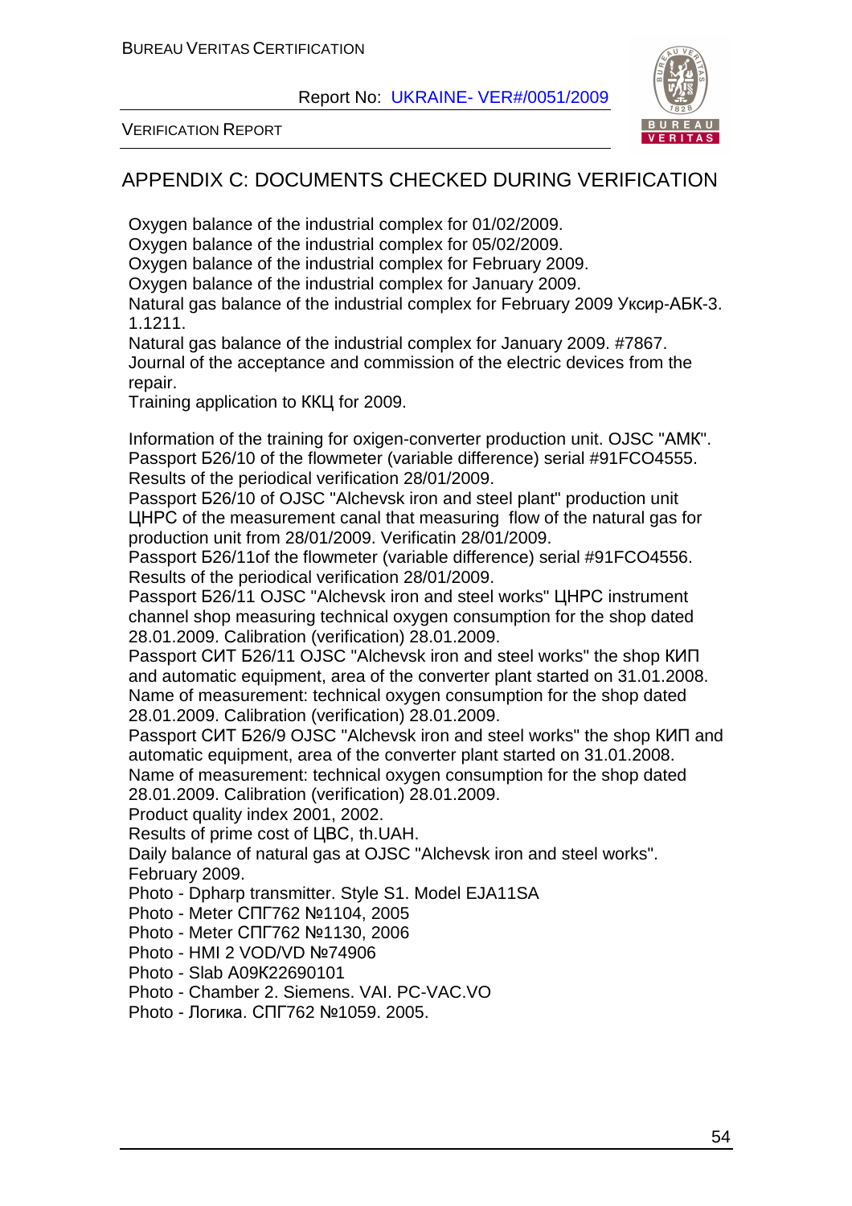## APPENDIX C: DOCUMENTS CHECKED DURING VERIFICATION

Oxygen balance of the industrial complex for 01/02/2009.
Oxygen balance of the industrial complex for 05/02/2009.
Oxygen balance of the industrial complex for February 2009.
Oxygen balance of the industrial complex for January 2009.
Natural gas balance of the industrial complex for February 2009 Уксир-АБК-3. 1.1211.
Natural gas balance of the industrial complex for January 2009. #7867.
Journal of the acceptance and commission of the electric devices from the repair.
Training application to ККЦ for 2009.

Information of the training for oxigen-converter production unit. OJSC "АМК".
Passport Б26/10 of the flowmeter (variable difference) serial #91FCO4555. Results of the periodical verification 28/01/2009.
Passport Б26/10 of OJSC "Alchevsk iron and steel plant" production unit ЦНРС of the measurement canal that measuring flow of the natural gas for production unit from 28/01/2009. Verificatin 28/01/2009.
Passport Б26/11of the flowmeter (variable difference) serial #91FCO4556. Results of the periodical verification 28/01/2009.
Passport Б26/11 OJSC "Alchevsk iron and steel works" ЦНРС instrument channel shop measuring technical oxygen consumption for the shop dated 28.01.2009. Calibration (verification) 28.01.2009.
Passport СИТ Б26/11 OJSC "Alchevsk iron and steel works" the shop КИП and automatic equipment, area of the converter plant started on 31.01.2008. Name of measurement: technical oxygen consumption for the shop dated 28.01.2009. Calibration (verification) 28.01.2009.
Passport СИТ Б26/9 OJSC "Alchevsk iron and steel works" the shop КИП and automatic equipment, area of the converter plant started on 31.01.2008. Name of measurement: technical oxygen consumption for the shop dated 28.01.2009. Calibration (verification) 28.01.2009.
Product quality index 2001, 2002.
Results of prime cost of ЦВС, th.UAH.
Daily balance of natural gas at OJSC "Alchevsk iron and steel works". February 2009.
Photo - Dpharp transmitter. Style S1. Model EJA11SA
Photo - Meter СПГ762 №1104, 2005
Photo - Meter СПГ762 №1130, 2006
Photo - HMI 2 VOD/VD №74906
Photo - Slab A09K22690101
Photo - Chamber 2. Siemens. VAI. PC-VAC.VO
Photo - Логика. СПГ762 №1059. 2005.